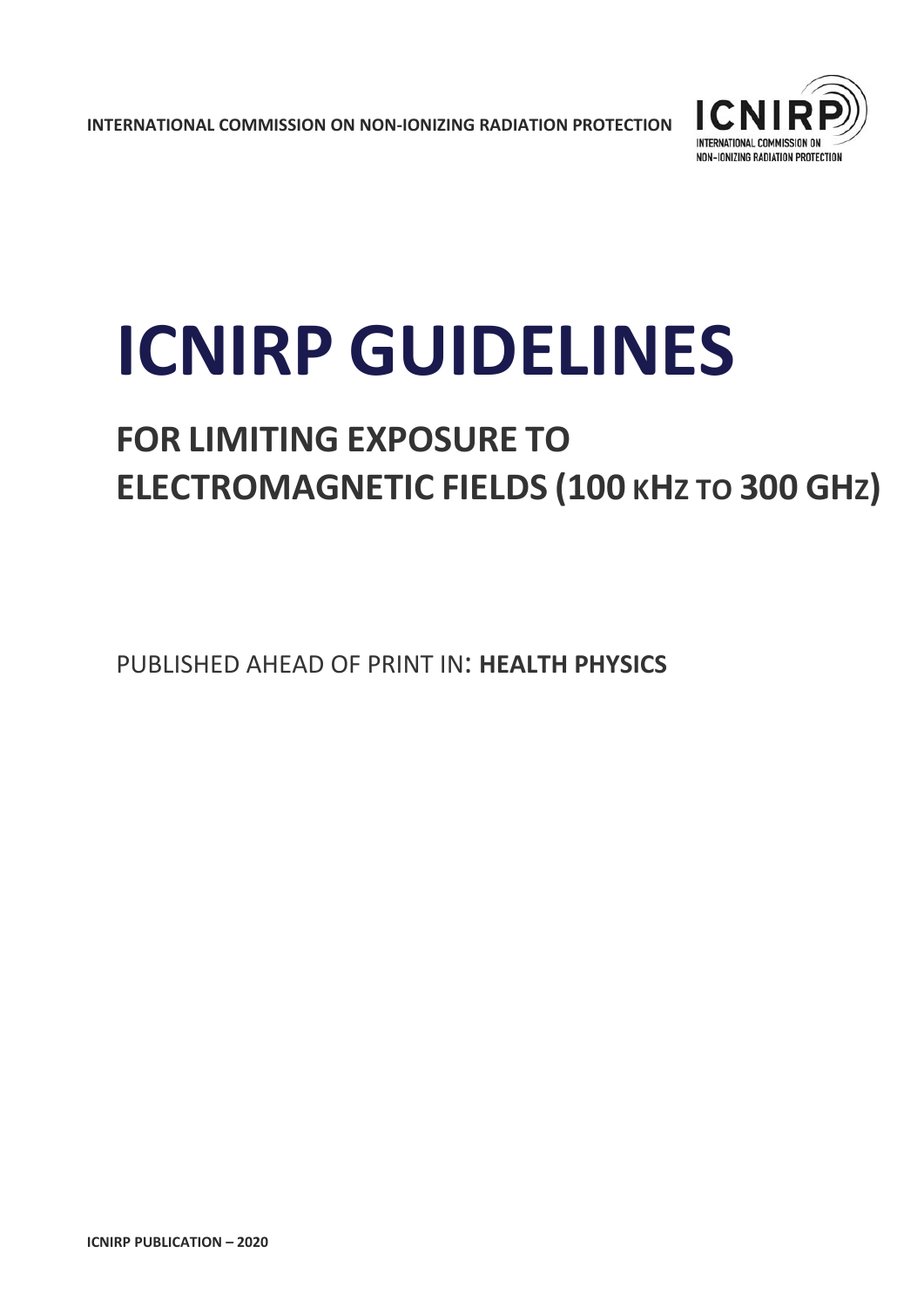INTERNATIONAL COMMISSION ON NON-IONIZING RADIATION PROTECTION

# ICNIRP GUIDELINES

## FOR LIMITING EXPOSURE TO ELECTROMAGNETIC FIELDS (100 kHz TO 300 GHz)

PUBLISHED AHEAD OF PRINT IN: **HEALTH PHYSICS**

**ICNIRP PUBLICATION – 2020**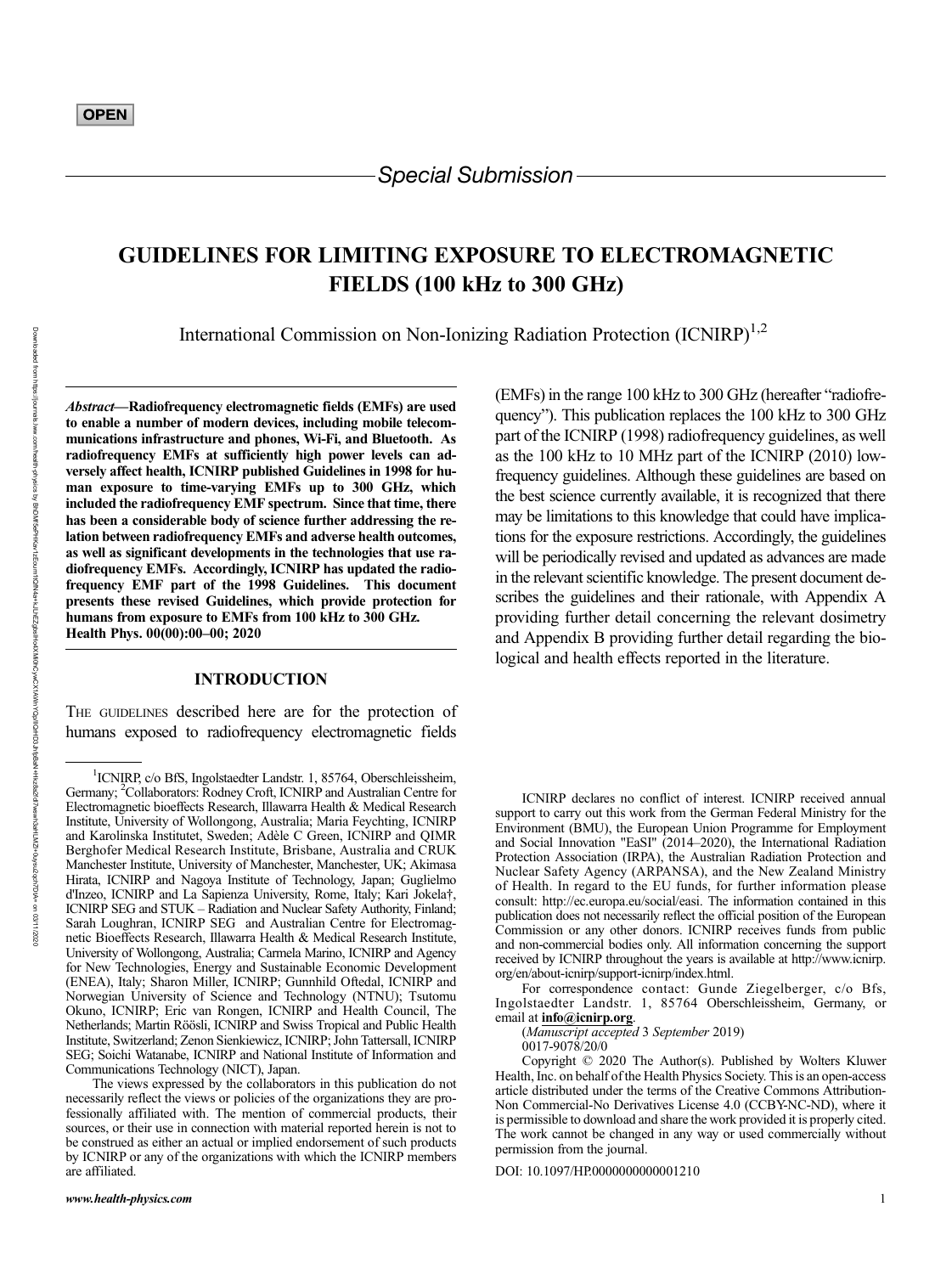**OPEN**

*Special Submission*

# GUIDELINES FOR LIMITING EXPOSURE TO ELECTROMAGNETIC FIELDS (100 kHz to 300 GHz)

International Commission on Non-Ionizing Radiation Protection (ICNIRP)[1,2]

*Abstract*—**Radiofrequency electromagnetic fields (EMFs) are used to enable a number of modern devices, including mobile telecommunications infrastructure and phones, Wi-Fi, and Bluetooth. As radiofrequency EMFs at sufficiently high power levels can adversely affect health, ICNIRP published Guidelines in 1998 for human exposure to time-varying EMFs up to 300 GHz, which included the radiofrequency EMF spectrum. Since that time, there has been a considerable body of science further addressing the relation between radiofrequency EMFs and adverse health outcomes, as well as significant developments in the technologies that use radiofrequency EMFs. Accordingly, ICNIRP has updated the radiofrequency EMF part of the 1998 Guidelines. This document presents these revised Guidelines, which provide protection for humans from exposure to EMFs from 100 kHz to 300 GHz.**
**Health Phys. 00(00):00–00; 2020**

## INTRODUCTION

THE GUIDELINES described here are for the protection of humans exposed to radiofrequency electromagnetic fields (EMFs) in the range 100 kHz to 300 GHz (hereafter "radiofrequency"). This publication replaces the 100 kHz to 300 GHz part of the ICNIRP (1998) radiofrequency guidelines, as well as the 100 kHz to 10 MHz part of the ICNIRP (2010) low-frequency guidelines. Although these guidelines are based on the best science currently available, it is recognized that there may be limitations to this knowledge that could have implications for the exposure restrictions. Accordingly, the guidelines will be periodically revised and updated as advances are made in the relevant scientific knowledge. The present document describes the guidelines and their rationale, with Appendix A providing further detail concerning the relevant dosimetry and Appendix B providing further detail regarding the biological and health effects reported in the literature.

[1]ICNIRP, c/o BfS, Ingolstaedter Landstr. 1, 85764, Oberschleissheim, Germany; [2]Collaborators: Rodney Croft, ICNIRP and Australian Centre for Electromagnetic bioeffects Research, Illawarra Health & Medical Research Institute, University of Wollongong, Australia; Maria Feychting, ICNIRP and Karolinska Institutet, Sweden; Adèle C Green, ICNIRP and QIMR Berghofer Medical Research Institute, Brisbane, Australia and CRUK Manchester Institute, University of Manchester, Manchester, UK; Akimasa Hirata, ICNIRP and Nagoya Institute of Technology, Japan; Guglielmo d'Inzeo, ICNIRP and La Sapienza University, Rome, Italy; Kari Jokela†, ICNIRP SEG and STUK – Radiation and Nuclear Safety Authority, Finland; Sarah Loughran, ICNIRP SEG and Australian Centre for Electromagnetic Bioeffects Research, Illawarra Health & Medical Research Institute, University of Wollongong, Australia; Carmela Marino, ICNIRP and Agency for New Technologies, Energy and Sustainable Economic Development (ENEA), Italy; Sharon Miller, ICNIRP; Gunnhild Oftedal, ICNIRP and Norwegian University of Science and Technology (NTNU); Tsutomu Okuno, ICNIRP; Eric van Rongen, ICNIRP and Health Council, The Netherlands; Martin Röösli, ICNIRP and Swiss Tropical and Public Health Institute, Switzerland; Zenon Sienkiewicz, ICNIRP; John Tattersall, ICNIRP SEG; Soichi Watanabe, ICNIRP and National Institute of Information and Communications Technology (NICT), Japan.

The views expressed by the collaborators in this publication do not necessarily reflect the views or policies of the organizations they are professionally affiliated with. The mention of commercial products, their sources, or their use in connection with material reported herein is not to be construed as either an actual or implied endorsement of such products by ICNIRP or any of the organizations with which the ICNIRP members are affiliated.

ICNIRP declares no conflict of interest. ICNIRP received annual support to carry out this work from the German Federal Ministry for the Environment (BMU), the European Union Programme for Employment and Social Innovation "EaSI" (2014–2020), the International Radiation Protection Association (IRPA), the Australian Radiation Protection and Nuclear Safety Agency (ARPANSA), and the New Zealand Ministry of Health. In regard to the EU funds, for further information please consult: http://ec.europa.eu/social/easi. The information contained in this publication does not necessarily reflect the official position of the European Commission or any other donors. ICNIRP receives funds from public and non-commercial bodies only. All information concerning the support received by ICNIRP throughout the years is available at http://www.icnirp.org/en/about-icnirp/support-icnirp/index.html.

For correspondence contact: Gunde Ziegelberger, c/o Bfs, Ingolstaedter Landstr. 1, 85764 Oberschleissheim, Germany, or email at **info@icnirp.org**.

(*Manuscript accepted* 3 *September* 2019)

0017-9078/20/0

Copyright © 2020 The Author(s). Published by Wolters Kluwer Health, Inc. on behalf of the Health Physics Society. This is an open-access article distributed under the terms of the Creative Commons Attribution-Non Commercial-No Derivatives License 4.0 (CCBY-NC-ND), where it is permissible to download and share the work provided it is properly cited. The work cannot be changed in any way or used commercially without permission from the journal.

DOI: 10.1097/HP.0000000000001210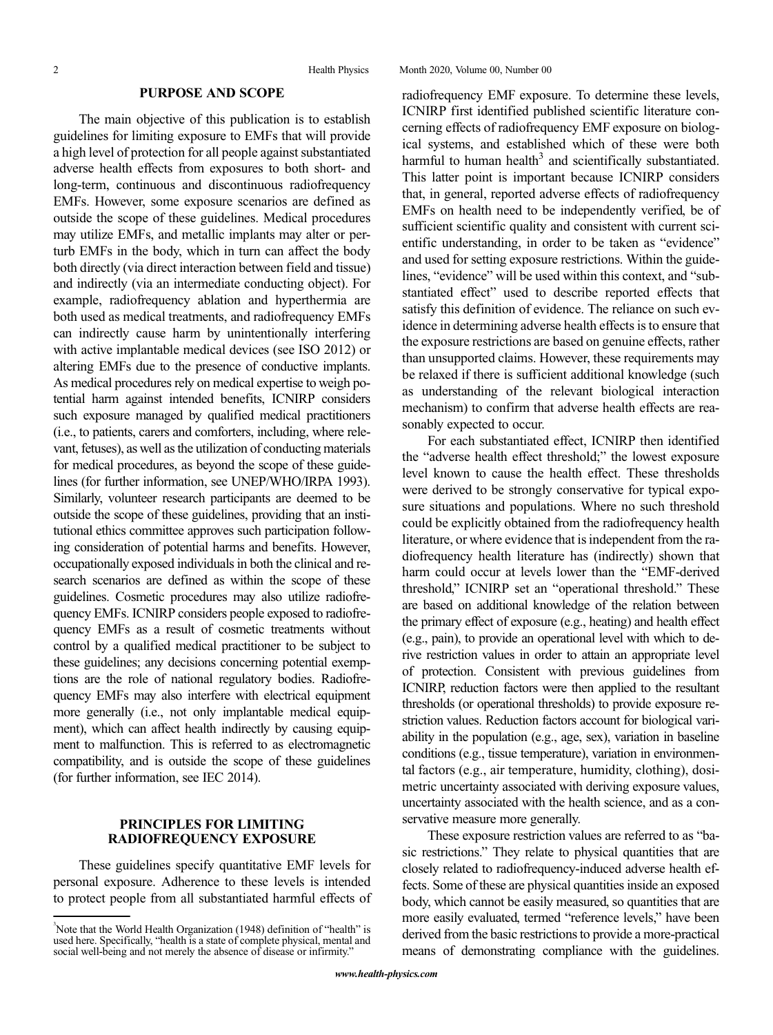## PURPOSE AND SCOPE

The main objective of this publication is to establish guidelines for limiting exposure to EMFs that will provide a high level of protection for all people against substantiated adverse health effects from exposures to both short- and long-term, continuous and discontinuous radiofrequency EMFs. However, some exposure scenarios are defined as outside the scope of these guidelines. Medical procedures may utilize EMFs, and metallic implants may alter or perturb EMFs in the body, which in turn can affect the body both directly (via direct interaction between field and tissue) and indirectly (via an intermediate conducting object). For example, radiofrequency ablation and hyperthermia are both used as medical treatments, and radiofrequency EMFs can indirectly cause harm by unintentionally interfering with active implantable medical devices (see ISO 2012) or altering EMFs due to the presence of conductive implants. As medical procedures rely on medical expertise to weigh potential harm against intended benefits, ICNIRP considers such exposure managed by qualified medical practitioners (i.e., to patients, carers and comforters, including, where relevant, fetuses), as well as the utilization of conducting materials for medical procedures, as beyond the scope of these guidelines (for further information, see UNEP/WHO/IRPA 1993). Similarly, volunteer research participants are deemed to be outside the scope of these guidelines, providing that an institutional ethics committee approves such participation following consideration of potential harms and benefits. However, occupationally exposed individuals in both the clinical and research scenarios are defined as within the scope of these guidelines. Cosmetic procedures may also utilize radiofrequency EMFs. ICNIRP considers people exposed to radiofrequency EMFs as a result of cosmetic treatments without control by a qualified medical practitioner to be subject to these guidelines; any decisions concerning potential exemptions are the role of national regulatory bodies. Radiofrequency EMFs may also interfere with electrical equipment more generally (i.e., not only implantable medical equipment), which can affect health indirectly by causing equipment to malfunction. This is referred to as electromagnetic compatibility, and is outside the scope of these guidelines (for further information, see IEC 2014).

## PRINCIPLES FOR LIMITING RADIOFREQUENCY EXPOSURE

These guidelines specify quantitative EMF levels for personal exposure. Adherence to these levels is intended to protect people from all substantiated harmful effects of radiofrequency EMF exposure. To determine these levels, ICNIRP first identified published scientific literature concerning effects of radiofrequency EMF exposure on biological systems, and established which of these were both harmful to human health[3] and scientifically substantiated. This latter point is important because ICNIRP considers that, in general, reported adverse effects of radiofrequency EMFs on health need to be independently verified, be of sufficient scientific quality and consistent with current scientific understanding, in order to be taken as "evidence" and used for setting exposure restrictions. Within the guidelines, "evidence" will be used within this context, and "substantiated effect" used to describe reported effects that satisfy this definition of evidence. The reliance on such evidence in determining adverse health effects is to ensure that the exposure restrictions are based on genuine effects, rather than unsupported claims. However, these requirements may be relaxed if there is sufficient additional knowledge (such as understanding of the relevant biological interaction mechanism) to confirm that adverse health effects are reasonably expected to occur.

For each substantiated effect, ICNIRP then identified the "adverse health effect threshold;" the lowest exposure level known to cause the health effect. These thresholds were derived to be strongly conservative for typical exposure situations and populations. Where no such threshold could be explicitly obtained from the radiofrequency health literature, or where evidence that is independent from the radiofrequency health literature has (indirectly) shown that harm could occur at levels lower than the "EMF-derived threshold," ICNIRP set an "operational threshold." These are based on additional knowledge of the relation between the primary effect of exposure (e.g., heating) and health effect (e.g., pain), to provide an operational level with which to derive restriction values in order to attain an appropriate level of protection. Consistent with previous guidelines from ICNIRP, reduction factors were then applied to the resultant thresholds (or operational thresholds) to provide exposure restriction values. Reduction factors account for biological variability in the population (e.g., age, sex), variation in baseline conditions (e.g., tissue temperature), variation in environmental factors (e.g., air temperature, humidity, clothing), dosimetric uncertainty associated with deriving exposure values, uncertainty associated with the health science, and as a conservative measure more generally.

These exposure restriction values are referred to as "basic restrictions." They relate to physical quantities that are closely related to radiofrequency-induced adverse health effects. Some of these are physical quantities inside an exposed body, which cannot be easily measured, so quantities that are more easily evaluated, termed "reference levels," have been derived from the basic restrictions to provide a more-practical means of demonstrating compliance with the guidelines.

[3] Note that the World Health Organization (1948) definition of "health" is used here. Specifically, "health is a state of complete physical, mental and social well-being and not merely the absence of disease or infirmity."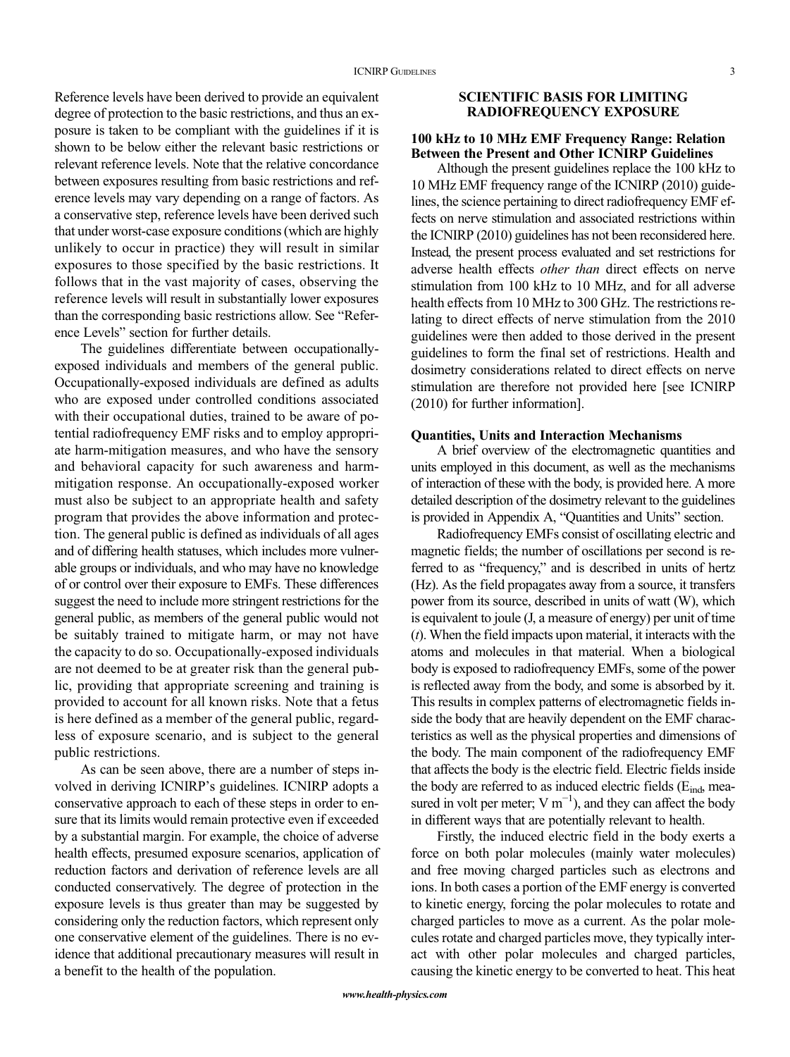Reference levels have been derived to provide an equivalent degree of protection to the basic restrictions, and thus an exposure is taken to be compliant with the guidelines if it is shown to be below either the relevant basic restrictions or relevant reference levels. Note that the relative concordance between exposures resulting from basic restrictions and reference levels may vary depending on a range of factors. As a conservative step, reference levels have been derived such that under worst-case exposure conditions (which are highly unlikely to occur in practice) they will result in similar exposures to those specified by the basic restrictions. It follows that in the vast majority of cases, observing the reference levels will result in substantially lower exposures than the corresponding basic restrictions allow. See "Reference Levels" section for further details.

The guidelines differentiate between occupationally-exposed individuals and members of the general public. Occupationally-exposed individuals are defined as adults who are exposed under controlled conditions associated with their occupational duties, trained to be aware of potential radiofrequency EMF risks and to employ appropriate harm-mitigation measures, and who have the sensory and behavioral capacity for such awareness and harm-mitigation response. An occupationally-exposed worker must also be subject to an appropriate health and safety program that provides the above information and protection. The general public is defined as individuals of all ages and of differing health statuses, which includes more vulnerable groups or individuals, and who may have no knowledge of or control over their exposure to EMFs. These differences suggest the need to include more stringent restrictions for the general public, as members of the general public would not be suitably trained to mitigate harm, or may not have the capacity to do so. Occupationally-exposed individuals are not deemed to be at greater risk than the general public, providing that appropriate screening and training is provided to account for all known risks. Note that a fetus is here defined as a member of the general public, regardless of exposure scenario, and is subject to the general public restrictions.

As can be seen above, there are a number of steps involved in deriving ICNIRP's guidelines. ICNIRP adopts a conservative approach to each of these steps in order to ensure that its limits would remain protective even if exceeded by a substantial margin. For example, the choice of adverse health effects, presumed exposure scenarios, application of reduction factors and derivation of reference levels are all conducted conservatively. The degree of protection in the exposure levels is thus greater than may be suggested by considering only the reduction factors, which represent only one conservative element of the guidelines. There is no evidence that additional precautionary measures will result in a benefit to the health of the population.

## SCIENTIFIC BASIS FOR LIMITING RADIOFREQUENCY EXPOSURE

### 100 kHz to 10 MHz EMF Frequency Range: Relation Between the Present and Other ICNIRP Guidelines

Although the present guidelines replace the 100 kHz to 10 MHz EMF frequency range of the ICNIRP (2010) guidelines, the science pertaining to direct radiofrequency EMF effects on nerve stimulation and associated restrictions within the ICNIRP (2010) guidelines has not been reconsidered here. Instead, the present process evaluated and set restrictions for adverse health effects *other than* direct effects on nerve stimulation from 100 kHz to 10 MHz, and for all adverse health effects from 10 MHz to 300 GHz. The restrictions relating to direct effects of nerve stimulation from the 2010 guidelines were then added to those derived in the present guidelines to form the final set of restrictions. Health and dosimetry considerations related to direct effects on nerve stimulation are therefore not provided here [see ICNIRP (2010) for further information].

### Quantities, Units and Interaction Mechanisms

A brief overview of the electromagnetic quantities and units employed in this document, as well as the mechanisms of interaction of these with the body, is provided here. A more detailed description of the dosimetry relevant to the guidelines is provided in Appendix A, "Quantities and Units" section.

Radiofrequency EMFs consist of oscillating electric and magnetic fields; the number of oscillations per second is referred to as "frequency," and is described in units of hertz (Hz). As the field propagates away from a source, it transfers power from its source, described in units of watt (W), which is equivalent to joule (J, a measure of energy) per unit of time ($t$). When the field impacts upon material, it interacts with the atoms and molecules in that material. When a biological body is exposed to radiofrequency EMFs, some of the power is reflected away from the body, and some is absorbed by it. This results in complex patterns of electromagnetic fields inside the body that are heavily dependent on the EMF characteristics as well as the physical properties and dimensions of the body. The main component of the radiofrequency EMF that affects the body is the electric field. Electric fields inside the body are referred to as induced electric fields ($E_{ind}$, measured in volt per meter; V $m^{-1}$), and they can affect the body in different ways that are potentially relevant to health.

Firstly, the induced electric field in the body exerts a force on both polar molecules (mainly water molecules) and free moving charged particles such as electrons and ions. In both cases a portion of the EMF energy is converted to kinetic energy, forcing the polar molecules to rotate and charged particles to move as a current. As the polar molecules rotate and charged particles move, they typically interact with other polar molecules and charged particles, causing the kinetic energy to be converted to heat. This heat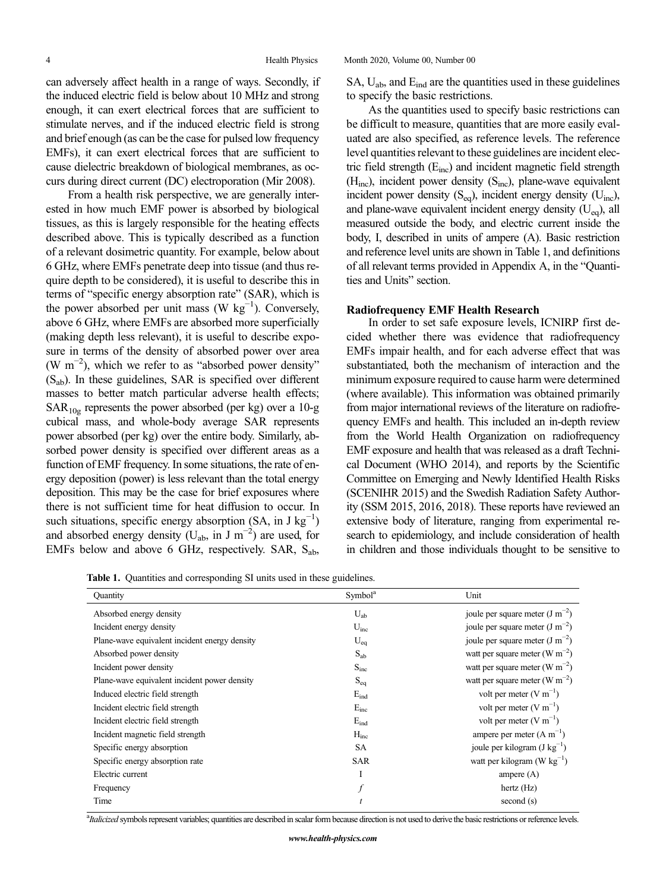can adversely affect health in a range of ways. Secondly, if the induced electric field is below about 10 MHz and strong enough, it can exert electrical forces that are sufficient to stimulate nerves, and if the induced electric field is strong and brief enough (as can be the case for pulsed low frequency EMFs), it can exert electrical forces that are sufficient to cause dielectric breakdown of biological membranes, as occurs during direct current (DC) electroporation (Mir 2008).

From a health risk perspective, we are generally interested in how much EMF power is absorbed by biological tissues, as this is largely responsible for the heating effects described above. This is typically described as a function of a relevant dosimetric quantity. For example, below about 6 GHz, where EMFs penetrate deep into tissue (and thus require depth to be considered), it is useful to describe this in terms of "specific energy absorption rate" (SAR), which is the power absorbed per unit mass (W $kg^{-1}$). Conversely, above 6 GHz, where EMFs are absorbed more superficially (making depth less relevant), it is useful to describe exposure in terms of the density of absorbed power over area (W $m^{-2}$), which we refer to as "absorbed power density" ($S_{ab}$). In these guidelines, SAR is specified over different masses to better match particular adverse health effects; $SAR_{10g}$ represents the power absorbed (per kg) over a 10-g cubical mass, and whole-body average SAR represents power absorbed (per kg) over the entire body. Similarly, absorbed power density is specified over different areas as a function of EMF frequency. In some situations, the rate of energy deposition (power) is less relevant than the total energy deposition. This may be the case for brief exposures where there is not sufficient time for heat diffusion to occur. In such situations, specific energy absorption (SA, in J $kg^{-1}$) and absorbed energy density ($U_{ab}$, in J $m^{-2}$) are used, for EMFs below and above 6 GHz, respectively. SAR, $S_{ab}$, SA, $U_{ab}$, and $E_{ind}$ are the quantities used in these guidelines to specify the basic restrictions.

As the quantities used to specify basic restrictions can be difficult to measure, quantities that are more easily evaluated are also specified, as reference levels. The reference level quantities relevant to these guidelines are incident electric field strength ($E_{inc}$) and incident magnetic field strength ($H_{inc}$), incident power density ($S_{inc}$), plane-wave equivalent incident power density ($S_{eq}$), incident energy density ($U_{inc}$), and plane-wave equivalent incident energy density ($U_{eq}$), all measured outside the body, and electric current inside the body, I, described in units of ampere (A). Basic restriction and reference level units are shown in Table 1, and definitions of all relevant terms provided in Appendix A, in the "Quantities and Units" section.

### Radiofrequency EMF Health Research

In order to set safe exposure levels, ICNIRP first decided whether there was evidence that radiofrequency EMFs impair health, and for each adverse effect that was substantiated, both the mechanism of interaction and the minimum exposure required to cause harm were determined (where available). This information was obtained primarily from major international reviews of the literature on radiofrequency EMFs and health. This included an in-depth review from the World Health Organization on radiofrequency EMF exposure and health that was released as a draft Technical Document (WHO 2014), and reports by the Scientific Committee on Emerging and Newly Identified Health Risks (SCENIHR 2015) and the Swedish Radiation Safety Authority (SSM 2015, 2016, 2018). These reports have reviewed an extensive body of literature, ranging from experimental research to epidemiology, and include consideration of health in children and those individuals thought to be sensitive to

**Table 1.** Quantities and corresponding SI units used in these guidelines.

| Quantity | Symbol[a] | Unit |
|---|---|---|
| Absorbed energy density | $U_{ab}$ | joule per square meter (J $m^{-2}$) |
| Incident energy density | $U_{inc}$ | joule per square meter (J $m^{-2}$) |
| Plane-wave equivalent incident energy density | $U_{eq}$ | joule per square meter (J $m^{-2}$) |
| Absorbed power density | $S_{ab}$ | watt per square meter (W $m^{-2}$) |
| Incident power density | $S_{inc}$ | watt per square meter (W $m^{-2}$) |
| Plane-wave equivalent incident power density | $S_{eq}$ | watt per square meter (W $m^{-2}$) |
| Induced electric field strength | $E_{ind}$ | volt per meter (V $m^{-1}$) |
| Incident electric field strength | $E_{inc}$ | volt per meter (V $m^{-1}$) |
| Incident electric field strength | $E_{ind}$ | volt per meter (V $m^{-1}$) |
| Incident magnetic field strength | $H_{inc}$ | ampere per meter (A $m^{-1}$) |
| Specific energy absorption | SA | joule per kilogram (J $kg^{-1}$) |
| Specific energy absorption rate | SAR | watt per kilogram (W $kg^{-1}$) |
| Electric current | I | ampere (A) |
| Frequency | $f$ | hertz (Hz) |
| Time | $t$ | second (s) |

[a] *Italicized* symbols represent variables; quantities are described in scalar form because direction is not used to derive the basic restrictions or reference levels.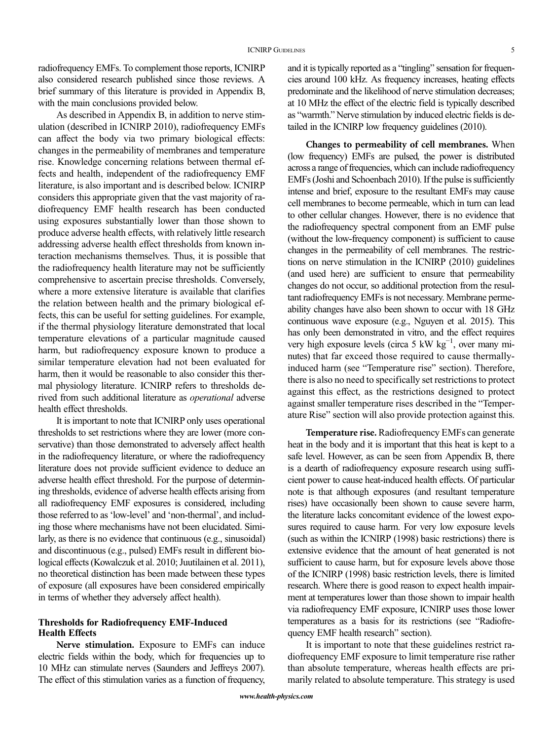radiofrequency EMFs. To complement those reports, ICNIRP also considered research published since those reviews. A brief summary of this literature is provided in Appendix B, with the main conclusions provided below.

As described in Appendix B, in addition to nerve stimulation (described in ICNIRP 2010), radiofrequency EMFs can affect the body via two primary biological effects: changes in the permeability of membranes and temperature rise. Knowledge concerning relations between thermal effects and health, independent of the radiofrequency EMF literature, is also important and is described below. ICNIRP considers this appropriate given that the vast majority of radiofrequency EMF health research has been conducted using exposures substantially lower than those shown to produce adverse health effects, with relatively little research addressing adverse health effect thresholds from known interaction mechanisms themselves. Thus, it is possible that the radiofrequency health literature may not be sufficiently comprehensive to ascertain precise thresholds. Conversely, where a more extensive literature is available that clarifies the relation between health and the primary biological effects, this can be useful for setting guidelines. For example, if the thermal physiology literature demonstrated that local temperature elevations of a particular magnitude caused harm, but radiofrequency exposure known to produce a similar temperature elevation had not been evaluated for harm, then it would be reasonable to also consider this thermal physiology literature. ICNIRP refers to thresholds derived from such additional literature as *operational* adverse health effect thresholds.

It is important to note that ICNIRP only uses operational thresholds to set restrictions where they are lower (more conservative) than those demonstrated to adversely affect health in the radiofrequency literature, or where the radiofrequency literature does not provide sufficient evidence to deduce an adverse health effect threshold. For the purpose of determining thresholds, evidence of adverse health effects arising from all radiofrequency EMF exposures is considered, including those referred to as 'low-level' and 'non-thermal', and including those where mechanisms have not been elucidated. Similarly, as there is no evidence that continuous (e.g., sinusoidal) and discontinuous (e.g., pulsed) EMFs result in different biological effects (Kowalczuk et al. 2010; Juutilainen et al. 2011), no theoretical distinction has been made between these types of exposure (all exposures have been considered empirically in terms of whether they adversely affect health).

### Thresholds for Radiofrequency EMF-Induced Health Effects

**Nerve stimulation.** Exposure to EMFs can induce electric fields within the body, which for frequencies up to 10 MHz can stimulate nerves (Saunders and Jeffreys 2007). The effect of this stimulation varies as a function of frequency, and it is typically reported as a "tingling" sensation for frequencies around 100 kHz. As frequency increases, heating effects predominate and the likelihood of nerve stimulation decreases; at 10 MHz the effect of the electric field is typically described as "warmth." Nerve stimulation by induced electric fields is detailed in the ICNIRP low frequency guidelines (2010).

**Changes to permeability of cell membranes.** When (low frequency) EMFs are pulsed, the power is distributed across a range of frequencies, which can include radiofrequency EMFs (Joshi and Schoenbach 2010). If the pulse is sufficiently intense and brief, exposure to the resultant EMFs may cause cell membranes to become permeable, which in turn can lead to other cellular changes. However, there is no evidence that the radiofrequency spectral component from an EMF pulse (without the low-frequency component) is sufficient to cause changes in the permeability of cell membranes. The restrictions on nerve stimulation in the ICNIRP (2010) guidelines (and used here) are sufficient to ensure that permeability changes do not occur, so additional protection from the resultant radiofrequency EMFs is not necessary. Membrane permeability changes have also been shown to occur with 18 GHz continuous wave exposure (e.g., Nguyen et al. 2015). This has only been demonstrated in vitro, and the effect requires very high exposure levels (circa 5 kW $kg^{-1}$, over many minutes) that far exceed those required to cause thermally-induced harm (see "Temperature rise" section). Therefore, there is also no need to specifically set restrictions to protect against this effect, as the restrictions designed to protect against smaller temperature rises described in the "Temperature Rise" section will also provide protection against this.

**Temperature rise.** Radiofrequency EMFs can generate heat in the body and it is important that this heat is kept to a safe level. However, as can be seen from Appendix B, there is a dearth of radiofrequency exposure research using sufficient power to cause heat-induced health effects. Of particular note is that although exposures (and resultant temperature rises) have occasionally been shown to cause severe harm, the literature lacks concomitant evidence of the lowest exposures required to cause harm. For very low exposure levels (such as within the ICNIRP (1998) basic restrictions) there is extensive evidence that the amount of heat generated is not sufficient to cause harm, but for exposure levels above those of the ICNIRP (1998) basic restriction levels, there is limited research. Where there is good reason to expect health impairment at temperatures lower than those shown to impair health via radiofrequency EMF exposure, ICNIRP uses those lower temperatures as a basis for its restrictions (see "Radiofrequency EMF health research" section).

It is important to note that these guidelines restrict radiofrequency EMF exposure to limit temperature rise rather than absolute temperature, whereas health effects are primarily related to absolute temperature. This strategy is used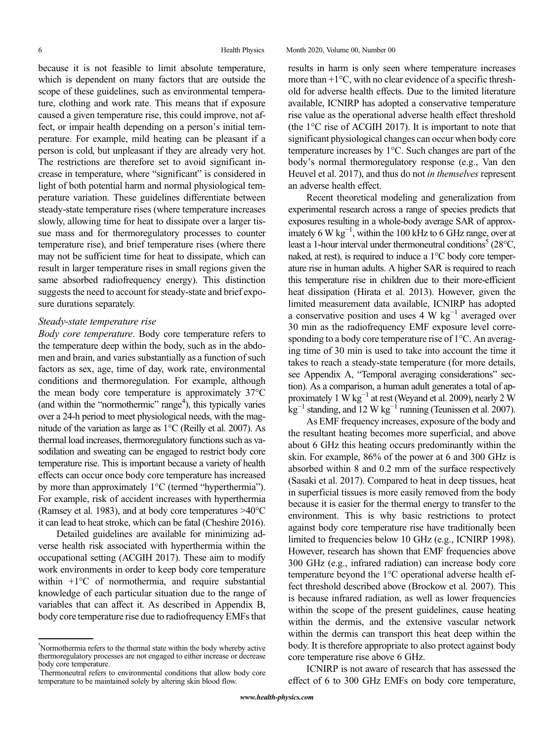because it is not feasible to limit absolute temperature, which is dependent on many factors that are outside the scope of these guidelines, such as environmental temperature, clothing and work rate. This means that if exposure caused a given temperature rise, this could improve, not affect, or impair health depending on a person's initial temperature. For example, mild heating can be pleasant if a person is cold, but unpleasant if they are already very hot. The restrictions are therefore set to avoid significant increase in temperature, where "significant" is considered in light of both potential harm and normal physiological temperature variation. These guidelines differentiate between steady-state temperature rises (where temperature increases slowly, allowing time for heat to dissipate over a larger tissue mass and for thermoregulatory processes to counter temperature rise), and brief temperature rises (where there may not be sufficient time for heat to dissipate, which can result in larger temperature rises in small regions given the same absorbed radiofrequency energy). This distinction suggests the need to account for steady-state and brief exposure durations separately.

### *Steady-state temperature rise*

*Body core temperature*. Body core temperature refers to the temperature deep within the body, such as in the abdomen and brain, and varies substantially as a function of such factors as sex, age, time of day, work rate, environmental conditions and thermoregulation. For example, although the mean body core temperature is approximately 37°C (and within the "normothermic" range[4]), this typically varies over a 24-h period to meet physiological needs, with the magnitude of the variation as large as 1°C (Reilly et al. 2007). As thermal load increases, thermoregulatory functions such as vasodilation and sweating can be engaged to restrict body core temperature rise. This is important because a variety of health effects can occur once body core temperature has increased by more than approximately 1°C (termed "hyperthermia"). For example, risk of accident increases with hyperthermia (Ramsey et al. 1983), and at body core temperatures >40°C it can lead to heat stroke, which can be fatal (Cheshire 2016).

Detailed guidelines are available for minimizing adverse health risk associated with hyperthermia within the occupational setting (ACGIH 2017). These aim to modify work environments in order to keep body core temperature within +1°C of normothermia, and require substantial knowledge of each particular situation due to the range of variables that can affect it. As described in Appendix B, body core temperature rise due to radiofrequency EMFs that results in harm is only seen where temperature increases more than +1°C, with no clear evidence of a specific threshold for adverse health effects. Due to the limited literature available, ICNIRP has adopted a conservative temperature rise value as the operational adverse health effect threshold (the 1°C rise of ACGIH 2017). It is important to note that significant physiological changes can occur when body core temperature increases by 1°C. Such changes are part of the body's normal thermoregulatory response (e.g., Van den Heuvel et al. 2017), and thus do not *in themselves* represent an adverse health effect.

Recent theoretical modeling and generalization from experimental research across a range of species predicts that exposures resulting in a whole-body average SAR of approximately 6 W kg$^{-1}$, within the 100 kHz to 6 GHz range, over at least a 1-hour interval under thermoneutral conditions[5] (28°C, naked, at rest), is required to induce a 1°C body core temperature rise in human adults. A higher SAR is required to reach this temperature rise in children due to their more-efficient heat dissipation (Hirata et al. 2013). However, given the limited measurement data available, ICNIRP has adopted a conservative position and uses 4 W kg$^{-1}$ averaged over 30 min as the radiofrequency EMF exposure level corresponding to a body core temperature rise of 1°C. An averaging time of 30 min is used to take into account the time it takes to reach a steady-state temperature (for more details, see Appendix A, "Temporal averaging considerations" section). As a comparison, a human adult generates a total of approximately 1 W kg$^{-1}$ at rest (Weyand et al. 2009), nearly 2 W kg$^{-1}$ standing, and 12 W kg$^{-1}$ running (Teunissen et al. 2007).

As EMF frequency increases, exposure of the body and the resultant heating becomes more superficial, and above about 6 GHz this heating occurs predominantly within the skin. For example, 86% of the power at 6 and 300 GHz is absorbed within 8 and 0.2 mm of the surface respectively (Sasaki et al. 2017). Compared to heat in deep tissues, heat in superficial tissues is more easily removed from the body because it is easier for the thermal energy to transfer to the environment. This is why basic restrictions to protect against body core temperature rise have traditionally been limited to frequencies below 10 GHz (e.g., ICNIRP 1998). However, research has shown that EMF frequencies above 300 GHz (e.g., infrared radiation) can increase body core temperature beyond the 1°C operational adverse health effect threshold described above (Brockow et al. 2007). This is because infrared radiation, as well as lower frequencies within the scope of the present guidelines, cause heating within the dermis, and the extensive vascular network within the dermis can transport this heat deep within the body. It is therefore appropriate to also protect against body core temperature rise above 6 GHz.

ICNIRP is not aware of research that has assessed the effect of 6 to 300 GHz EMFs on body core temperature,

[4] Normothermia refers to the thermal state within the body whereby active thermoregulatory processes are not engaged to either increase or decrease body core temperature.

[5] Thermoneutral refers to environmental conditions that allow body core temperature to be maintained solely by altering skin blood flow.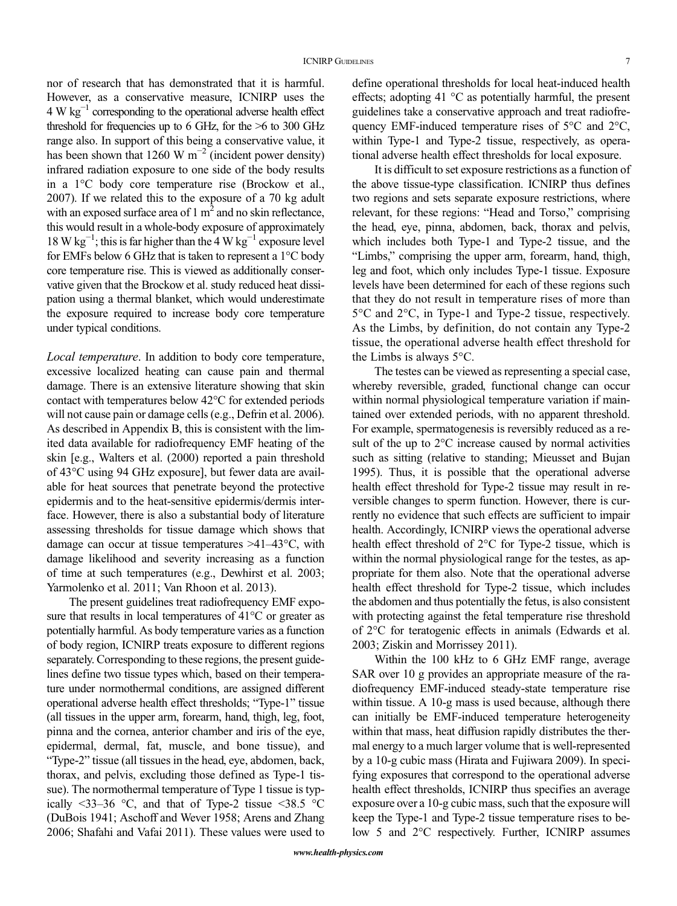nor of research that has demonstrated that it is harmful. However, as a conservative measure, ICNIRP uses the 4 W kg$^{-1}$ corresponding to the operational adverse health effect threshold for frequencies up to 6 GHz, for the >6 to 300 GHz range also. In support of this being a conservative value, it has been shown that 1260 W m$^{-2}$ (incident power density) infrared radiation exposure to one side of the body results in a 1°C body core temperature rise (Brockow et al., 2007). If we related this to the exposure of a 70 kg adult with an exposed surface area of 1 m$^2$ and no skin reflectance, this would result in a whole-body exposure of approximately 18 W kg$^{-1}$; this is far higher than the 4 W kg$^{-1}$ exposure level for EMFs below 6 GHz that is taken to represent a 1°C body core temperature rise. This is viewed as additionally conservative given that the Brockow et al. study reduced heat dissipation using a thermal blanket, which would underestimate the exposure required to increase body core temperature under typical conditions.

*Local temperature*. In addition to body core temperature, excessive localized heating can cause pain and thermal damage. There is an extensive literature showing that skin contact with temperatures below 42°C for extended periods will not cause pain or damage cells (e.g., Defrin et al. 2006). As described in Appendix B, this is consistent with the limited data available for radiofrequency EMF heating of the skin [e.g., Walters et al. (2000) reported a pain threshold of 43°C using 94 GHz exposure], but fewer data are available for heat sources that penetrate beyond the protective epidermis and to the heat-sensitive epidermis/dermis interface. However, there is also a substantial body of literature assessing thresholds for tissue damage which shows that damage can occur at tissue temperatures >41–43°C, with damage likelihood and severity increasing as a function of time at such temperatures (e.g., Dewhirst et al. 2003; Yarmolenko et al. 2011; Van Rhoon et al. 2013).

The present guidelines treat radiofrequency EMF exposure that results in local temperatures of 41°C or greater as potentially harmful. As body temperature varies as a function of body region, ICNIRP treats exposure to different regions separately. Corresponding to these regions, the present guidelines define two tissue types which, based on their temperature under normothermal conditions, are assigned different operational adverse health effect thresholds; "Type-1" tissue (all tissues in the upper arm, forearm, hand, thigh, leg, foot, pinna and the cornea, anterior chamber and iris of the eye, epidermal, dermal, fat, muscle, and bone tissue), and "Type-2" tissue (all tissues in the head, eye, abdomen, back, thorax, and pelvis, excluding those defined as Type-1 tissue). The normothermal temperature of Type 1 tissue is typically <33–36 °C, and that of Type-2 tissue <38.5 °C (DuBois 1941; Aschoff and Wever 1958; Arens and Zhang 2006; Shafahi and Vafai 2011). These values were used to define operational thresholds for local heat-induced health effects; adopting 41 °C as potentially harmful, the present guidelines take a conservative approach and treat radiofrequency EMF-induced temperature rises of 5°C and 2°C, within Type-1 and Type-2 tissue, respectively, as operational adverse health effect thresholds for local exposure.

It is difficult to set exposure restrictions as a function of the above tissue-type classification. ICNIRP thus defines two regions and sets separate exposure restrictions, where relevant, for these regions: "Head and Torso," comprising the head, eye, pinna, abdomen, back, thorax and pelvis, which includes both Type-1 and Type-2 tissue, and the "Limbs," comprising the upper arm, forearm, hand, thigh, leg and foot, which only includes Type-1 tissue. Exposure levels have been determined for each of these regions such that they do not result in temperature rises of more than 5°C and 2°C, in Type-1 and Type-2 tissue, respectively. As the Limbs, by definition, do not contain any Type-2 tissue, the operational adverse health effect threshold for the Limbs is always 5°C.

The testes can be viewed as representing a special case, whereby reversible, graded, functional change can occur within normal physiological temperature variation if maintained over extended periods, with no apparent threshold. For example, spermatogenesis is reversibly reduced as a result of the up to 2°C increase caused by normal activities such as sitting (relative to standing; Mieusset and Bujan 1995). Thus, it is possible that the operational adverse health effect threshold for Type-2 tissue may result in reversible changes to sperm function. However, there is currently no evidence that such effects are sufficient to impair health. Accordingly, ICNIRP views the operational adverse health effect threshold of 2°C for Type-2 tissue, which is within the normal physiological range for the testes, as appropriate for them also. Note that the operational adverse health effect threshold for Type-2 tissue, which includes the abdomen and thus potentially the fetus, is also consistent with protecting against the fetal temperature rise threshold of 2°C for teratogenic effects in animals (Edwards et al. 2003; Ziskin and Morrissey 2011).

Within the 100 kHz to 6 GHz EMF range, average SAR over 10 g provides an appropriate measure of the radiofrequency EMF-induced steady-state temperature rise within tissue. A 10-g mass is used because, although there can initially be EMF-induced temperature heterogeneity within that mass, heat diffusion rapidly distributes the thermal energy to a much larger volume that is well-represented by a 10-g cubic mass (Hirata and Fujiwara 2009). In specifying exposures that correspond to the operational adverse health effect thresholds, ICNIRP thus specifies an average exposure over a 10-g cubic mass, such that the exposure will keep the Type-1 and Type-2 tissue temperature rises to below 5 and 2°C respectively. Further, ICNIRP assumes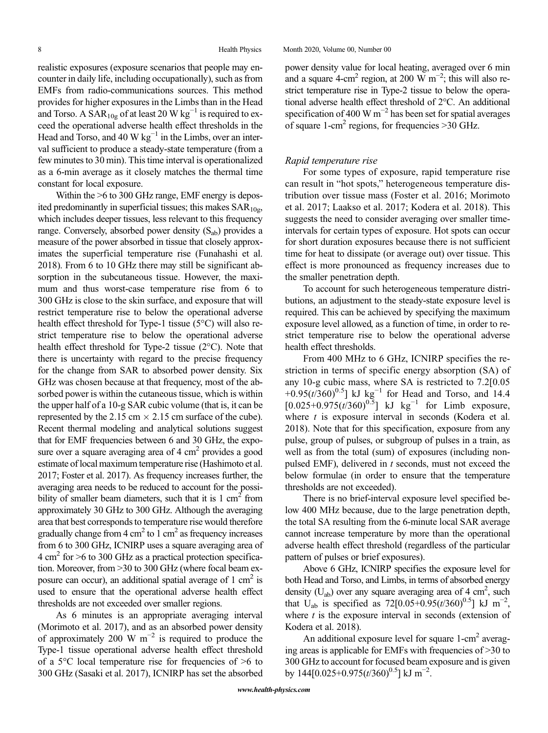realistic exposures (exposure scenarios that people may encounter in daily life, including occupationally), such as from EMFs from radio-communications sources. This method provides for higher exposures in the Limbs than in the Head and Torso. A $SAR_{10g}$ of at least 20 W $kg^{-1}$ is required to exceed the operational adverse health effect thresholds in the Head and Torso, and 40 W $kg^{-1}$ in the Limbs, over an interval sufficient to produce a steady-state temperature (from a few minutes to 30 min). This time interval is operationalized as a 6-min average as it closely matches the thermal time constant for local exposure.

Within the >6 to 300 GHz range, EMF energy is deposited predominantly in superficial tissues; this makes $SAR_{10g}$, which includes deeper tissues, less relevant to this frequency range. Conversely, absorbed power density ($S_{ab}$) provides a measure of the power absorbed in tissue that closely approximates the superficial temperature rise (Funahashi et al. 2018). From 6 to 10 GHz there may still be significant absorption in the subcutaneous tissue. However, the maximum and thus worst-case temperature rise from 6 to 300 GHz is close to the skin surface, and exposure that will restrict temperature rise to below the operational adverse health effect threshold for Type-1 tissue (5°C) will also restrict temperature rise to below the operational adverse health effect threshold for Type-2 tissue (2°C). Note that there is uncertainty with regard to the precise frequency for the change from SAR to absorbed power density. Six GHz was chosen because at that frequency, most of the absorbed power is within the cutaneous tissue, which is within the upper half of a 10-g SAR cubic volume (that is, it can be represented by the 2.15 cm × 2.15 cm surface of the cube). Recent thermal modeling and analytical solutions suggest that for EMF frequencies between 6 and 30 GHz, the exposure over a square averaging area of 4 $cm^2$ provides a good estimate of local maximum temperature rise (Hashimoto et al. 2017; Foster et al. 2017). As frequency increases further, the averaging area needs to be reduced to account for the possibility of smaller beam diameters, such that it is 1 $cm^2$ from approximately 30 GHz to 300 GHz. Although the averaging area that best corresponds to temperature rise would therefore gradually change from 4 $cm^2$ to 1 $cm^2$ as frequency increases from 6 to 300 GHz, ICNIRP uses a square averaging area of 4 $cm^2$ for >6 to 300 GHz as a practical protection specification. Moreover, from >30 to 300 GHz (where focal beam exposure can occur), an additional spatial average of 1 $cm^2$ is used to ensure that the operational adverse health effect thresholds are not exceeded over smaller regions.

As 6 minutes is an appropriate averaging interval (Morimoto et al. 2017), and as an absorbed power density of approximately 200 W $m^{-2}$ is required to produce the Type-1 tissue operational adverse health effect threshold of a 5°C local temperature rise for frequencies of >6 to 300 GHz (Sasaki et al. 2017), ICNIRP has set the absorbed power density value for local heating, averaged over 6 min and a square 4-$cm^2$ region, at 200 W $m^{-2}$; this will also restrict temperature rise in Type-2 tissue to below the operational adverse health effect threshold of 2°C. An additional specification of 400 W $m^{-2}$ has been set for spatial averages of square 1-$cm^2$ regions, for frequencies >30 GHz.

### *Rapid temperature rise*

For some types of exposure, rapid temperature rise can result in "hot spots," heterogeneous temperature distribution over tissue mass (Foster et al. 2016; Morimoto et al. 2017; Laakso et al. 2017; Kodera et al. 2018). This suggests the need to consider averaging over smaller time-intervals for certain types of exposure. Hot spots can occur for short duration exposures because there is not sufficient time for heat to dissipate (or average out) over tissue. This effect is more pronounced as frequency increases due to the smaller penetration depth.

To account for such heterogeneous temperature distributions, an adjustment to the steady-state exposure level is required. This can be achieved by specifying the maximum exposure level allowed, as a function of time, in order to restrict temperature rise to below the operational adverse health effect thresholds.

From 400 MHz to 6 GHz, ICNIRP specifies the restriction in terms of specific energy absorption (SA) of any 10-g cubic mass, where SA is restricted to $7.2[0.05+0.95(t/360)^{0.5}]$ kJ $kg^{-1}$ for Head and Torso, and $14.4[0.025+0.975(t/360)^{0.5}]$ kJ $kg^{-1}$ for Limb exposure, where $t$ is exposure interval in seconds (Kodera et al. 2018). Note that for this specification, exposure from any pulse, group of pulses, or subgroup of pulses in a train, as well as from the total (sum) of exposures (including non-pulsed EMF), delivered in $t$ seconds, must not exceed the below formulae (in order to ensure that the temperature thresholds are not exceeded).

There is no brief-interval exposure level specified below 400 MHz because, due to the large penetration depth, the total SA resulting from the 6-minute local SAR average cannot increase temperature by more than the operational adverse health effect threshold (regardless of the particular pattern of pulses or brief exposures).

Above 6 GHz, ICNIRP specifies the exposure level for both Head and Torso, and Limbs, in terms of absorbed energy density ($U_{ab}$) over any square averaging area of 4 $cm^2$, such that $U_{ab}$ is specified as $72[0.05+0.95(t/360)^{0.5}]$ kJ $m^{-2}$, where $t$ is the exposure interval in seconds (extension of Kodera et al. 2018).

An additional exposure level for square 1-$cm^2$ averaging areas is applicable for EMFs with frequencies of >30 to 300 GHz to account for focused beam exposure and is given by $144[0.025+0.975(t/360)^{0.5}]$ kJ $m^{-2}$.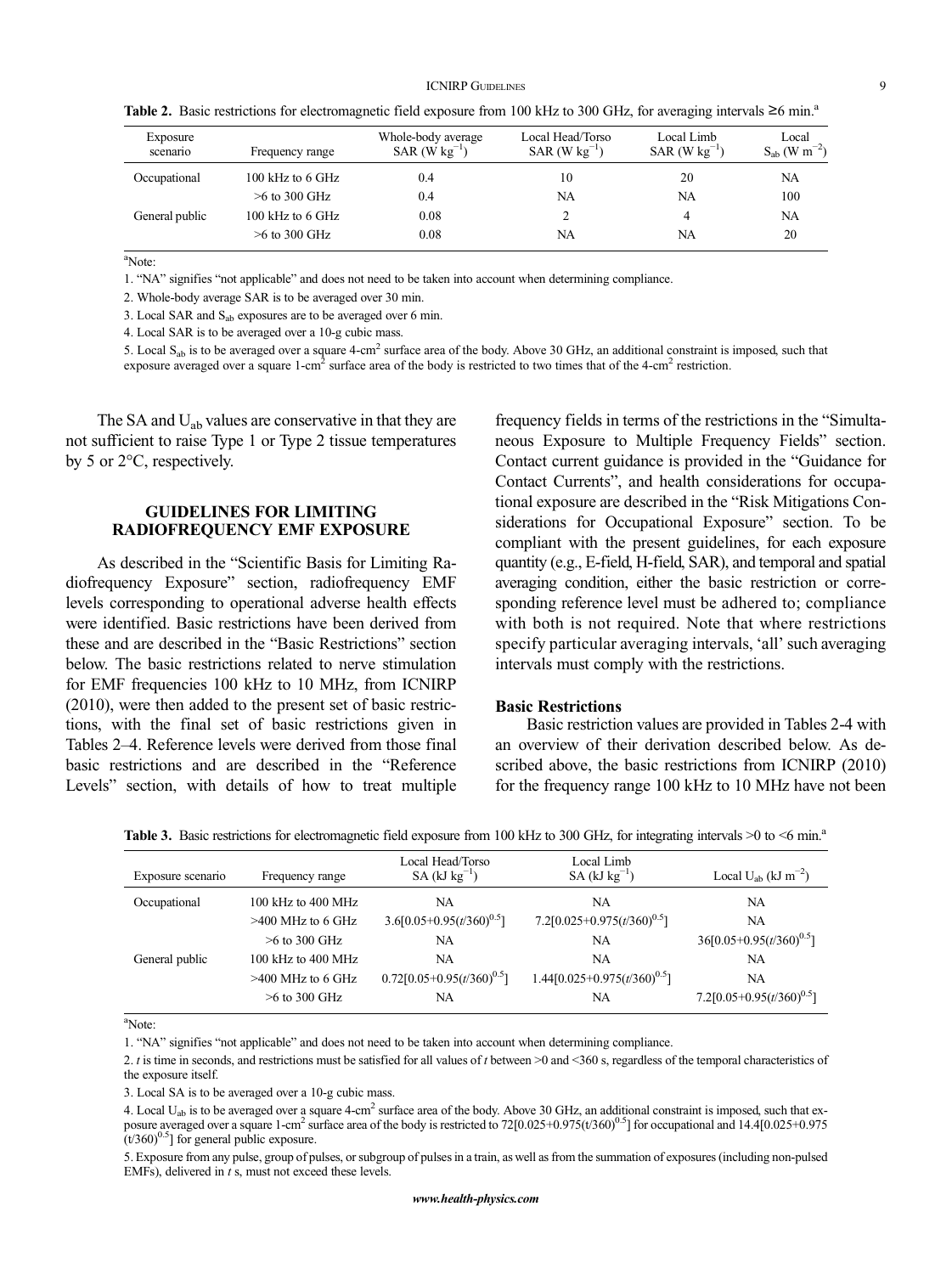**Table 2.** Basic restrictions for electromagnetic field exposure from 100 kHz to 300 GHz, for averaging intervals ≥6 min.[a]

| Exposure scenario | Frequency range | Whole-body average SAR (W $kg^{-1}$) | Local Head/Torso SAR (W $kg^{-1}$) | Local Limb SAR (W $kg^{-1}$) | Local $S_{ab}$ (W $m^{-2}$) |
|---|---|---|---|---|---|
| Occupational | 100 kHz to 6 GHz | 0.4 | 10 | 20 | NA |
| | >6 to 300 GHz | 0.4 | NA | NA | 100 |
| General public | 100 kHz to 6 GHz | 0.08 | 2 | 4 | NA |
| | >6 to 300 GHz | 0.08 | NA | NA | 20 |

[a]Note:

1. "NA" signifies "not applicable" and does not need to be taken into account when determining compliance.

2. Whole-body average SAR is to be averaged over 30 min.

3. Local SAR and $S_{ab}$ exposures are to be averaged over 6 min.

4. Local SAR is to be averaged over a 10-g cubic mass.

5. Local $S_{ab}$ is to be averaged over a square 4-$cm^2$ surface area of the body. Above 30 GHz, an additional constraint is imposed, such that exposure averaged over a square 1-$cm^2$ surface area of the body is restricted to two times that of the 4-$cm^2$ restriction.

The SA and $U_{ab}$ values are conservative in that they are not sufficient to raise Type 1 or Type 2 tissue temperatures by 5 or 2°C, respectively.

## GUIDELINES FOR LIMITING RADIOFREQUENCY EMF EXPOSURE

As described in the "Scientific Basis for Limiting Radiofrequency Exposure" section, radiofrequency EMF levels corresponding to operational adverse health effects were identified. Basic restrictions have been derived from these and are described in the "Basic Restrictions" section below. The basic restrictions related to nerve stimulation for EMF frequencies 100 kHz to 10 MHz, from ICNIRP (2010), were then added to the present set of basic restrictions, with the final set of basic restrictions given in Tables 2–4. Reference levels were derived from those final basic restrictions and are described in the "Reference Levels" section, with details of how to treat multiple frequency fields in terms of the restrictions in the "Simultaneous Exposure to Multiple Frequency Fields" section. Contact current guidance is provided in the "Guidance for Contact Currents", and health considerations for occupational exposure are described in the "Risk Mitigations Considerations for Occupational Exposure" section. To be compliant with the present guidelines, for each exposure quantity (e.g., E-field, H-field, SAR), and temporal and spatial averaging condition, either the basic restriction or corresponding reference level must be adhered to; compliance with both is not required. Note that where restrictions specify particular averaging intervals, 'all' such averaging intervals must comply with the restrictions.

### Basic Restrictions

Basic restriction values are provided in Tables 2-4 with an overview of their derivation described below. As described above, the basic restrictions from ICNIRP (2010) for the frequency range 100 kHz to 10 MHz have not been

**Table 3.** Basic restrictions for electromagnetic field exposure from 100 kHz to 300 GHz, for integrating intervals >0 to <6 min.[a]

| Exposure scenario | Frequency range | Local Head/Torso SA (kJ $kg^{-1}$) | Local Limb SA (kJ $kg^{-1}$) | Local $U_{ab}$ (kJ $m^{-2}$) |
|---|---|---|---|---|
| Occupational | 100 kHz to 400 MHz | NA | NA | NA |
| | >400 MHz to 6 GHz | $3.6[0.05+0.95(t/360)^{0.5}]$ | $7.2[0.025+0.975(t/360)^{0.5}]$ | NA |
| | >6 to 300 GHz | NA | NA | $36[0.05+0.95(t/360)^{0.5}]$ |
| General public | 100 kHz to 400 MHz | NA | NA | NA |
| | >400 MHz to 6 GHz | $0.72[0.05+0.95(t/360)^{0.5}]$ | $1.44[0.025+0.975(t/360)^{0.5}]$ | NA |
| | >6 to 300 GHz | NA | NA | $7.2[0.05+0.95(t/360)^{0.5}]$ |

[a]Note:

1. "NA" signifies "not applicable" and does not need to be taken into account when determining compliance.

2. $t$ is time in seconds, and restrictions must be satisfied for all values of $t$ between >0 and <360 s, regardless of the temporal characteristics of the exposure itself.

3. Local SA is to be averaged over a 10-g cubic mass.

4. Local $U_{ab}$ is to be averaged over a square 4-$cm^2$ surface area of the body. Above 30 GHz, an additional constraint is imposed, such that exposure averaged over a square 1-$cm^2$ surface area of the body is restricted to $72[0.025+0.975(t/360)^{0.5}]$ for occupational and $14.4[0.025+0.975(t/360)^{0.5}]$ for general public exposure.

5. Exposure from any pulse, group of pulses, or subgroup of pulses in a train, as well as from the summation of exposures (including non-pulsed EMFs), delivered in $t$ s, must not exceed these levels.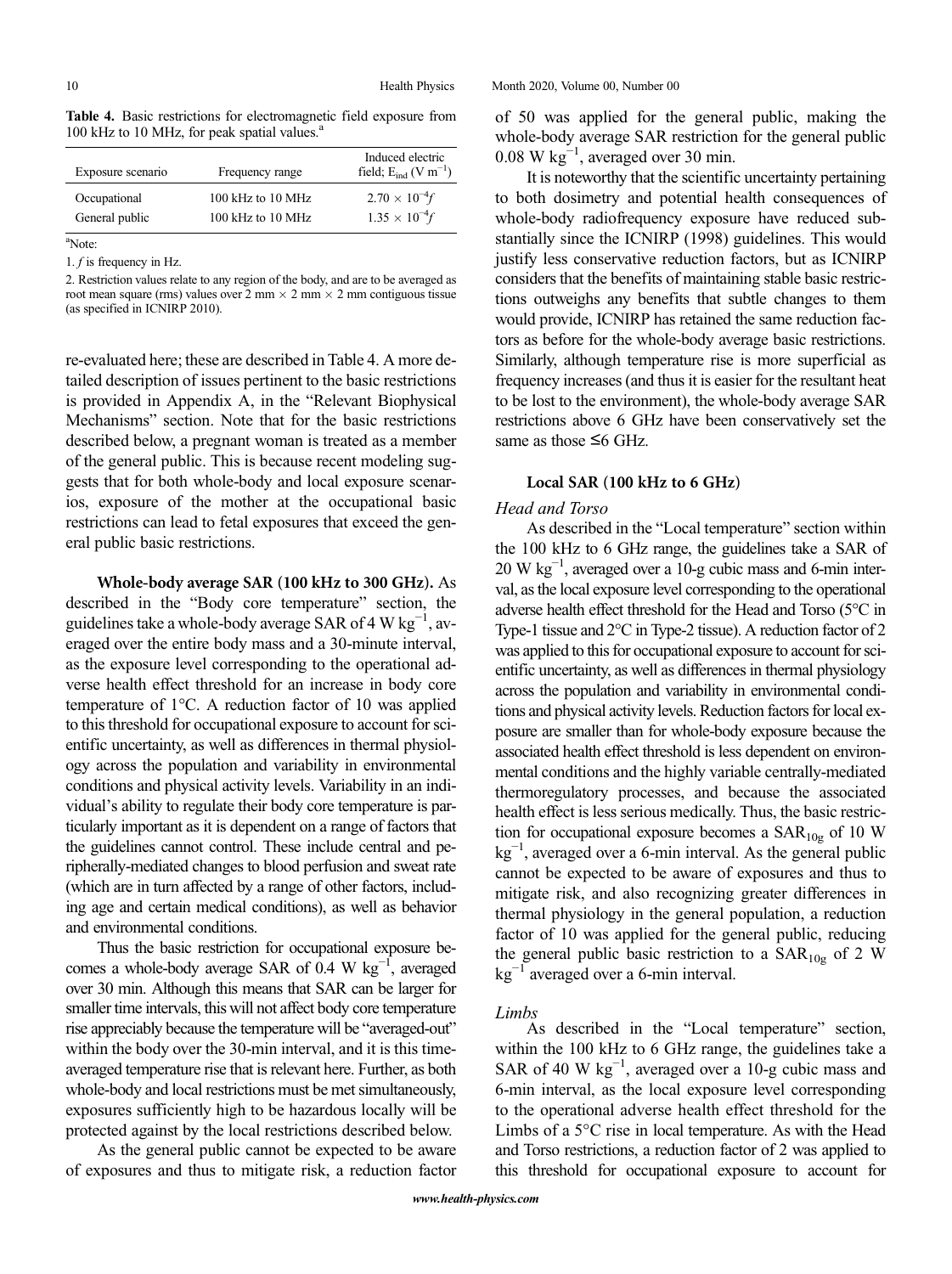**Table 4.** Basic restrictions for electromagnetic field exposure from 100 kHz to 10 MHz, for peak spatial values.[a]

| Exposure scenario | Frequency range | Induced electric field; $E_{ind}$ (V $m^{-1}$) |
|---|---|---|
| Occupational | 100 kHz to 10 MHz | $2.70 \times 10^{-4}f$ |
| General public | 100 kHz to 10 MHz | $1.35 \times 10^{-4}f$ |

[a]Note:

1. $f$ is frequency in Hz.

2. Restriction values relate to any region of the body, and are to be averaged as root mean square (rms) values over 2 mm × 2 mm × 2 mm contiguous tissue (as specified in ICNIRP 2010).

re-evaluated here; these are described in Table 4. A more detailed description of issues pertinent to the basic restrictions is provided in Appendix A, in the "Relevant Biophysical Mechanisms" section. Note that for the basic restrictions described below, a pregnant woman is treated as a member of the general public. This is because recent modeling suggests that for both whole-body and local exposure scenarios, exposure of the mother at the occupational basic restrictions can lead to fetal exposures that exceed the general public basic restrictions.

**Whole-body average SAR (100 kHz to 300 GHz).** As described in the "Body core temperature" section, the guidelines take a whole-body average SAR of 4 W $kg^{-1}$, averaged over the entire body mass and a 30-minute interval, as the exposure level corresponding to the operational adverse health effect threshold for an increase in body core temperature of 1°C. A reduction factor of 10 was applied to this threshold for occupational exposure to account for scientific uncertainty, as well as differences in thermal physiology across the population and variability in environmental conditions and physical activity levels. Variability in an individual's ability to regulate their body core temperature is particularly important as it is dependent on a range of factors that the guidelines cannot control. These include central and peripherally-mediated changes to blood perfusion and sweat rate (which are in turn affected by a range of other factors, including age and certain medical conditions), as well as behavior and environmental conditions.

Thus the basic restriction for occupational exposure becomes a whole-body average SAR of 0.4 W $kg^{-1}$, averaged over 30 min. Although this means that SAR can be larger for smaller time intervals, this will not affect body core temperature rise appreciably because the temperature will be "averaged-out" within the body over the 30-min interval, and it is this time-averaged temperature rise that is relevant here. Further, as both whole-body and local restrictions must be met simultaneously, exposures sufficiently high to be hazardous locally will be protected against by the local restrictions described below.

As the general public cannot be expected to be aware of exposures and thus to mitigate risk, a reduction factor of 50 was applied for the general public, making the whole-body average SAR restriction for the general public 0.08 W $kg^{-1}$, averaged over 30 min.

It is noteworthy that the scientific uncertainty pertaining to both dosimetry and potential health consequences of whole-body radiofrequency exposure have reduced substantially since the ICNIRP (1998) guidelines. This would justify less conservative reduction factors, but as ICNIRP considers that the benefits of maintaining stable basic restrictions outweighs any benefits that subtle changes to them would provide, ICNIRP has retained the same reduction factors as before for the whole-body average basic restrictions. Similarly, although temperature rise is more superficial as frequency increases (and thus it is easier for the resultant heat to be lost to the environment), the whole-body average SAR restrictions above 6 GHz have been conservatively set the same as those ≤6 GHz.

### Local SAR (100 kHz to 6 GHz)

*Head and Torso*

As described in the "Local temperature" section within the 100 kHz to 6 GHz range, the guidelines take a SAR of 20 W $kg^{-1}$, averaged over a 10-g cubic mass and 6-min interval, as the local exposure level corresponding to the operational adverse health effect threshold for the Head and Torso (5°C in Type-1 tissue and 2°C in Type-2 tissue). A reduction factor of 2 was applied to this for occupational exposure to account for scientific uncertainty, as well as differences in thermal physiology across the population and variability in environmental conditions and physical activity levels. Reduction factors for local exposure are smaller than for whole-body exposure because the associated health effect threshold is less dependent on environmental conditions and the highly variable centrally-mediated thermoregulatory processes, and because the associated health effect is less serious medically. Thus, the basic restriction for occupational exposure becomes a $SAR_{10g}$ of 10 W $kg^{-1}$, averaged over a 6-min interval. As the general public cannot be expected to be aware of exposures and thus to mitigate risk, and also recognizing greater differences in thermal physiology in the general population, a reduction factor of 10 was applied for the general public, reducing the general public basic restriction to a $SAR_{10g}$ of 2 W $kg^{-1}$ averaged over a 6-min interval.

*Limbs*

As described in the "Local temperature" section, within the 100 kHz to 6 GHz range, the guidelines take a SAR of 40 W $kg^{-1}$, averaged over a 10-g cubic mass and 6-min interval, as the local exposure level corresponding to the operational adverse health effect threshold for the Limbs of a 5°C rise in local temperature. As with the Head and Torso restrictions, a reduction factor of 2 was applied to this threshold for occupational exposure to account for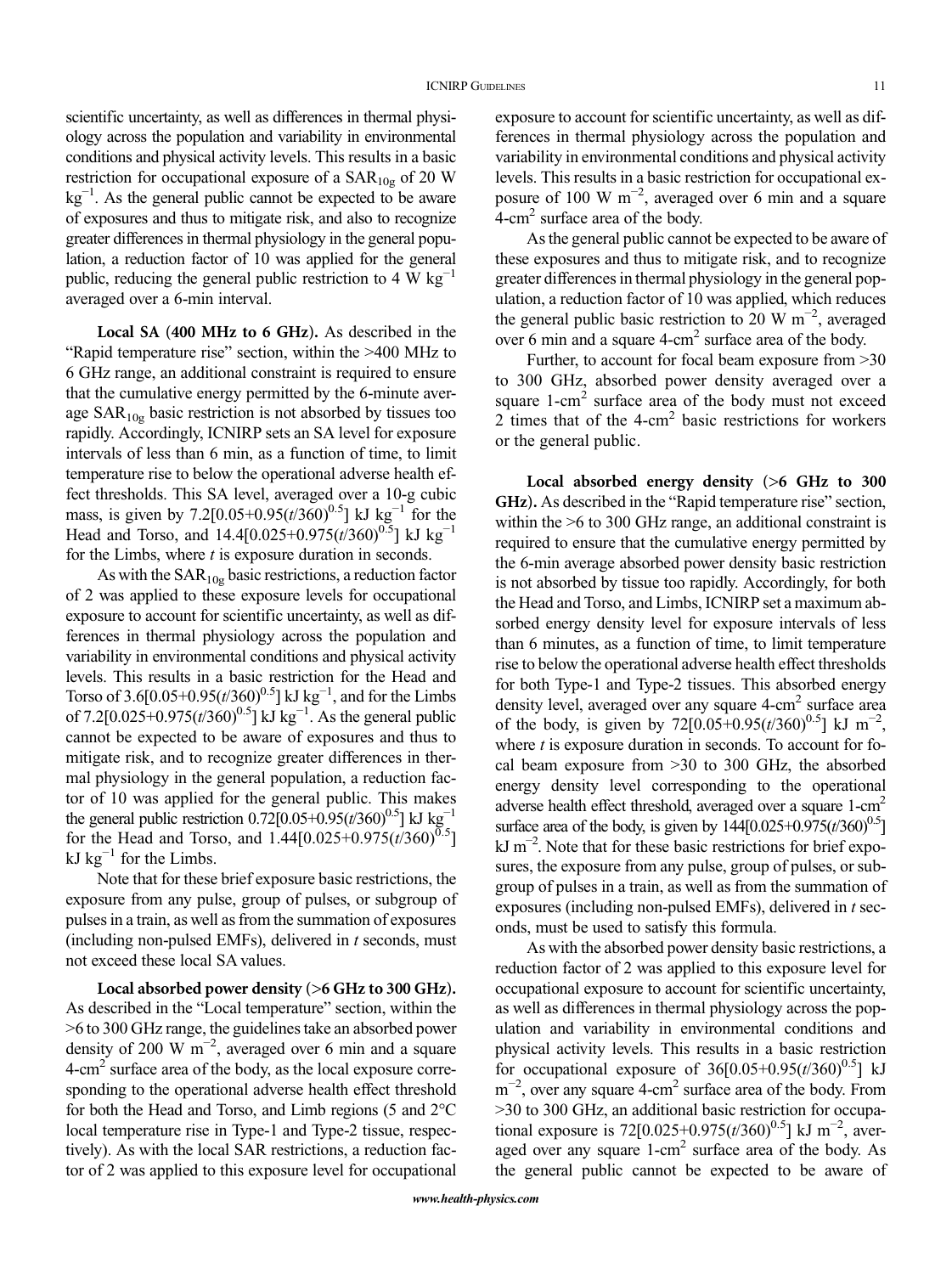scientific uncertainty, as well as differences in thermal physiology across the population and variability in environmental conditions and physical activity levels. This results in a basic restriction for occupational exposure of a $SAR_{10g}$ of 20 W $kg^{-1}$. As the general public cannot be expected to be aware of exposures and thus to mitigate risk, and also to recognize greater differences in thermal physiology in the general population, a reduction factor of 10 was applied for the general public, reducing the general public restriction to 4 W $kg^{-1}$ averaged over a 6-min interval.

**Local SA (400 MHz to 6 GHz).** As described in the "Rapid temperature rise" section, within the >400 MHz to 6 GHz range, an additional constraint is required to ensure that the cumulative energy permitted by the 6-minute average $SAR_{10g}$ basic restriction is not absorbed by tissues too rapidly. Accordingly, ICNIRP sets an SA level for exposure intervals of less than 6 min, as a function of time, to limit temperature rise to below the operational adverse health effect thresholds. This SA level, averaged over a 10-g cubic mass, is given by $7.2[0.05+0.95(t/360)^{0.5}]$ kJ $kg^{-1}$ for the Head and Torso, and $14.4[0.025+0.975(t/360)^{0.5}]$ kJ $kg^{-1}$ for the Limbs, where $t$ is exposure duration in seconds.

As with the $SAR_{10g}$ basic restrictions, a reduction factor of 2 was applied to these exposure levels for occupational exposure to account for scientific uncertainty, as well as differences in thermal physiology across the population and variability in environmental conditions and physical activity levels. This results in a basic restriction for the Head and Torso of $3.6[0.05+0.95(t/360)^{0.5}]$ kJ $kg^{-1}$, and for the Limbs of $7.2[0.025+0.975(t/360)^{0.5}]$ kJ $kg^{-1}$. As the general public cannot be expected to be aware of exposures and thus to mitigate risk, and to recognize greater differences in thermal physiology in the general population, a reduction factor of 10 was applied for the general public. This makes the general public restriction $0.72[0.05+0.95(t/360)^{0.5}]$ kJ $kg^{-1}$ for the Head and Torso, and $1.44[0.025+0.975(t/360)^{0.5}]$ kJ $kg^{-1}$ for the Limbs.

Note that for these brief exposure basic restrictions, the exposure from any pulse, group of pulses, or subgroup of pulses in a train, as well as from the summation of exposures (including non-pulsed EMFs) delivered in $t$ seconds, must not exceed these local SA values.

**Local absorbed power density (>6 GHz to 300 GHz).** As described in the "Local temperature" section, within the >6 to 300 GHz range, the guidelines take an absorbed power density of 200 W $m^{-2}$, averaged over 6 min and a square 4-$cm^2$ surface area of the body, as the local exposure corresponding to the operational adverse health effect threshold for both the Head and Torso, and Limb regions (5 and 2°C local temperature rise in Type-1 and Type-2 tissue, respectively). As with the local SAR restrictions, a reduction factor of 2 was applied to this exposure level for occupational exposure to account for scientific uncertainty, as well as differences in thermal physiology across the population and variability in environmental conditions and physical activity levels. This results in a basic restriction for occupational exposure of 100 W $m^{-2}$, averaged over 6 min and a square 4-$cm^2$ surface area of the body.

As the general public cannot be expected to be aware of these exposures and thus to mitigate risk, and to recognize greater differences in thermal physiology in the general population, a reduction factor of 10 was applied, which reduces the general public basic restriction to 20 W $m^{-2}$, averaged over 6 min and a square 4-$cm^2$ surface area of the body.

Further, to account for focal beam exposure from >30 to 300 GHz, absorbed power density averaged over a square 1-$cm^2$ surface area of the body must not exceed 2 times that of the 4-$cm^2$ basic restrictions for workers or the general public.

**Local absorbed energy density (>6 GHz to 300 GHz).** As described in the "Rapid temperature rise" section, within the >6 to 300 GHz range, an additional constraint is required to ensure that the cumulative energy permitted by the 6-min average absorbed power density basic restriction is not absorbed by tissue too rapidly. Accordingly, for both the Head and Torso, and Limbs, ICNIRP set a maximum absorbed energy density level for exposure intervals of less than 6 minutes, as a function of time, to limit temperature rise to below the operational adverse health effect thresholds for both Type-1 and Type-2 tissues. This absorbed energy density level, averaged over any square 4-$cm^2$ surface area of the body, is given by $72[0.05+0.95(t/360)^{0.5}]$ kJ $m^{-2}$, where $t$ is exposure duration in seconds. To account for focal beam exposure from >30 to 300 GHz, the absorbed energy density level corresponding to the operational adverse health effect threshold, averaged over a square 1-$cm^2$ surface area of the body, is given by $144[0.025+0.975(t/360)^{0.5}]$ kJ $m^{-2}$. Note that for these basic restrictions for brief exposures, the exposure from any pulse, group of pulses, or subgroup of pulses in a train, as well as from the summation of exposures (including non-pulsed EMFs), delivered in $t$ seconds, must be used to satisfy this formula.

As with the absorbed power density basic restrictions, a reduction factor of 2 was applied to this exposure level for occupational exposure to account for scientific uncertainty, as well as differences in thermal physiology across the population and variability in environmental conditions and physical activity levels. This results in a basic restriction for occupational exposure of $36[0.05+0.95(t/360)^{0.5}]$ kJ $m^{-2}$, over any square 4-$cm^2$ surface area of the body. From >30 to 300 GHz, an additional basic restriction for occupational exposure is $72[0.025+0.975(t/360)^{0.5}]$ kJ $m^{-2}$, averaged over any square 1-$cm^2$ surface area of the body. As the general public cannot be expected to be aware of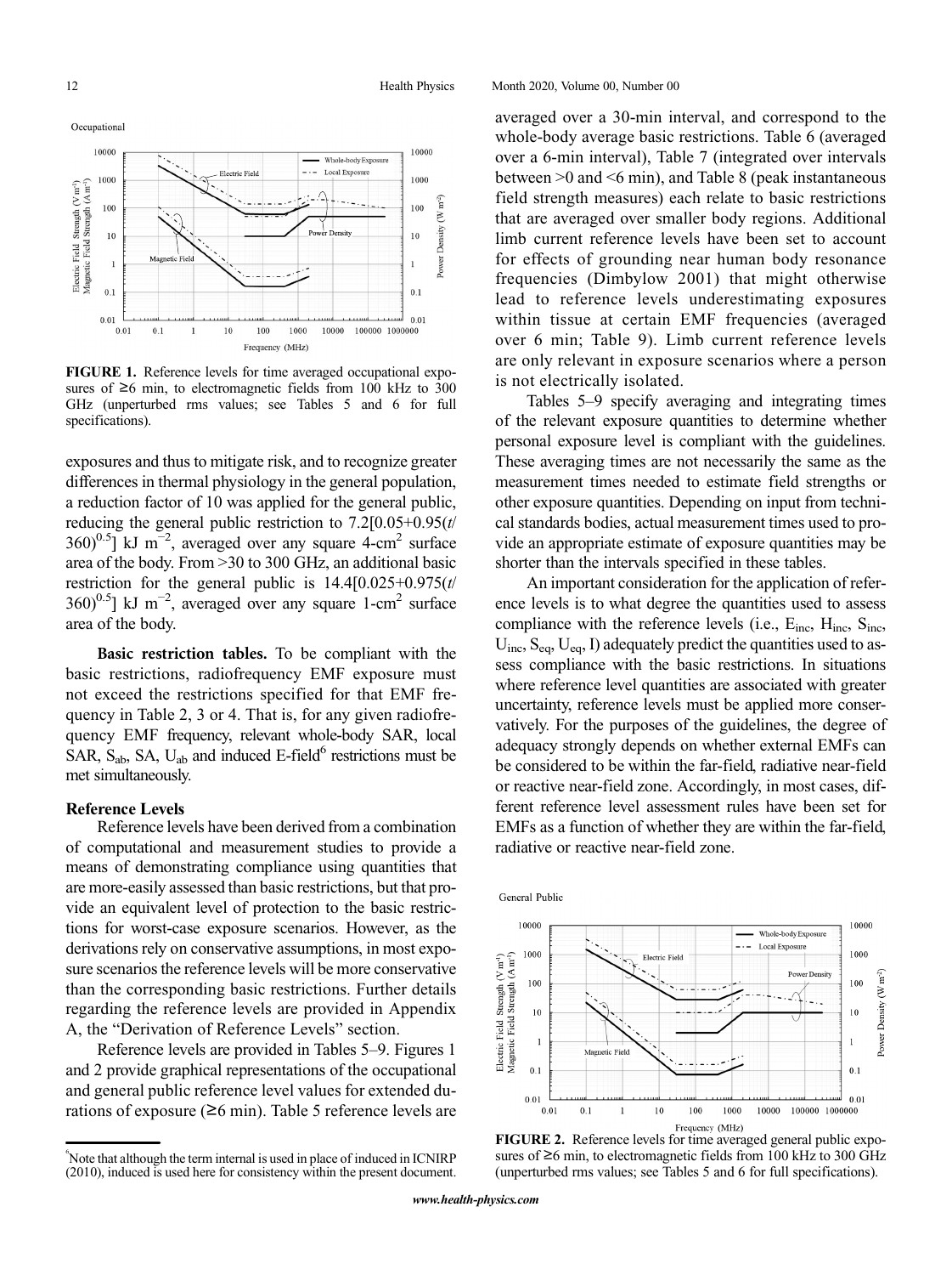FIGURE 1. Reference levels for time averaged occupational exposures of ≥6 min, to electromagnetic fields from 100 kHz to 300 GHz (unperturbed rms values; see Tables 5 and 6 for full specifications).

exposures and thus to mitigate risk, and to recognize greater differences in thermal physiology in the general population, a reduction factor of 10 was applied for the general public, reducing the general public restriction to $7.2[0.05+0.95(t/360)^{0.5}]$ kJ m$^{-2}$, averaged over any square 4-cm$^2$ surface area of the body. From >30 to 300 GHz, an additional basic restriction for the general public is $14.4[0.025+0.975(t/360)^{0.5}]$ kJ m$^{-2}$, averaged over any square 1-cm$^2$ surface area of the body.

**Basic restriction tables.** To be compliant with the basic restrictions, radiofrequency EMF exposure must not exceed the restrictions specified for that EMF frequency in Table 2, 3 or 4. That is, for any given radiofrequency EMF frequency, relevant whole-body SAR, local SAR, $S_{ab}$, SA, $U_{ab}$ and induced E-field[6] restrictions must be met simultaneously.

### Reference Levels

Reference levels have been derived from a combination of computational and measurement studies to provide a means of demonstrating compliance using quantities that are more-easily assessed than basic restrictions, but that provide an equivalent level of protection to the basic restrictions for worst-case exposure scenarios. However, as the derivations rely on conservative assumptions, in most exposure scenarios the reference levels will be more conservative than the corresponding basic restrictions. Further details regarding the reference levels are provided in Appendix A, the "Derivation of Reference Levels" section.

Reference levels are provided in Tables 5–9. Figures 1 and 2 provide graphical representations of the occupational and general public reference level values for extended durations of exposure (≥6 min). Table 5 reference levels are averaged over a 30-min interval, and correspond to the whole-body average basic restrictions. Table 6 (averaged over a 6-min interval), Table 7 (integrated over intervals between >0 and <6 min), and Table 8 (peak instantaneous field strength measures) each relate to basic restrictions that are averaged over smaller body regions. Additional limb current reference levels have been set to account for effects of grounding near human body resonance frequencies (Dimbylow 2001) that might otherwise lead to reference levels underestimating exposures within tissue at certain EMF frequencies (averaged over 6 min; Table 9). Limb current reference levels are only relevant in exposure scenarios where a person is not electrically isolated.

Tables 5–9 specify averaging and integrating times of the relevant exposure quantities to determine whether personal exposure level is compliant with the guidelines. These averaging times are not necessarily the same as the measurement times needed to estimate field strengths or other exposure quantities. Depending on input from technical standards bodies, actual measurement times used to provide an appropriate estimate of exposure quantities may be shorter than the intervals specified in these tables.

An important consideration for the application of reference levels is to what degree the quantities used to assess compliance with the reference levels (i.e., $E_{inc}$, $H_{inc}$, $S_{inc}$, $U_{inc}$, $S_{eq}$, $U_{eq}$, I) adequately predict the quantities used to assess compliance with the basic restrictions. In situations where reference level quantities are associated with greater uncertainty, reference levels must be applied more conservatively. For the purposes of the guidelines, the degree of adequacy strongly depends on whether external EMFs can be considered to be within the far-field, radiative near-field or reactive near-field zone. Accordingly, in most cases, different reference level assessment rules have been set for EMFs as a function of whether they are within the far-field, radiative or reactive near-field zone.

FIGURE 2. Reference levels for time averaged general public exposures of ≥6 min, to electromagnetic fields from 100 kHz to 300 GHz (unperturbed rms values; see Tables 5 and 6 for full specifications).

[6] Note that although the term internal is used in place of induced in ICNIRP (2010), induced is used here for consistency within the present document.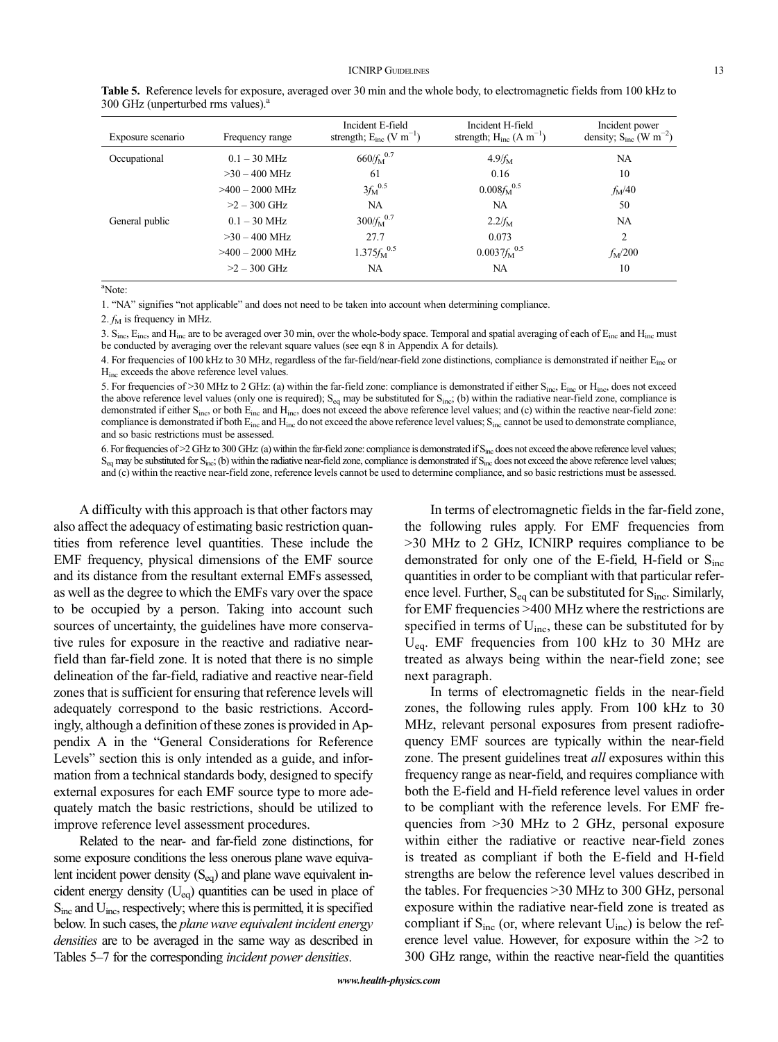**Table 5.** Reference levels for exposure, averaged over 30 min and the whole body, to electromagnetic fields from 100 kHz to 300 GHz (unperturbed rms values).[a]

| Exposure scenario | Frequency range | Incident E-field strength; $E_{inc}$ (V $m^{-1}$) | Incident H-field strength; $H_{inc}$ (A $m^{-1}$) | Incident power density; $S_{inc}$ (W $m^{-2}$) |
|---|---|---|---|---|
| Occupational | 0.1 – 30 MHz | $660/f_M^{0.7}$ | $4.9/f_M$ | NA |
| | >30 – 400 MHz | 61 | 0.16 | 10 |
| | >400 – 2000 MHz | $3f_M^{0.5}$ | $0.008f_M^{0.5}$ | $f_M/40$ |
| | >2 – 300 GHz | NA | NA | 50 |
| General public | 0.1 – 30 MHz | $300/f_M^{0.7}$ | $2.2/f_M$ | NA |
| | >30 – 400 MHz | 27.7 | 0.073 | 2 |
| | >400 – 2000 MHz | $1.375f_M^{0.5}$ | $0.0037f_M^{0.5}$ | $f_M/200$ |
| | >2 – 300 GHz | NA | NA | 10 |

[a]Note:

1. "NA" signifies "not applicable" and does not need to be taken into account when determining compliance.

2. $f_M$ is frequency in MHz.

3. $S_{inc}$, $E_{inc}$, and $H_{inc}$ are to be averaged over 30 min, over the whole-body space. Temporal and spatial averaging of each of $E_{inc}$ and $H_{inc}$ must be conducted by averaging over the relevant square values (see eqn 8 in Appendix A for details).

4. For frequencies of 100 kHz to 30 MHz, regardless of the far-field/near-field zone distinctions, compliance is demonstrated if neither $E_{inc}$ or $H_{inc}$ exceeds the above reference level values.

5. For frequencies of >30 MHz to 2 GHz: (a) within the far-field zone: compliance is demonstrated if either $S_{inc}$, $E_{inc}$ or $H_{inc}$, does not exceed the above reference level values (only one is required); $S_{eq}$ may be substituted for $S_{inc}$; (b) within the radiative near-field zone, compliance is demonstrated if either $S_{inc}$, or both $E_{inc}$ and $H_{inc}$, does not exceed the above reference level values; and (c) within the reactive near-field zone: compliance is demonstrated if both $E_{inc}$ and $H_{inc}$ do not exceed the above reference level values; $S_{inc}$ cannot be used to demonstrate compliance, and so basic restrictions must be assessed.

6. For frequencies of >2 GHz to 300 GHz: (a) within the far-field zone: compliance is demonstrated if $S_{inc}$ does not exceed the above reference level values; $S_{eq}$ may be substituted for $S_{inc}$; (b) within the radiative near-field zone, compliance is demonstrated if $S_{inc}$ does not exceed the above reference level values; and (c) within the reactive near-field zone, reference levels cannot be used to determine compliance, and so basic restrictions must be assessed.

A difficulty with this approach is that other factors may also affect the adequacy of estimating basic restriction quantities from reference level quantities. These include the EMF frequency, physical dimensions of the EMF source and its distance from the resultant external EMFs assessed, as well as the degree to which the EMFs vary over the space to be occupied by a person. Taking into account such sources of uncertainty, the guidelines have more conservative rules for exposure in the reactive and radiative near-field than far-field zone. It is noted that there is no simple delineation of the far-field, radiative and reactive near-field zones that is sufficient for ensuring that reference levels will adequately correspond to the basic restrictions. Accordingly, although a definition of these zones is provided in Appendix A in the "General Considerations for Reference Levels" section this is only intended as a guide, and information from a technical standards body, designed to specify external exposures for each EMF source type to more adequately match the basic restrictions, should be utilized to improve reference level assessment procedures.

Related to the near- and far-field zone distinctions, for some exposure conditions the less onerous plane wave equivalent incident power density ($S_{eq}$) and plane wave equivalent incident energy density ($U_{eq}$) quantities can be used in place of $S_{inc}$ and $U_{inc}$, respectively; where this is permitted, it is specified below. In such cases, the *plane wave equivalent incident energy densities* are to be averaged in the same way as described in Tables 5–7 for the corresponding *incident power densities*.

In terms of electromagnetic fields in the far-field zone, the following rules apply. For EMF frequencies from >30 MHz to 2 GHz, ICNIRP requires compliance to be demonstrated for only one of the E-field, H-field or $S_{inc}$ quantities in order to be compliant with that particular reference level. Further, $S_{eq}$ can be substituted for $S_{inc}$. Similarly, for EMF frequencies >400 MHz where the restrictions are specified in terms of $U_{inc}$, these can be substituted for by $U_{eq}$. EMF frequencies from 100 kHz to 30 MHz are treated as always being within the near-field zone; see next paragraph.

In terms of electromagnetic fields in the near-field zones, the following rules apply. From 100 kHz to 30 MHz, relevant personal exposures from present radiofrequency EMF sources are typically within the near-field zone. The present guidelines treat *all* exposures within this frequency range as near-field, and requires compliance with both the E-field and H-field reference level values in order to be compliant with the reference levels. For EMF frequencies from >30 MHz to 2 GHz, personal exposure within either the radiative or reactive near-field zones is treated as compliant if both the E-field and H-field strengths are below the reference level values described in the tables. For frequencies >30 MHz to 300 GHz, personal exposure within the radiative near-field zone is treated as compliant if $S_{inc}$ (or, where relevant $U_{inc}$) is below the reference level value. However, for exposure within the >2 to 300 GHz range, within the reactive near-field the quantities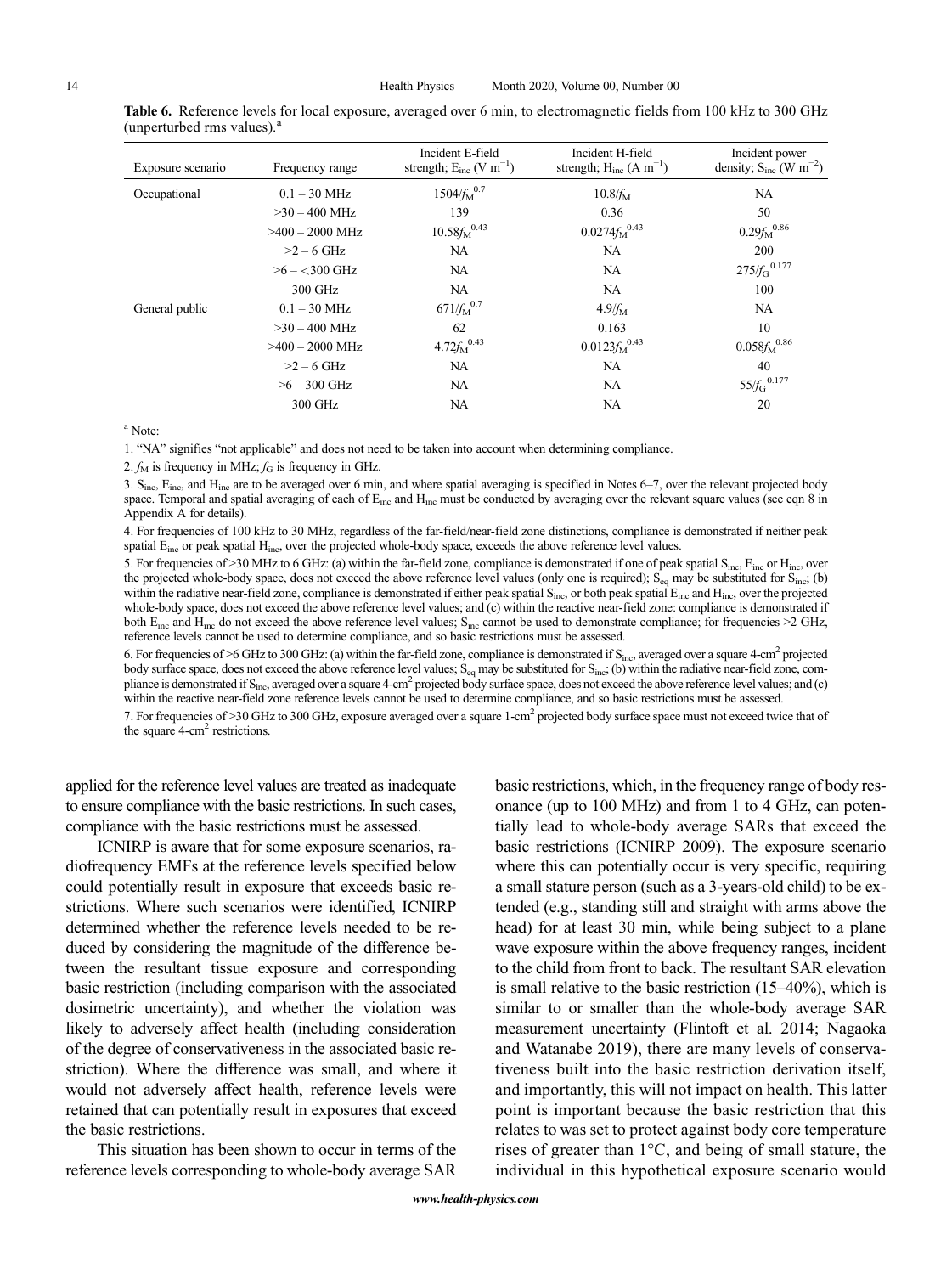**Table 6.** Reference levels for local exposure, averaged over 6 min, to electromagnetic fields from 100 kHz to 300 GHz (unperturbed rms values).[a]

| Exposure scenario | Frequency range | Incident E-field strength; $E_{inc}$ (V $m^{-1}$) | Incident H-field strength; $H_{inc}$ (A $m^{-1}$) | Incident power density; $S_{inc}$ (W $m^{-2}$) |
|---|---|---|---|---|
| Occupational | 0.1 – 30 MHz | $1504/f_M^{0.7}$ | $10.8/f_M$ | NA |
| | >30 – 400 MHz | 139 | 0.36 | 50 |
| | >400 – 2000 MHz | $10.58 f_M^{0.43}$ | $0.0274 f_M^{0.43}$ | $0.29 f_M^{0.86}$ |
| | >2 – 6 GHz | NA | NA | 200 |
| | >6 – <300 GHz | NA | NA | $275/f_G^{0.177}$ |
| | 300 GHz | NA | NA | 100 |
| General public | 0.1 – 30 MHz | $671/f_M^{0.7}$ | $4.9/f_M$ | NA |
| | >30 – 400 MHz | 62 | 0.163 | 10 |
| | >400 – 2000 MHz | $4.72 f_M^{0.43}$ | $0.0123 f_M^{0.43}$ | $0.058 f_M^{0.86}$ |
| | >2 – 6 GHz | NA | NA | 40 |
| | >6 – 300 GHz | NA | NA | $55/f_G^{0.177}$ |
| | 300 GHz | NA | NA | 20 |

[a] Note:

1. "NA" signifies "not applicable" and does not need to be taken into account when determining compliance.

2. $f_M$ is frequency in MHz; $f_G$ is frequency in GHz.

3. $S_{inc}$, $E_{inc}$, and $H_{inc}$ are to be averaged over 6 min, and where spatial averaging is specified in Notes 6–7, over the relevant projected body space. Temporal and spatial averaging of each of $E_{inc}$ and $H_{inc}$ must be conducted by averaging over the relevant square values (see eqn 8 in Appendix A for details).

4. For frequencies of 100 kHz to 30 MHz, regardless of the far-field/near-field zone distinctions, compliance is demonstrated if neither peak spatial $E_{inc}$ or peak spatial $H_{inc}$, over the projected whole-body space, exceeds the above reference level values.

5. For frequencies of >30 MHz to 6 GHz: (a) within the far-field zone, compliance is demonstrated if one of peak spatial $S_{inc}$, $E_{inc}$ or $H_{inc}$, over the projected whole-body space, does not exceed the above reference level values (only one is required); $S_{eq}$ may be substituted for $S_{inc}$; (b) within the radiative near-field zone, compliance is demonstrated if either peak spatial $S_{inc}$, or both peak spatial $E_{inc}$ and $H_{inc}$, over the projected whole-body space, does not exceed the above reference level values; and (c) within the reactive near-field zone: compliance is demonstrated if both $E_{inc}$ and $H_{inc}$ do not exceed the above reference level values; $S_{inc}$ cannot be used to demonstrate compliance; for frequencies >2 GHz, reference levels cannot be used to determine compliance, and so basic restrictions must be assessed.

6. For frequencies of >6 GHz to 300 GHz: (a) within the far-field zone, compliance is demonstrated if $S_{inc}$, averaged over a square 4-$cm^2$ projected body surface space, does not exceed the above reference level values; $S_{eq}$ may be substituted for $S_{inc}$; (b) within the radiative near-field zone, compliance is demonstrated if $S_{inc}$, averaged over a square 4-$cm^2$ projected body surface space, does not exceed the above reference level values; and (c) within the reactive near-field zone reference levels cannot be used to determine compliance, and so basic restrictions must be assessed.

7. For frequencies of >30 GHz to 300 GHz, exposure averaged over a square 1-$cm^2$ projected body surface space must not exceed twice that of the square 4-$cm^2$ restrictions.

applied for the reference level values are treated as inadequate to ensure compliance with the basic restrictions. In such cases, compliance with the basic restrictions must be assessed.

ICNIRP is aware that for some exposure scenarios, radiofrequency EMFs at the reference levels specified below could potentially result in exposure that exceeds basic restrictions. Where such scenarios were identified, ICNIRP determined whether the reference levels needed to be reduced by considering the magnitude of the difference between the resultant tissue exposure and corresponding basic restriction (including comparison with the associated dosimetric uncertainty), and whether the violation was likely to adversely affect health (including consideration of the degree of conservativeness in the associated basic restriction). Where the difference was small, and where it would not adversely affect health, reference levels were retained that can potentially result in exposures that exceed the basic restrictions.

This situation has been shown to occur in terms of the reference levels corresponding to whole-body average SAR basic restrictions, which, in the frequency range of body resonance (up to 100 MHz) and from 1 to 4 GHz, can potentially lead to whole-body average SARs that exceed the basic restrictions (ICNIRP 2009). The exposure scenario where this can potentially occur is very specific, requiring a small stature person (such as a 3-years-old child) to be extended (e.g., standing still and straight with arms above the head) for at least 30 min, while being subject to a plane wave exposure within the above frequency ranges, incident to the child from front to back. The resultant SAR elevation is small relative to the basic restriction (15–40%), which is similar to or smaller than the whole-body average SAR measurement uncertainty (Flintoft et al. 2014; Nagaoka and Watanabe 2019), there are many levels of conservativeness built into the basic restriction derivation itself, and importantly, this will not impact on health. This latter point is important because the basic restriction that this relates to was set to protect against body core temperature rises of greater than 1°C, and being of small stature, the individual in this hypothetical exposure scenario would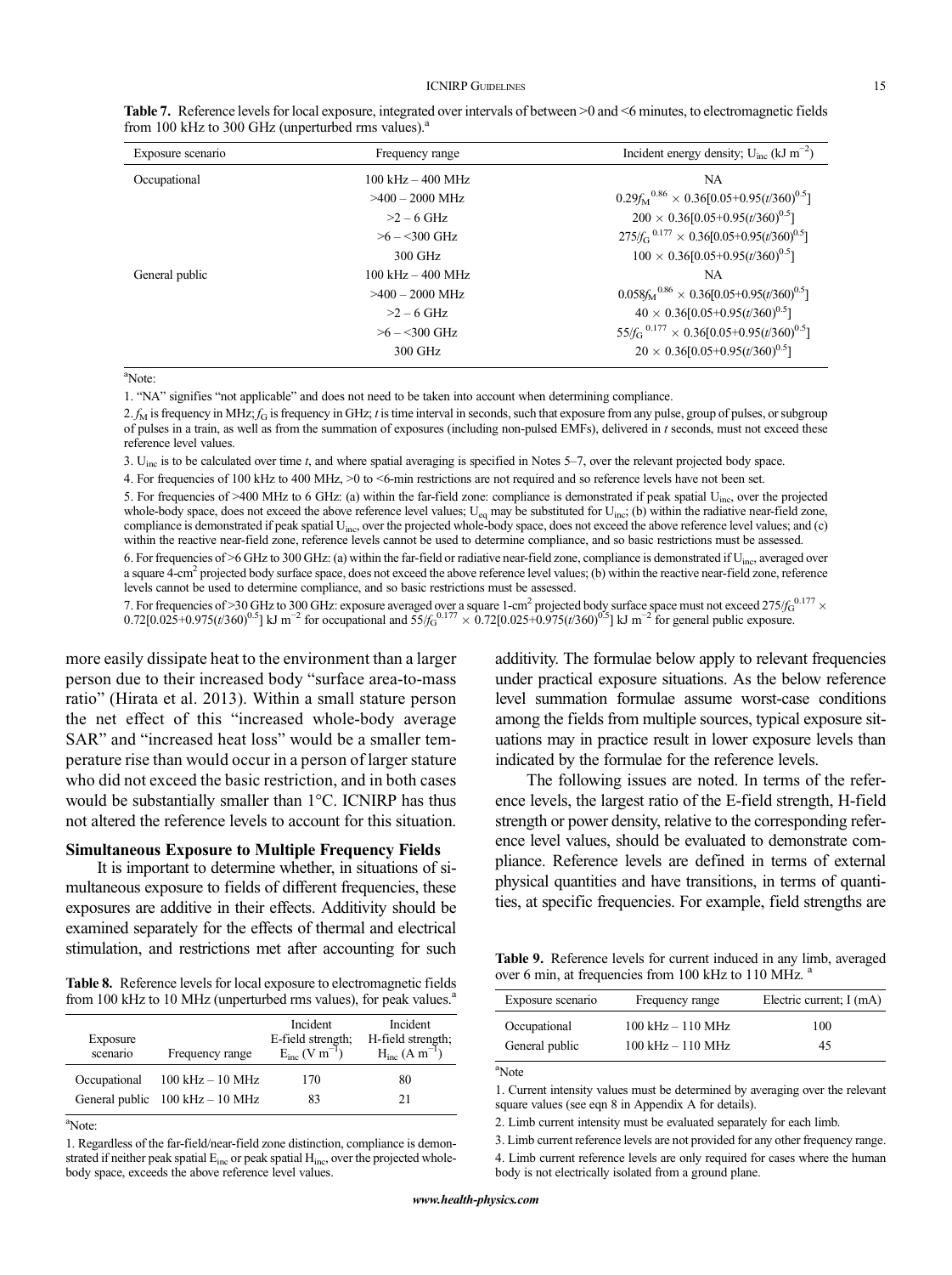**Table 7.** Reference levels for local exposure, integrated over intervals of between >0 and <6 minutes, to electromagnetic fields from 100 kHz to 300 GHz (unperturbed rms values).[a]

| Exposure scenario | Frequency range | Incident energy density; $U_{inc}$ (kJ $m^{-2}$) |
|---|---|---|
| Occupational | 100 kHz – 400 MHz | NA |
| | >400 – 2000 MHz | $0.29 f_M^{0.86} \times 0.36[0.05+0.95(t/360)^{0.5}]$ |
| | >2 – 6 GHz | $200 \times 0.36[0.05+0.95(t/360)^{0.5}]$ |
| | >6 – <300 GHz | $275/f_G^{0.177} \times 0.36[0.05+0.95(t/360)^{0.5}]$ |
| | 300 GHz | $100 \times 0.36[0.05+0.95(t/360)^{0.5}]$ |
| General public | 100 kHz – 400 MHz | NA |
| | >400 – 2000 MHz | $0.058 f_M^{0.86} \times 0.36[0.05+0.95(t/360)^{0.5}]$ |
| | >2 – 6 GHz | $40 \times 0.36[0.05+0.95(t/360)^{0.5}]$ |
| | >6 – <300 GHz | $55/f_G^{0.177} \times 0.36[0.05+0.95(t/360)^{0.5}]$ |
| | 300 GHz | $20 \times 0.36[0.05+0.95(t/360)^{0.5}]$ |

[a]Note:

1. "NA" signifies "not applicable" and does not need to be taken into account when determining compliance.

2. $f_M$ is frequency in MHz; $f_G$ is frequency in GHz; $t$ is time interval in seconds, such that exposure from any pulse, group of pulses, or subgroup of pulses in a train, as well as from the summation of exposures (including non-pulsed EMFs), delivered in $t$ seconds, must not exceed these reference level values.

3. $U_{inc}$ is to be calculated over time $t$, and where spatial averaging is specified in Notes 5–7, over the relevant projected body space.

4. For frequencies of 100 kHz to 400 MHz, >0 to <6-min restrictions are not required and so reference levels have not been set.

5. For frequencies of >400 MHz to 6 GHz: (a) within the far-field zone: compliance is demonstrated if peak spatial $U_{inc}$, over the projected whole-body space, does not exceed the above reference level values; $U_{eq}$ may be substituted for $U_{inc}$; (b) within the radiative near-field zone, compliance is demonstrated if peak spatial $U_{inc}$, over the projected whole-body space, does not exceed the above reference level values; and (c) within the reactive near-field zone, reference levels cannot be used to determine compliance, and so basic restrictions must be assessed.

6. For frequencies of >6 GHz to 300 GHz: (a) within the far-field or radiative near-field zone, compliance is demonstrated if $U_{inc}$, averaged over a square 4-$cm^2$ projected body surface space, does not exceed the above reference level values; (b) within the reactive near-field zone, reference levels cannot be used to determine compliance, and so basic restrictions must be assessed.

7. For frequencies of >30 GHz to 300 GHz: exposure averaged over a square 1-$cm^2$ projected body surface space must not exceed $275/f_G^{0.177} \times 0.72[0.025+0.975(t/360)^{0.5}]$ kJ $m^{-2}$ for occupational and $55/f_G^{0.177} \times 0.72[0.025+0.975(t/360)^{0.5}]$ kJ $m^{-2}$ for general public exposure.

more easily dissipate heat to the environment than a larger person due to their increased body "surface area-to-mass ratio" (Hirata et al. 2013). Within a small stature person the net effect of this "increased whole-body average SAR" and "increased heat loss" would be a smaller temperature rise than would occur in a person of larger stature who did not exceed the basic restriction, and in both cases would be substantially smaller than 1°C. ICNIRP has thus not altered the reference levels to account for this situation.

### Simultaneous Exposure to Multiple Frequency Fields

It is important to determine whether, in situations of simultaneous exposure to fields of different frequencies, these exposures are additive in their effects. Additivity should be examined separately for the effects of thermal and electrical stimulation, and restrictions met after accounting for such additivity. The formulae below apply to relevant frequencies under practical exposure situations. As the below reference level summation formulae assume worst-case conditions among the fields from multiple sources, typical exposure situations may in practice result in lower exposure levels than indicated by the formulae for the reference levels.

The following issues are noted. In terms of the reference levels, the largest ratio of the E-field strength, H-field strength or power density, relative to the corresponding reference level values, should be evaluated to demonstrate compliance. Reference levels are defined in terms of external physical quantities and have transitions, in terms of quantities, at specific frequencies. For example, field strengths are

**Table 8.** Reference levels for local exposure to electromagnetic fields from 100 kHz to 10 MHz (unperturbed rms values), for peak values.[a]

| Exposure scenario | Frequency range | Incident E-field strength; $E_{inc}$ (V $m^{-1}$) | Incident H-field strength; $H_{inc}$ (A $m^{-1}$) |
|---|---|---|---|
| Occupational | 100 kHz – 10 MHz | 170 | 80 |
| General public | 100 kHz – 10 MHz | 83 | 21 |

[a]Note:

1. Regardless of the far-field/near-field zone distinction, compliance is demonstrated if neither peak spatial $E_{inc}$ or peak spatial $H_{inc}$, over the projected whole-body space, exceeds the above reference level values.

**Table 9.** Reference levels for current induced in any limb, averaged over 6 min, at frequencies from 100 kHz to 110 MHz. [a]

| Exposure scenario | Frequency range | Electric current; I (mA) |
|---|---|---|
| Occupational | 100 kHz – 110 MHz | 100 |
| General public | 100 kHz – 110 MHz | 45 |

[a]Note

1. Current intensity values must be determined by averaging over the relevant square values (see eqn 8 in Appendix A for details).

2. Limb current intensity must be evaluated separately for each limb.

3. Limb current reference levels are not provided for any other frequency range.

4. Limb current reference levels are only required for cases where the human body is not electrically isolated from a ground plane.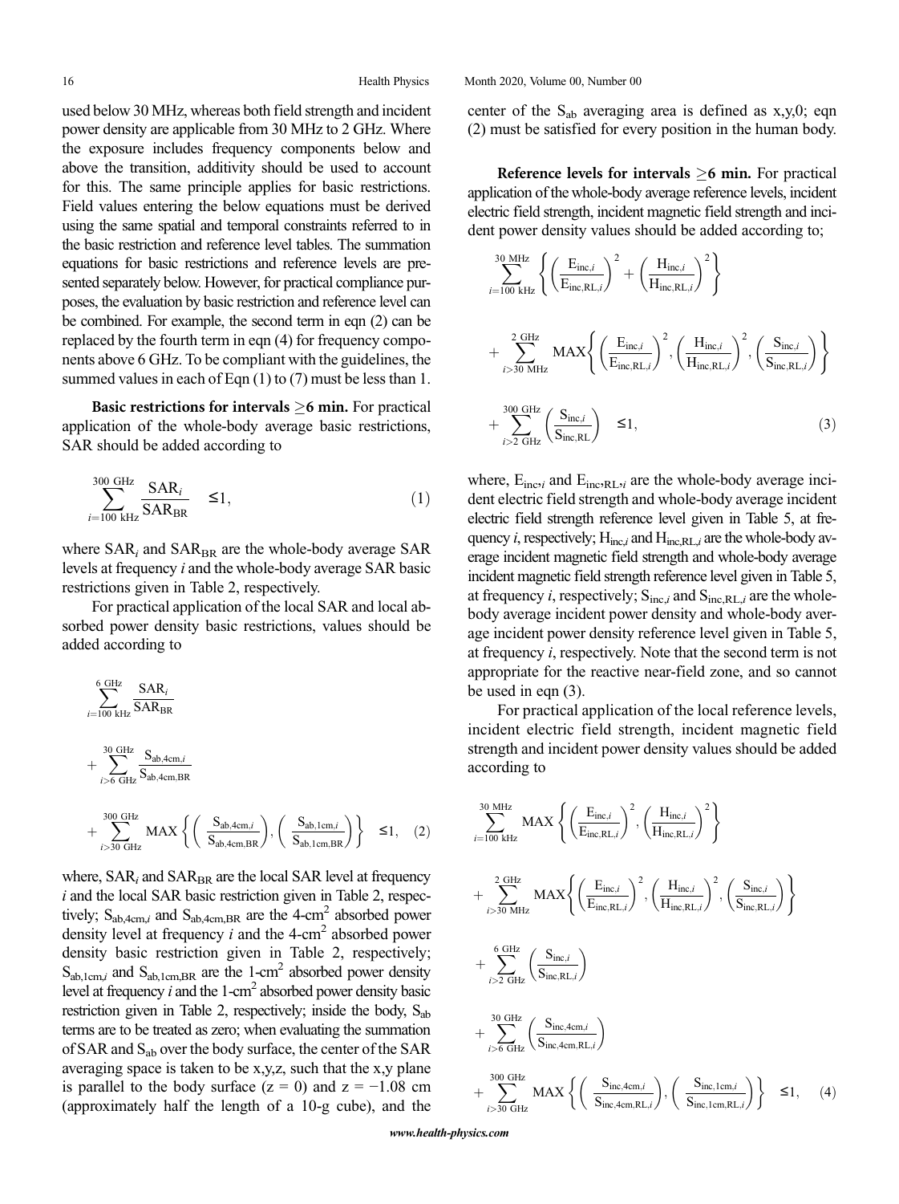used below 30 MHz, whereas both field strength and incident power density are applicable from 30 MHz to 2 GHz. Where the exposure includes frequency components below and above the transition, additivity should be used to account for this. The same principle applies for basic restrictions. Field values entering the below equations must be derived using the same spatial and temporal constraints referred to in the basic restriction and reference level tables. The summation equations for basic restrictions and reference levels are presented separately below. However, for practical compliance purposes, the evaluation by basic restriction and reference level can be combined. For example, the second term in eqn (2) can be replaced by the fourth term in eqn (4) for frequency components above 6 GHz. To be compliant with the guidelines, the summed values in each of Eqn (1) to (7) must be less than 1.

**Basic restrictions for intervals ≥6 min.** For practical application of the whole-body average basic restrictions, SAR should be added according to

$$\sum_{i=100\ \text{kHz}}^{300\ \text{GHz}} \frac{\text{SAR}_i}{\text{SAR}_{\text{BR}}} \leq 1, \tag{1}$$

where $\text{SAR}_i$ and $\text{SAR}_{\text{BR}}$ are the whole-body average SAR levels at frequency *i* and the whole-body average SAR basic restrictions given in Table 2, respectively.

For practical application of the local SAR and local absorbed power density basic restrictions, values should be added according to

$$\sum_{i=100\ \text{kHz}}^{6\ \text{GHz}} \frac{\text{SAR}_i}{\text{SAR}_{\text{BR}}} + \sum_{i>6\ \text{GHz}}^{30\ \text{GHz}} \frac{\text{S}_{\text{ab,4cm},i}}{\text{S}_{\text{ab,4cm,BR}}} + \sum_{i>30\ \text{GHz}}^{300\ \text{GHz}} \text{MAX}\left\{\left(\frac{\text{S}_{\text{ab,4cm},i}}{\text{S}_{\text{ab,4cm,BR}}}\right), \left(\frac{\text{S}_{\text{ab,1cm},i}}{\text{S}_{\text{ab,1cm,BR}}}\right)\right\} \leq 1, \tag{2}$$

where, $\text{SAR}_i$ and $\text{SAR}_{\text{BR}}$ are the local SAR level at frequency *i* and the local SAR basic restriction given in Table 2, respectively; $\text{S}_{\text{ab,4cm},i}$ and $\text{S}_{\text{ab,4cm,BR}}$ are the 4-$\text{cm}^2$ absorbed power density level at frequency *i* and the 4-$\text{cm}^2$ absorbed power density basic restriction given in Table 2, respectively; $\text{S}_{\text{ab,1cm},i}$ and $\text{S}_{\text{ab,1cm,BR}}$ are the 1-$\text{cm}^2$ absorbed power density level at frequency *i* and the 1-$\text{cm}^2$ absorbed power density basic restriction given in Table 2, respectively; inside the body, $\text{S}_{\text{ab}}$ terms are to be treated as zero; when evaluating the summation of SAR and $\text{S}_{\text{ab}}$ over the body surface, the center of the SAR averaging space is taken to be x,y,z, such that the x,y plane is parallel to the body surface (z = 0) and z = −1.08 cm (approximately half the length of a 10-g cube), and the center of the $\text{S}_{\text{ab}}$ averaging area is defined as x,y,0; eqn (2) must be satisfied for every position in the human body.

**Reference levels for intervals ≥6 min.** For practical application of the whole-body average reference levels, incident electric field strength, incident magnetic field strength and incident power density values should be added according to;

$$\sum_{i=100\ \text{kHz}}^{30\ \text{MHz}} \left\{\left(\frac{\text{E}_{\text{inc},i}}{\text{E}_{\text{inc,RL},i}}\right)^2 + \left(\frac{\text{H}_{\text{inc},i}}{\text{H}_{\text{inc,RL},i}}\right)^2\right\} + \sum_{i>30\ \text{MHz}}^{2\ \text{GHz}} \text{MAX}\left\{\left(\frac{\text{E}_{\text{inc},i}}{\text{E}_{\text{inc,RL},i}}\right)^2, \left(\frac{\text{H}_{\text{inc},i}}{\text{H}_{\text{inc,RL},i}}\right)^2, \left(\frac{\text{S}_{\text{inc},i}}{\text{S}_{\text{inc,RL},i}}\right)\right\} + \sum_{i>2\ \text{GHz}}^{300\ \text{GHz}} \left(\frac{\text{S}_{\text{inc},i}}{\text{S}_{\text{inc,RL}}}\right) \leq 1, \tag{3}$$

where, $\text{E}_{\text{inc},i}$ and $\text{E}_{\text{inc,RL},i}$ are the whole-body average incident electric field strength and whole-body average incident electric field strength reference level given in Table 5, at frequency *i*, respectively; $\text{H}_{\text{inc},i}$ and $\text{H}_{\text{inc,RL},i}$ are the whole-body average incident magnetic field strength and whole-body average incident magnetic field strength reference level given in Table 5, at frequency *i*, respectively; $\text{S}_{\text{inc},i}$ and $\text{S}_{\text{inc,RL},i}$ are the whole-body average incident power density and whole-body average incident power density reference level given in Table 5, at frequency *i*, respectively. Note that the second term is not appropriate for the reactive near-field zone, and so cannot be used in eqn (3).

For practical application of the local reference levels, incident electric field strength, incident magnetic field strength and incident power density values should be added according to

$$\sum_{i=100\ \text{kHz}}^{30\ \text{MHz}} \text{MAX}\left\{\left(\frac{\text{E}_{\text{inc},i}}{\text{E}_{\text{inc,RL},i}}\right)^2, \left(\frac{\text{H}_{\text{inc},i}}{\text{H}_{\text{inc,RL},i}}\right)^2\right\} + \sum_{i>30\ \text{MHz}}^{2\ \text{GHz}} \text{MAX}\left\{\left(\frac{\text{E}_{\text{inc},i}}{\text{E}_{\text{inc,RL},i}}\right)^2, \left(\frac{\text{H}_{\text{inc},i}}{\text{H}_{\text{inc,RL},i}}\right)^2, \left(\frac{\text{S}_{\text{inc},i}}{\text{S}_{\text{inc,RL},i}}\right)\right\} + \sum_{i>2\ \text{GHz}}^{6\ \text{GHz}} \left(\frac{\text{S}_{\text{inc},i}}{\text{S}_{\text{inc,RL},i}}\right) + \sum_{i>6\ \text{GHz}}^{30\ \text{GHz}} \left(\frac{\text{S}_{\text{inc,4cm},i}}{\text{S}_{\text{inc,4cm,RL},i}}\right) + \sum_{i>30\ \text{GHz}}^{300\ \text{GHz}} \text{MAX}\left\{\left(\frac{\text{S}_{\text{inc,4cm},i}}{\text{S}_{\text{inc,4cm,RL},i}}\right), \left(\frac{\text{S}_{\text{inc,1cm},i}}{\text{S}_{\text{inc,1cm,RL},i}}\right)\right\} \leq 1, \tag{4}$$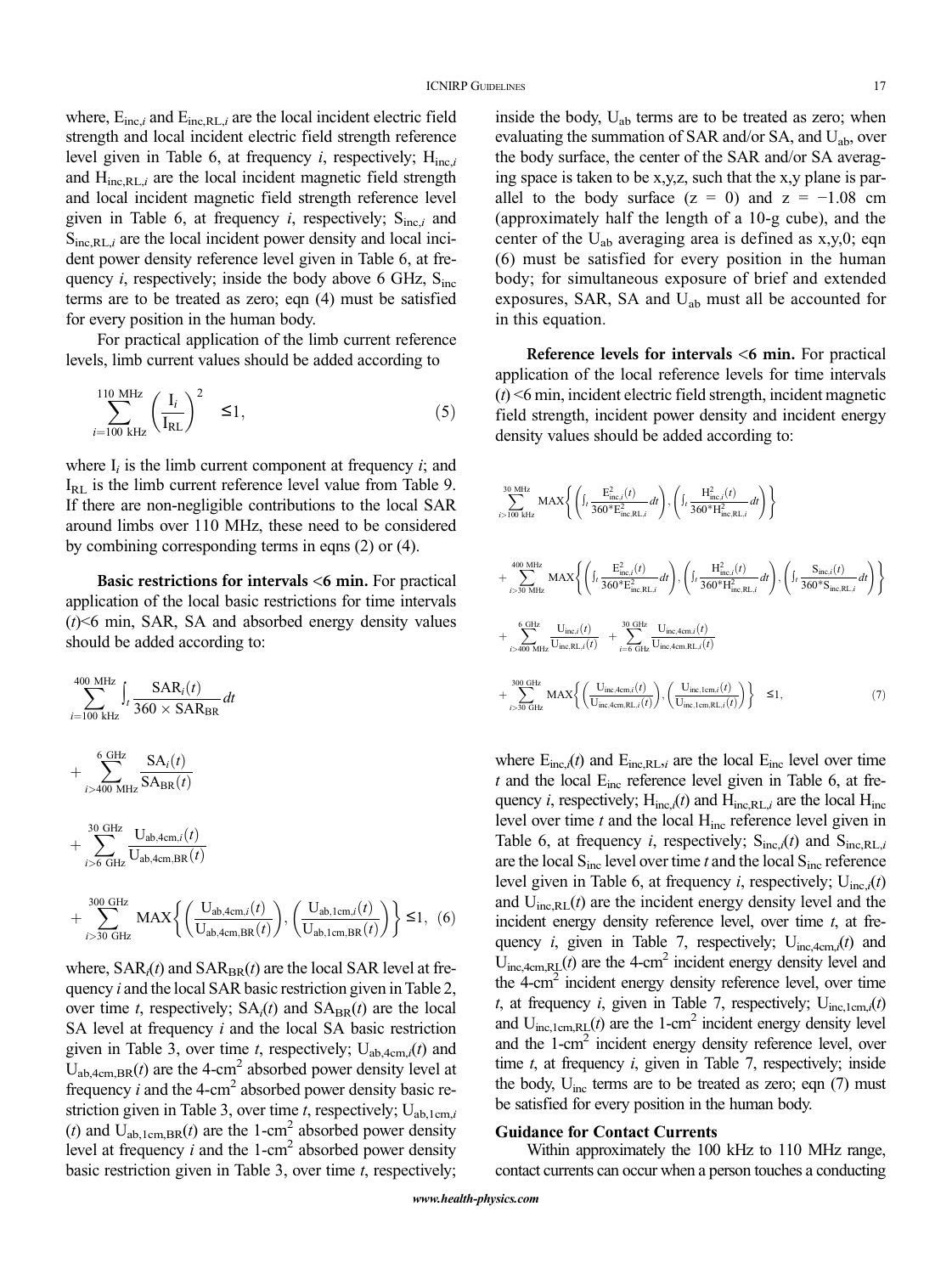where, $E_{inc,i}$ and $E_{inc,RL,i}$ are the local incident electric field strength and local incident electric field strength reference level given in Table 6, at frequency $i$, respectively; $H_{inc,i}$ and $H_{inc,RL,i}$ are the local incident magnetic field strength and local incident magnetic field strength reference level given in Table 6, at frequency $i$, respectively; $S_{inc,i}$ and $S_{inc,RL,i}$ are the local incident power density and local incident power density reference level given in Table 6, at frequency $i$, respectively; inside the body above 6 GHz, $S_{inc}$ terms are to be treated as zero; eqn (4) must be satisfied for every position in the human body.

For practical application of the limb current reference levels, limb current values should be added according to

$$\sum_{i=100\ \text{kHz}}^{110\ \text{MHz}} \left(\frac{I_i}{I_{RL}}\right)^2 \leq 1, \tag{5}$$

where $I_i$ is the limb current component at frequency $i$; and $I_{RL}$ is the limb current reference level value from Table 9. If there are non-negligible contributions to the local SAR around limbs over 110 MHz, these need to be considered by combining corresponding terms in eqns (2) or (4).

**Basic restrictions for intervals <6 min.** For practical application of the local basic restrictions for time intervals ($t$)<6 min, SAR, SA and absorbed energy density values should be added according to:

$$\sum_{i=100\ \text{kHz}}^{400\ \text{MHz}} \int_t \frac{SAR_i(t)}{360 \times SAR_{BR}} dt + \sum_{i>400\ \text{MHz}}^{6\ \text{GHz}} \frac{SA_i(t)}{SA_{BR}(t)} + \sum_{i>6\ \text{GHz}}^{30\ \text{GHz}} \frac{U_{ab,4cm,i}(t)}{U_{ab,4cm,BR}(t)} + \sum_{i>30\ \text{GHz}}^{300\ \text{GHz}} \text{MAX}\left\{\left(\frac{U_{ab,4cm,i}(t)}{U_{ab,4cm,BR}(t)}\right), \left(\frac{U_{ab,1cm,i}(t)}{U_{ab,1cm,BR}(t)}\right)\right\} \leq 1, \tag{6}$$

where, $SAR_i(t)$ and $SAR_{BR}(t)$ are the local SAR level at frequency $i$ and the local SAR basic restriction given in Table 2, over time $t$, respectively; $SA_i(t)$ and $SA_{BR}(t)$ are the local SA level at frequency $i$ and the local SA basic restriction given in Table 3, over time $t$, respectively; $U_{ab,4cm,i}(t)$ and $U_{ab,4cm,BR}(t)$ are the 4-cm$^2$ absorbed power density level at frequency $i$ and the 4-cm$^2$ absorbed power density basic restriction given in Table 3, over time $t$, respectively; $U_{ab,1cm,i}(t)$ and $U_{ab,1cm,BR}(t)$ are the 1-cm$^2$ absorbed power density level at frequency $i$ and the 1-cm$^2$ absorbed power density basic restriction given in Table 3, over time $t$, respectively; inside the body, $U_{ab}$ terms are to be treated as zero; when evaluating the summation of SAR and/or SA, and $U_{ab}$, over the body surface, the center of the SAR and/or SA averaging space is taken to be x,y,z, such that the x,y plane is parallel to the body surface (z = 0) and z = −1.08 cm (approximately half the length of a 10-g cube), and the center of the $U_{ab}$ averaging area is defined as x,y,0; eqn (6) must be satisfied for every position in the human body; for simultaneous exposure of brief and extended exposures, SAR, SA and $U_{ab}$ must all be accounted for in this equation.

**Reference levels for intervals <6 min.** For practical application of the local reference levels for time intervals ($t$) <6 min, incident electric field strength, incident magnetic field strength, incident power density and incident energy density values should be added according to:

$$\sum_{i>100\ \text{kHz}}^{30\ \text{MHz}} \text{MAX}\left\{\left(\int_t \frac{E^2_{inc,i}(t)}{360^*E^2_{inc,RL,i}} dt\right), \left(\int_t \frac{H^2_{inc,i}(t)}{360^*H^2_{inc,RL,i}} dt\right)\right\}$$

$$+ \sum_{i>30\ \text{MHz}}^{400\ \text{MHz}} \text{MAX}\left\{\left(\int_t \frac{E^2_{inc,i}(t)}{360^*E^2_{inc,RL,i}} dt\right), \left(\int_t \frac{H^2_{inc,i}(t)}{360^*H^2_{inc,RL,i}} dt\right), \left(\int_t \frac{S_{inc,i}(t)}{360^*S_{inc,RL,i}} dt\right)\right\}$$

$$+ \sum_{i>400\ \text{MHz}}^{6\ \text{GHz}} \frac{U_{inc,i}(t)}{U_{inc,RL,i}(t)} + \sum_{i=6\ \text{GHz}}^{30\ \text{GHz}} \frac{U_{inc,4cm,i}(t)}{U_{inc,4cm,RL,i}(t)}$$

$$+ \sum_{i>30\ \text{GHz}}^{300\ \text{GHz}} \text{MAX}\left\{\left(\frac{U_{inc,4cm,i}(t)}{U_{inc,4cm,RL,i}(t)}\right), \left(\frac{U_{inc,1cm,i}(t)}{U_{inc,1cm,RL,i}(t)}\right)\right\} \leq 1, \tag{7}$$

where $E_{inc,i}(t)$ and $E_{inc,RL,i}$ are the local $E_{inc}$ level over time $t$ and the local $E_{inc}$ reference level given in Table 6, at frequency $i$, respectively; $H_{inc,i}(t)$ and $H_{inc,RL,i}$ are the local $H_{inc}$ level over time $t$ and the local $H_{inc}$ reference level given in Table 6, at frequency $i$, respectively; $S_{inc,i}(t)$ and $S_{inc,RL,i}$ are the local $S_{inc}$ level over time $t$ and the local $S_{inc}$ reference level given in Table 6, at frequency $i$, respectively; $U_{inc,i}(t)$ and $U_{inc,RL}(t)$ are the incident energy density level and the incident energy density reference level, over time $t$, at frequency $i$, given in Table 7, respectively; $U_{inc,4cm,i}(t)$ and $U_{inc,4cm,RL}(t)$ are the 4-cm$^2$ incident energy density level and the 4-cm$^2$ incident energy density reference level, over time $t$, at frequency $i$, given in Table 7, respectively; $U_{inc,1cm,i}(t)$ and $U_{inc,1cm,RL}(t)$ are the 1-cm$^2$ incident energy density level and the 1-cm$^2$ incident energy density reference level, over time $t$, at frequency $i$, given in Table 7, respectively; inside the body, $U_{inc}$ terms are to be treated as zero; eqn (7) must be satisfied for every position in the human body.

### Guidance for Contact Currents

Within approximately the 100 kHz to 110 MHz range, contact currents can occur when a person touches a conducting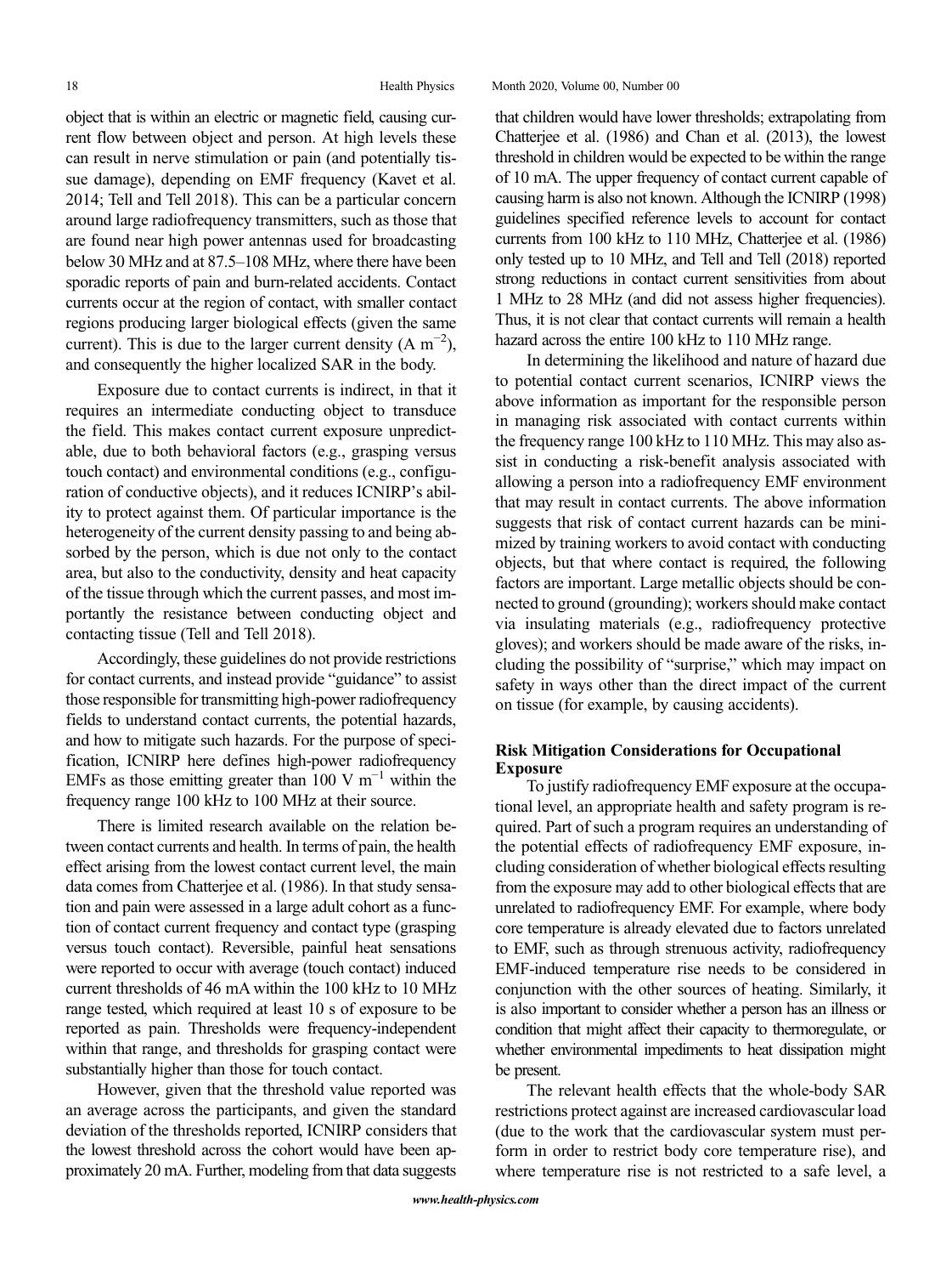object that is within an electric or magnetic field, causing current flow between object and person. At high levels these can result in nerve stimulation or pain (and potentially tissue damage), depending on EMF frequency (Kavet et al. 2014; Tell and Tell 2018). This can be a particular concern around large radiofrequency transmitters, such as those that are found near high power antennas used for broadcasting below 30 MHz and at 87.5–108 MHz, where there have been sporadic reports of pain and burn-related accidents. Contact currents occur at the region of contact, with smaller contact regions producing larger biological effects (given the same current). This is due to the larger current density (A $m^{-2}$), and consequently the higher localized SAR in the body.

Exposure due to contact currents is indirect, in that it requires an intermediate conducting object to transduce the field. This makes contact current exposure unpredictable, due to both behavioral factors (e.g., grasping versus touch contact) and environmental conditions (e.g., configuration of conductive objects), and it reduces ICNIRP's ability to protect against them. Of particular importance is the heterogeneity of the current density passing to and being absorbed by the person, which is due not only to the contact area, but also to the conductivity, density and heat capacity of the tissue through which the current passes, and most importantly the resistance between conducting object and contacting tissue (Tell and Tell 2018).

Accordingly, these guidelines do not provide restrictions for contact currents, and instead provide "guidance" to assist those responsible for transmitting high-power radiofrequency fields to understand contact currents, the potential hazards, and how to mitigate such hazards. For the purpose of specification, ICNIRP here defines high-power radiofrequency EMFs as those emitting greater than 100 V $m^{-1}$ within the frequency range 100 kHz to 100 MHz at their source.

There is limited research available on the relation between contact currents and health. In terms of pain, the health effect arising from the lowest contact current level, the main data comes from Chatterjee et al. (1986). In that study sensation and pain were assessed in a large adult cohort as a function of contact current frequency and contact type (grasping versus touch contact). Reversible, painful heat sensations were reported to occur with average (touch contact) induced current thresholds of 46 mA within the 100 kHz to 10 MHz range tested, which required at least 10 s of exposure to be reported as pain. Thresholds were frequency-independent within that range, and thresholds for grasping contact were substantially higher than those for touch contact.

However, given that the threshold value reported was an average across the participants, and given the standard deviation of the thresholds reported, ICNIRP considers that the lowest threshold across the cohort would have been approximately 20 mA. Further, modeling from that data suggests that children would have lower thresholds; extrapolating from Chatterjee et al. (1986) and Chan et al. (2013), the lowest threshold in children would be expected to be within the range of 10 mA. The upper frequency of contact current capable of causing harm is also not known. Although the ICNIRP (1998) guidelines specified reference levels to account for contact currents from 100 kHz to 110 MHz, Chatterjee et al. (1986) only tested up to 10 MHz, and Tell and Tell (2018) reported strong reductions in contact current sensitivities from about 1 MHz to 28 MHz (and did not assess higher frequencies). Thus, it is not clear that contact currents will remain a health hazard across the entire 100 kHz to 110 MHz range.

In determining the likelihood and nature of hazard due to potential contact current scenarios, ICNIRP views the above information as important for the responsible person in managing risk associated with contact currents within the frequency range 100 kHz to 110 MHz. This may also assist in conducting a risk-benefit analysis associated with allowing a person into a radiofrequency EMF environment that may result in contact currents. The above information suggests that risk of contact current hazards can be minimized by training workers to avoid contact with conducting objects, but that where contact is required, the following factors are important. Large metallic objects should be connected to ground (grounding); workers should make contact via insulating materials (e.g., radiofrequency protective gloves); and workers should be made aware of the risks, including the possibility of "surprise," which may impact on safety in ways other than the direct impact of the current on tissue (for example, by causing accidents).

### Risk Mitigation Considerations for Occupational Exposure

To justify radiofrequency EMF exposure at the occupational level, an appropriate health and safety program is required. Part of such a program requires an understanding of the potential effects of radiofrequency EMF exposure, including consideration of whether biological effects resulting from the exposure may add to other biological effects that are unrelated to radiofrequency EMF. For example, where body core temperature is already elevated due to factors unrelated to EMF, such as through strenuous activity, radiofrequency EMF-induced temperature rise needs to be considered in conjunction with the other sources of heating. Similarly, it is also important to consider whether a person has an illness or condition that might affect their capacity to thermoregulate, or whether environmental impediments to heat dissipation might be present.

The relevant health effects that the whole-body SAR restrictions protect against are increased cardiovascular load (due to the work that the cardiovascular system must perform in order to restrict body core temperature rise), and where temperature rise is not restricted to a safe level, a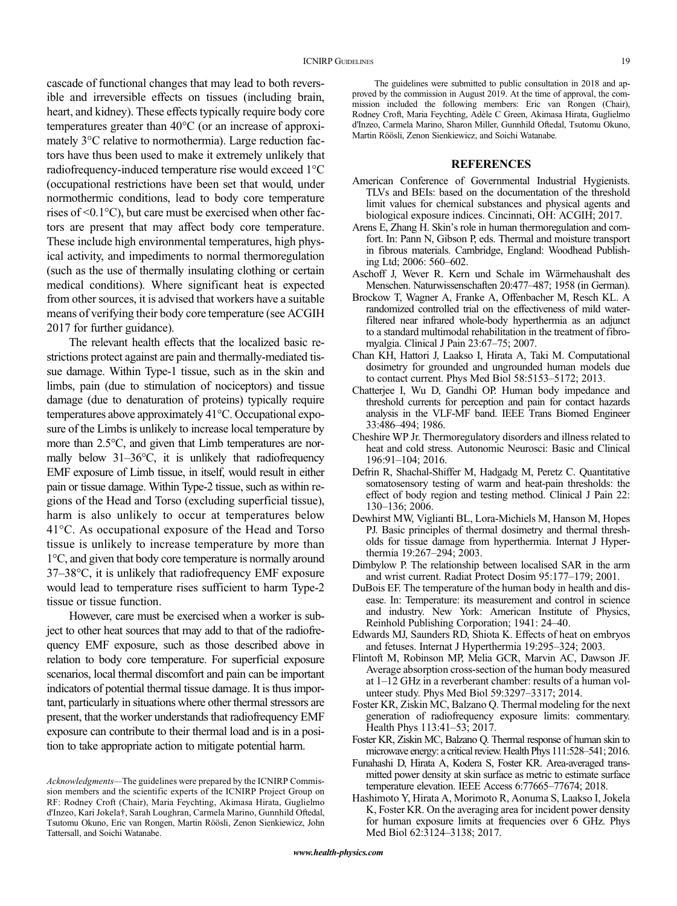cascade of functional changes that may lead to both reversible and irreversible effects on tissues (including brain, heart, and kidney). These effects typically require body core temperatures greater than 40°C (or an increase of approximately 3°C relative to normothermia). Large reduction factors have thus been used to make it extremely unlikely that radiofrequency-induced temperature rise would exceed 1°C (occupational restrictions have been set that would, under normothermic conditions, lead to body core temperature rises of <0.1°C), but care must be exercised when other factors are present that may affect body core temperature. These include high environmental temperatures, high physical activity, and impediments to normal thermoregulation (such as the use of thermally insulating clothing or certain medical conditions). Where significant heat is expected from other sources, it is advised that workers have a suitable means of verifying their body core temperature (see ACGIH 2017 for further guidance).

The relevant health effects that the localized basic restrictions protect against are pain and thermally-mediated tissue damage. Within Type-1 tissue, such as in the skin and limbs, pain (due to stimulation of nociceptors) and tissue damage (due to denaturation of proteins) typically require temperatures above approximately 41°C. Occupational exposure of the Limbs is unlikely to increase local temperature by more than 2.5°C, and given that Limb temperatures are normally below 31–36°C, it is unlikely that radiofrequency EMF exposure of Limb tissue, in itself, would result in either pain or tissue damage. Within Type-2 tissue, such as within regions of the Head and Torso (excluding superficial tissue), harm is also unlikely to occur at temperatures below 41°C. As occupational exposure of the Head and Torso tissue is unlikely to increase temperature by more than 1°C, and given that body core temperature is normally around 37–38°C, it is unlikely that radiofrequency EMF exposure would lead to temperature rises sufficient to harm Type-2 tissue or tissue function.

However, care must be exercised when a worker is subject to other heat sources that may add to that of the radiofrequency EMF exposure, such as those described above in relation to body core temperature. For superficial exposure scenarios, local thermal discomfort and pain can be important indicators of potential thermal tissue damage. It is thus important, particularly in situations where other thermal stressors are present, that the worker understands that radiofrequency EMF exposure can contribute to their thermal load and is in a position to take appropriate action to mitigate potential harm.

*Acknowledgments*—The guidelines were prepared by the ICNIRP Commission members and the scientific experts of the ICNIRP Project Group on RF: Rodney Croft (Chair), Maria Feychting, Akimasa Hirata, Guglielmo d'Inzeo, Kari Jokela†, Sarah Loughran, Carmela Marino, Gunnhild Oftedal, Tsutomu Okuno, Eric van Rongen, Martin Röösli, Zenon Sienkiewicz, John Tattersall, and Soichi Watanabe.

The guidelines were submitted to public consultation in 2018 and approved by the commission in August 2019. At the time of approval, the commission included the following members: Eric van Rongen (Chair), Rodney Croft, Maria Feychting, Adèle C Green, Akimasa Hirata, Guglielmo d'Inzeo, Carmela Marino, Sharon Miller, Gunnhild Oftedal, Tsutomu Okuno, Martin Röösli, Zenon Sienkiewicz, and Soichi Watanabe.

## REFERENCES

American Conference of Governmental Industrial Hygienists. TLVs and BEIs: based on the documentation of the threshold limit values for chemical substances and physical agents and biological exposure indices. Cincinnati, OH: ACGIH; 2017.

Arens E, Zhang H. Skin's role in human thermoregulation and comfort. In: Pann N, Gibson P, eds. Thermal and moisture transport in fibrous materials. Cambridge, England: Woodhead Publishing Ltd; 2006: 560–602.

Aschoff J, Wever R. Kern und Schale im Wärmehaushalt des Menschen. Naturwissenschaften 20:477–487; 1958 (in German).

Brockow T, Wagner A, Franke A, Offenbacher M, Resch KL. A randomized controlled trial on the effectiveness of mild water-filtered near infrared whole-body hyperthermia as an adjunct to a standard multimodal rehabilitation in the treatment of fibromyalgia. Clinical J Pain 23:67–75; 2007.

Chan KH, Hattori J, Laakso I, Hirata A, Taki M. Computational dosimetry for grounded and ungrounded human models due to contact current. Phys Med Biol 58:5153–5172; 2013.

Chatterjee I, Wu D, Gandhi OP. Human body impedance and threshold currents for perception and pain for contact hazards analysis in the VLF-MF band. IEEE Trans Biomed Engineer 33:486–494; 1986.

Cheshire WP Jr. Thermoregulatory disorders and illness related to heat and cold stress. Autonomic Neurosci: Basic and Clinical 196:91–104; 2016.

Defrin R, Shachal-Shiffer M, Hadgadg M, Peretz C. Quantitative somatosensory testing of warm and heat-pain thresholds: the effect of body region and testing method. Clinical J Pain 22: 130–136; 2006.

Dewhirst MW, Viglianti BL, Lora-Michiels M, Hanson M, Hopes PJ. Basic principles of thermal dosimetry and thermal thresholds for tissue damage from hyperthermia. Internat J Hyperthermia 19:267–294; 2003.

Dimbylow P. The relationship between localised SAR in the arm and wrist current. Radiat Protect Dosim 95:177–179; 2001.

DuBois EF. The temperature of the human body in health and disease. In: Temperature: its measurement and control in science and industry. New York: American Institute of Physics, Reinhold Publishing Corporation; 1941: 24–40.

Edwards MJ, Saunders RD, Shiota K. Effects of heat on embryos and fetuses. Internat J Hyperthermia 19:295–324; 2003.

Flintoft M, Robinson MP, Melia GCR, Marvin AC, Dawson JF. Average absorption cross-section of the human body measured at 1–12 GHz in a reverberant chamber: results of a human volunteer study. Phys Med Biol 59:3297–3317; 2014.

Foster KR, Ziskin MC, Balzano Q. Thermal modeling for the next generation of radiofrequency exposure limits: commentary. Health Phys 113:41–53; 2017.

Foster KR, Ziskin MC, Balzano Q. Thermal response of human skin to microwave energy: a critical review. Health Phys 111:528–541; 2016.

Funahashi D, Hirata A, Kodera S, Foster KR. Area-averaged transmitted power density at skin surface as metric to estimate surface temperature elevation. IEEE Access 6:77665–77674; 2018.

Hashimoto Y, Hirata A, Morimoto R, Aonuma S, Laakso I, Jokela K, Foster KR. On the averaging area for incident power density for human exposure limits at frequencies over 6 GHz. Phys Med Biol 62:3124–3138; 2017.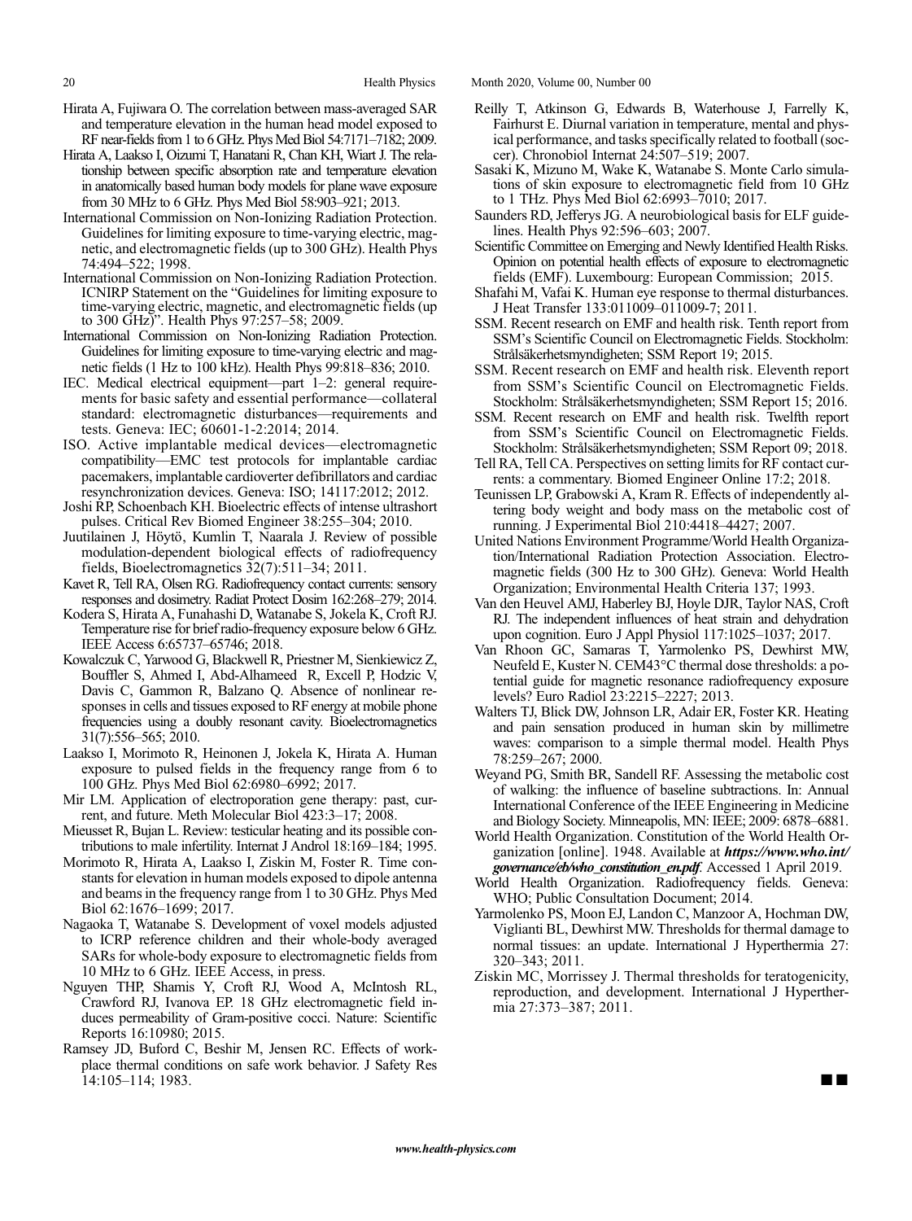Hirata A, Fujiwara O. The correlation between mass-averaged SAR and temperature elevation in the human head model exposed to RF near-fields from 1 to 6 GHz. Phys Med Biol 54:7171–7182; 2009.

Hirata A, Laakso I, Oizumi T, Hanatani R, Chan KH, Wiart J. The relationship between specific absorption rate and temperature elevation in anatomically based human body models for plane wave exposure from 30 MHz to 6 GHz. Phys Med Biol 58:903–921; 2013.

International Commission on Non-Ionizing Radiation Protection. Guidelines for limiting exposure to time-varying electric, magnetic, and electromagnetic fields (up to 300 GHz). Health Phys 74:494–522; 1998.

International Commission on Non-Ionizing Radiation Protection. ICNIRP Statement on the "Guidelines for limiting exposure to time-varying electric, magnetic, and electromagnetic fields (up to 300 GHz)". Health Phys 97:257–58; 2009.

International Commission on Non-Ionizing Radiation Protection. Guidelines for limiting exposure to time-varying electric and magnetic fields (1 Hz to 100 kHz). Health Phys 99:818–836; 2010.

IEC. Medical electrical equipment—part 1–2: general requirements for basic safety and essential performance—collateral standard: electromagnetic disturbances—requirements and tests. Geneva: IEC; 60601-1-2:2014; 2014.

ISO. Active implantable medical devices—electromagnetic compatibility—EMC test protocols for implantable cardiac pacemakers, implantable cardioverter defibrillators and cardiac resynchronization devices. Geneva: ISO; 14117:2012; 2012.

Joshi RP, Schoenbach KH. Bioelectric effects of intense ultrashort pulses. Critical Rev Biomed Engineer 38:255–304; 2010.

Juutilainen J, Höytö, Kumlin T, Naarala J. Review of possible modulation-dependent biological effects of radiofrequency fields, Bioelectromagnetics 32(7):511–34; 2011.

Kavet R, Tell RA, Olsen RG. Radiofrequency contact currents: sensory responses and dosimetry. Radiat Protect Dosim 162:268–279; 2014.

Kodera S, Hirata A, Funahashi D, Watanabe S, Jokela K, Croft RJ. Temperature rise for brief radio-frequency exposure below 6 GHz. IEEE Access 6:65737–65746; 2018.

Kowalczuk C, Yarwood G, Blackwell R, Priestner M, Sienkiewicz Z, Bouffler S, Ahmed I, Abd-Alhameed R, Excell P, Hodzic V, Davis C, Gammon R, Balzano Q. Absence of nonlinear responses in cells and tissues exposed to RF energy at mobile phone frequencies using a doubly resonant cavity. Bioelectromagnetics 31(7):556–565; 2010.

Laakso I, Morimoto R, Heinonen J, Jokela K, Hirata A. Human exposure to pulsed fields in the frequency range from 6 to 100 GHz. Phys Med Biol 62:6980–6992; 2017.

Mir LM. Application of electroporation gene therapy: past, current, and future. Meth Molecular Biol 423:3–17; 2008.

Mieusset R, Bujan L. Review: testicular heating and its possible contributions to male infertility. Internat J Androl 18:169–184; 1995.

Morimoto R, Hirata A, Laakso I, Ziskin M, Foster R. Time constants for elevation in human models exposed to dipole antenna and beams in the frequency range from 1 to 30 GHz. Phys Med Biol 62:1676–1699; 2017.

Nagaoka T, Watanabe S. Development of voxel models adjusted to ICRP reference children and their whole-body averaged SARs for whole-body exposure to electromagnetic fields from 10 MHz to 6 GHz. IEEE Access, in press.

Nguyen THP, Shamis Y, Croft RJ, Wood A, McIntosh RL, Crawford RJ, Ivanova EP. 18 GHz electromagnetic field induces permeability of Gram-positive cocci. Nature: Scientific Reports 16:10980; 2015.

Ramsey JD, Buford C, Beshir M, Jensen RC. Effects of workplace thermal conditions on safe work behavior. J Safety Res 14:105–114; 1983.

Reilly T, Atkinson G, Edwards B, Waterhouse J, Farrelly K, Fairhurst E. Diurnal variation in temperature, mental and physical performance, and tasks specifically related to football (soccer). Chronobiol Internat 24:507–519; 2007.

Sasaki K, Mizuno M, Wake K, Watanabe S. Monte Carlo simulations of skin exposure to electromagnetic field from 10 GHz to 1 THz. Phys Med Biol 62:6993–7010; 2017.

Saunders RD, Jefferys JG. A neurobiological basis for ELF guidelines. Health Phys 92:596–603; 2007.

Scientific Committee on Emerging and Newly Identified Health Risks. Opinion on potential health effects of exposure to electromagnetic fields (EMF). Luxembourg: European Commission; 2015.

Shafahi M, Vafai K. Human eye response to thermal disturbances. J Heat Transfer 133:011009–011009-7; 2011.

SSM. Recent research on EMF and health risk. Tenth report from SSM's Scientific Council on Electromagnetic Fields. Stockholm: Strålsäkerhetsmyndigheten; SSM Report 19; 2015.

SSM. Recent research on EMF and health risk. Eleventh report from SSM's Scientific Council on Electromagnetic Fields. Stockholm: Strålsäkerhetsmyndigheten; SSM Report 15; 2016.

SSM. Recent research on EMF and health risk. Twelfth report from SSM's Scientific Council on Electromagnetic Fields. Stockholm: Strålsäkerhetsmyndigheten; SSM Report 09; 2018.

Tell RA, Tell CA. Perspectives on setting limits for RF contact currents: a commentary. Biomed Engineer Online 17:2; 2018.

Teunissen LP, Grabowski A, Kram R. Effects of independently altering body weight and body mass on the metabolic cost of running. J Experimental Biol 210:4418–4427; 2007.

United Nations Environment Programme/World Health Organization/International Radiation Protection Association. Electromagnetic fields (300 Hz to 300 GHz). Geneva: World Health Organization; Environmental Health Criteria 137; 1993.

Van den Heuvel AMJ, Haberley BJ, Hoyle DJR, Taylor NAS, Croft RJ. The independent influences of heat strain and dehydration upon cognition. Euro J Appl Physiol 117:1025–1037; 2017.

Van Rhoon GC, Samaras T, Yarmolenko PS, Dewhirst MW, Neufeld E, Kuster N. CEM43°C thermal dose thresholds: a potential guide for magnetic resonance radiofrequency exposure levels? Euro Radiol 23:2215–2227; 2013.

Walters TJ, Blick DW, Johnson LR, Adair ER, Foster KR. Heating and pain sensation produced in human skin by millimetre waves: comparison to a simple thermal model. Health Phys 78:259–267; 2000.

Weyand PG, Smith BR, Sandell RF. Assessing the metabolic cost of walking: the influence of baseline subtractions. In: Annual International Conference of the IEEE Engineering in Medicine and Biology Society. Minneapolis, MN: IEEE; 2009: 6878–6881.

World Health Organization. Constitution of the World Health Organization [online]. 1948. Available at ***https://www.who.int/governance/eb/who_constitution_en.pdf***. Accessed 1 April 2019.

World Health Organization. Radiofrequency fields. Geneva: WHO; Public Consultation Document; 2014.

Yarmolenko PS, Moon EJ, Landon C, Manzoor A, Hochman DW, Viglianti BL, Dewhirst MW. Thresholds for thermal damage to normal tissues: an update. International J Hyperthermia 27: 320–343; 2011.

Ziskin MC, Morrissey J. Thermal thresholds for teratogenicity, reproduction, and development. International J Hyperthermia 27:373–387; 2011.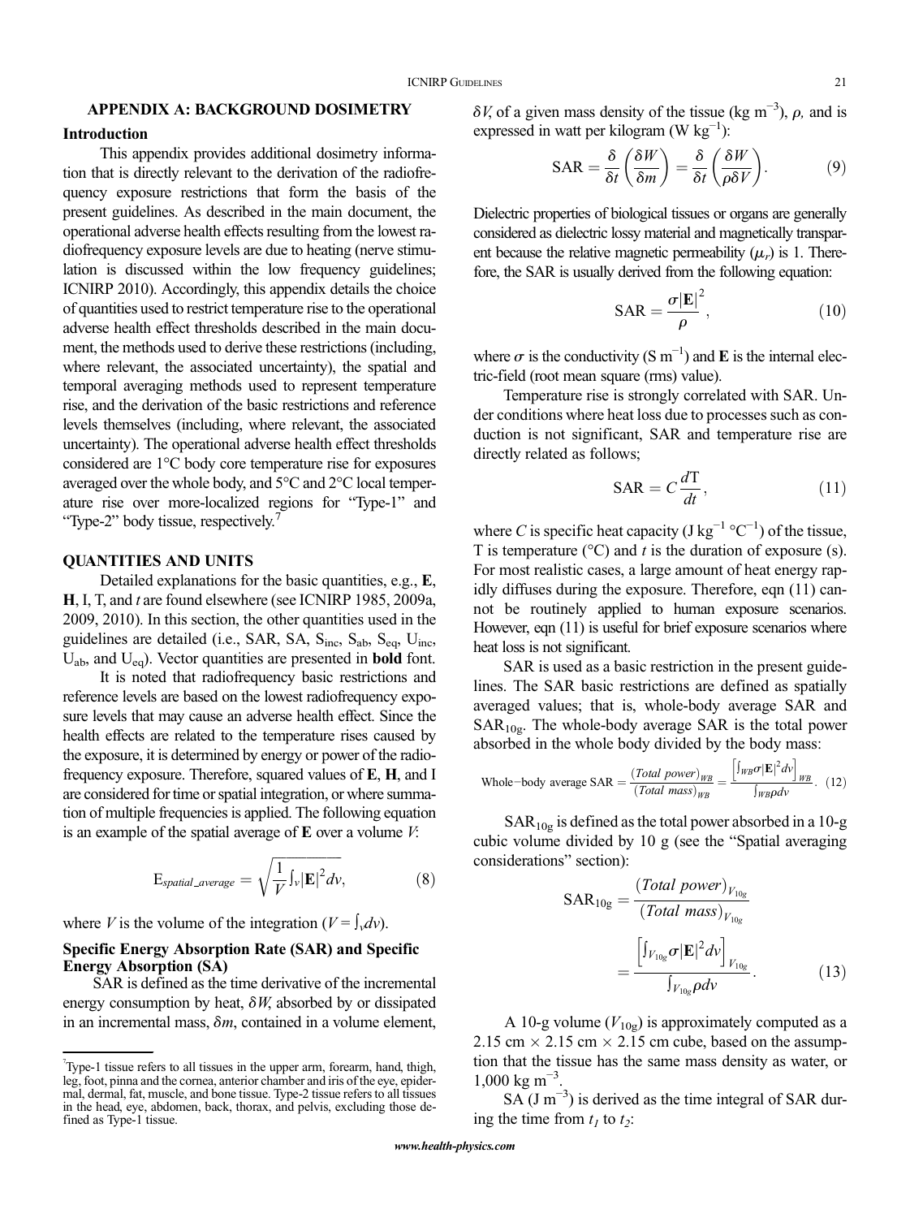## APPENDIX A: BACKGROUND DOSIMETRY

### Introduction

This appendix provides additional dosimetry information that is directly relevant to the derivation of the radiofrequency exposure restrictions that form the basis of the present guidelines. As described in the main document, the operational adverse health effects resulting from the lowest radiofrequency exposure levels are due to heating (nerve stimulation is discussed within the low frequency guidelines; ICNIRP 2010). Accordingly, this appendix details the choice of quantities used to restrict temperature rise to the operational adverse health effect thresholds described in the main document, the methods used to derive these restrictions (including, where relevant, the associated uncertainty), the spatial and temporal averaging methods used to represent temperature rise, and the derivation of the basic restrictions and reference levels themselves (including, where relevant, the associated uncertainty). The operational adverse health effect thresholds considered are 1°C body core temperature rise for exposures averaged over the whole body, and 5°C and 2°C local temperature rise over more-localized regions for "Type-1" and "Type-2" body tissue, respectively.[7]

### QUANTITIES AND UNITS

Detailed explanations for the basic quantities, e.g., **E**, **H**, I, T, and *t* are found elsewhere (see ICNIRP 1985, 2009a, 2009, 2010). In this section, the other quantities used in the guidelines are detailed (i.e., SAR, SA, $S_{inc}$, $S_{ab}$, $S_{eq}$, $U_{inc}$, $U_{ab}$, and $U_{eq}$). Vector quantities are presented in **bold** font.

It is noted that radiofrequency basic restrictions and reference levels are based on the lowest radiofrequency exposure levels that may cause an adverse health effect. Since the health effects are related to the temperature rises caused by the exposure, it is determined by energy or power of the radiofrequency exposure. Therefore, squared values of **E**, **H**, and I are considered for time or spatial integration, or where summation of multiple frequencies is applied. The following equation is an example of the spatial average of **E** over a volume *V*:

$$E_{spatial\_average} = \sqrt{\frac{1}{V}\int_v |\mathbf{E}|^2 dv}, \quad (8)$$

where *V* is the volume of the integration ($V = \int_v dv$).

### Specific Energy Absorption Rate (SAR) and Specific Energy Absorption (SA)

SAR is defined as the time derivative of the incremental energy consumption by heat, $\delta W$, absorbed by or dissipated in an incremental mass, $\delta m$, contained in a volume element, $\delta V$, of a given mass density of the tissue (kg m$^{-3}$), $\rho$, and is expressed in watt per kilogram (W kg$^{-1}$):

$$\text{SAR} = \frac{\delta}{\delta t}\left(\frac{\delta W}{\delta m}\right) = \frac{\delta}{\delta t}\left(\frac{\delta W}{\rho \delta V}\right). \quad (9)$$

Dielectric properties of biological tissues or organs are generally considered as dielectric lossy material and magnetically transparent because the relative magnetic permeability ($\mu_r$) is 1. Therefore, the SAR is usually derived from the following equation:

$$\text{SAR} = \frac{\sigma |\mathbf{E}|^2}{\rho}, \quad (10)$$

where $\sigma$ is the conductivity (S m$^{-1}$) and **E** is the internal electric-field (root mean square (rms) value).

Temperature rise is strongly correlated with SAR. Under conditions where heat loss due to processes such as conduction is not significant, SAR and temperature rise are directly related as follows;

$$\text{SAR} = C\frac{dT}{dt}, \quad (11)$$

where *C* is specific heat capacity (J kg$^{-1}$ °C$^{-1}$) of the tissue, T is temperature (°C) and *t* is the duration of exposure (s). For most realistic cases, a large amount of heat energy rapidly diffuses during the exposure. Therefore, eqn (11) cannot be routinely applied to human exposure scenarios. However, eqn (11) is useful for brief exposure scenarios where heat loss is not significant.

SAR is used as a basic restriction in the present guidelines. The SAR basic restrictions are defined as spatially averaged values; that is, whole-body average SAR and $\text{SAR}_{10g}$. The whole-body average SAR is the total power absorbed in the whole body divided by the body mass:

$$\text{Whole-body average SAR} = \frac{(Total\ power)_{WB}}{(Total\ mass)_{WB}} = \frac{\left[\int_{WB}\sigma|\mathbf{E}|^2 dv\right]_{WB}}{\int_{WB}\rho dv}. \quad (12)$$

$\text{SAR}_{10g}$ is defined as the total power absorbed in a 10-g cubic volume divided by 10 g (see the "Spatial averaging considerations" section):

$$\text{SAR}_{10g} = \frac{(Total\ power)_{V_{10g}}}{(Total\ mass)_{V_{10g}}} = \frac{\left[\int_{V_{10g}}\sigma|\mathbf{E}|^2 dv\right]_{V_{10g}}}{\int_{V_{10g}}\rho dv}. \quad (13)$$

A 10-g volume ($V_{10g}$) is approximately computed as a 2.15 cm × 2.15 cm × 2.15 cm cube, based on the assumption that the tissue has the same mass density as water, or 1,000 kg m$^{-3}$.

SA (J m$^{-3}$) is derived as the time integral of SAR during the time from $t_1$ to $t_2$:

---

[7] Type-1 tissue refers to all tissues in the upper arm, forearm, hand, thigh, leg, foot, pinna and the cornea, anterior chamber and iris of the eye, epidermal, dermal, fat, muscle, and bone tissue. Type-2 tissue refers to all tissues in the head, eye, abdomen, back, thorax, and pelvis, excluding those defined as Type-1 tissue.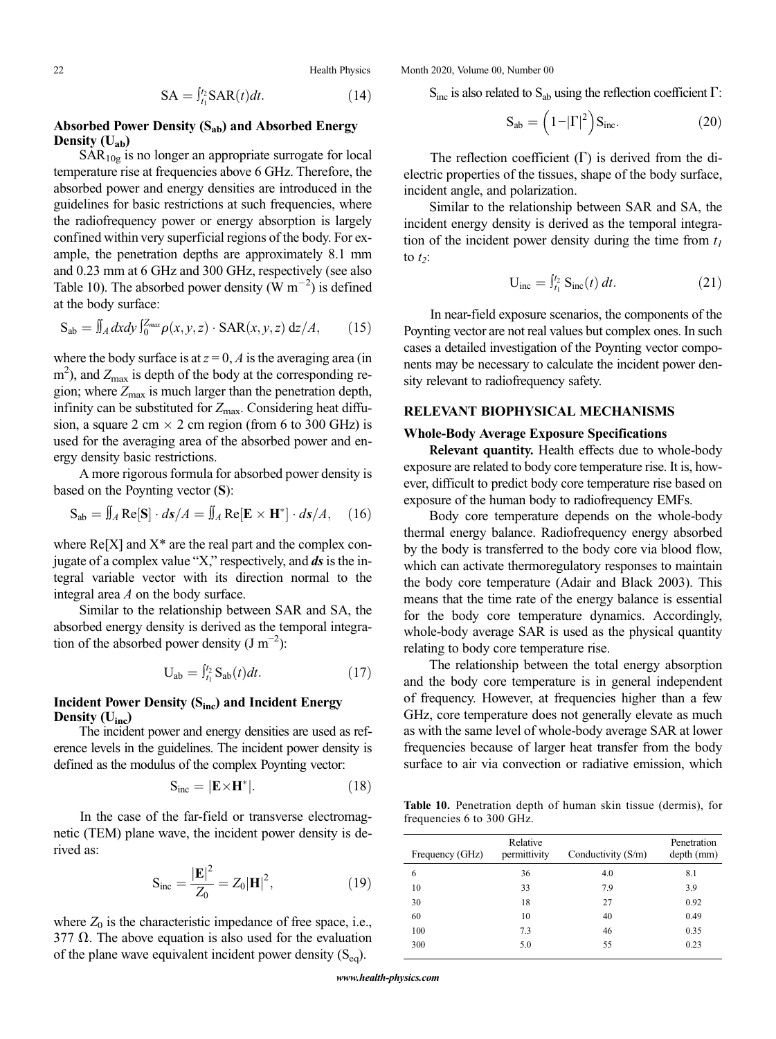$$\mathrm{SA} = \int_{t_1}^{t_2} \mathrm{SAR}(t)dt. \tag{14}$$

### Absorbed Power Density ($S_{ab}$) and Absorbed Energy Density ($U_{ab}$)

$SAR_{10g}$ is no longer an appropriate surrogate for local temperature rise at frequencies above 6 GHz. Therefore, the absorbed power and energy densities are introduced in the guidelines for basic restrictions at such frequencies, where the radiofrequency power or energy absorption is largely confined within very superficial regions of the body. For example, the penetration depths are approximately 8.1 mm and 0.23 mm at 6 GHz and 300 GHz, respectively (see also Table 10). The absorbed power density (W $m^{-2}$) is defined at the body surface:

$$S_{ab} = \iint_A dxdy \int_0^{Z_{max}} \rho(x, y, z) \cdot \mathrm{SAR}(x, y, z)\, dz/A, \tag{15}$$

where the body surface is at $z = 0$, $A$ is the averaging area (in $m^2$), and $Z_{max}$ is depth of the body at the corresponding region; where $Z_{max}$ is much larger than the penetration depth, infinity can be substituted for $Z_{max}$. Considering heat diffusion, a square 2 cm × 2 cm region (from 6 to 300 GHz) is used for the averaging area of the absorbed power and energy density basic restrictions.

A more rigorous formula for absorbed power density is based on the Poynting vector (**S**):

$$S_{ab} = \iint_A \mathrm{Re}[\mathbf{S}] \cdot d\mathbf{s}/A = \iint_A \mathrm{Re}[\mathbf{E} \times \mathbf{H}^*] \cdot d\mathbf{s}/A, \tag{16}$$

where Re[X] and X* are the real part and the complex conjugate of a complex value "X," respectively, and ***ds*** is the integral variable vector with its direction normal to the integral area $A$ on the body surface.

Similar to the relationship between SAR and SA, the absorbed energy density is derived as the temporal integration of the absorbed power density (J $m^{-2}$):

$$U_{ab} = \int_{t_1}^{t_2} S_{ab}(t)dt. \tag{17}$$

### Incident Power Density ($S_{inc}$) and Incident Energy Density ($U_{inc}$)

The incident power and energy densities are used as reference levels in the guidelines. The incident power density is defined as the modulus of the complex Poynting vector:

$$S_{inc} = |\mathbf{E} \times \mathbf{H}^*|. \tag{18}$$

In the case of the far-field or transverse electromagnetic (TEM) plane wave, the incident power density is derived as:

$$S_{inc} = \frac{|\mathbf{E}|^2}{Z_0} = Z_0 |\mathbf{H}|^2, \tag{19}$$

where $Z_0$ is the characteristic impedance of free space, i.e., 377 Ω. The above equation is also used for the evaluation of the plane wave equivalent incident power density ($S_{eq}$).

$S_{inc}$ is also related to $S_{ab}$ using the reflection coefficient Γ:

$$S_{ab} = \left(1 - |\Gamma|^2\right) S_{inc}. \tag{20}$$

The reflection coefficient (Γ) is derived from the dielectric properties of the tissues, shape of the body surface, incident angle, and polarization.

Similar to the relationship between SAR and SA, the incident energy density is derived as the temporal integration of the incident power density during the time from $t_1$ to $t_2$:

$$U_{inc} = \int_{t_1}^{t_2} S_{inc}(t)\, dt. \tag{21}$$

In near-field exposure scenarios, the components of the Poynting vector are not real values but complex ones. In such cases a detailed investigation of the Poynting vector components may be necessary to calculate the incident power density relevant to radiofrequency safety.

## RELEVANT BIOPHYSICAL MECHANISMS

### Whole-Body Average Exposure Specifications

**Relevant quantity.** Health effects due to whole-body exposure are related to body core temperature rise. It is, however, difficult to predict body core temperature rise based on exposure of the human body to radiofrequency EMFs.

Body core temperature depends on the whole-body thermal energy balance. Radiofrequency energy absorbed by the body is transferred to the body core via blood flow, which can activate thermoregulatory responses to maintain the body core temperature (Adair and Black 2003). This means that the time rate of the energy balance is essential for the body core temperature dynamics. Accordingly, whole-body average SAR is used as the physical quantity relating to body core temperature rise.

The relationship between the total energy absorption and the body core temperature is in general independent of frequency. However, at frequencies higher than a few GHz, core temperature does not generally elevate as much as with the same level of whole-body average SAR at lower frequencies because of larger heat transfer from the body surface to air via convection or radiative emission, which

**Table 10.** Penetration depth of human skin tissue (dermis), for frequencies 6 to 300 GHz.

| Frequency (GHz) | Relative permittivity | Conductivity (S/m) | Penetration depth (mm) |
|---|---|---|---|
| 6 | 36 | 4.0 | 8.1 |
| 10 | 33 | 7.9 | 3.9 |
| 30 | 18 | 27 | 0.92 |
| 60 | 10 | 40 | 0.49 |
| 100 | 7.3 | 46 | 0.35 |
| 300 | 5.0 | 55 | 0.23 |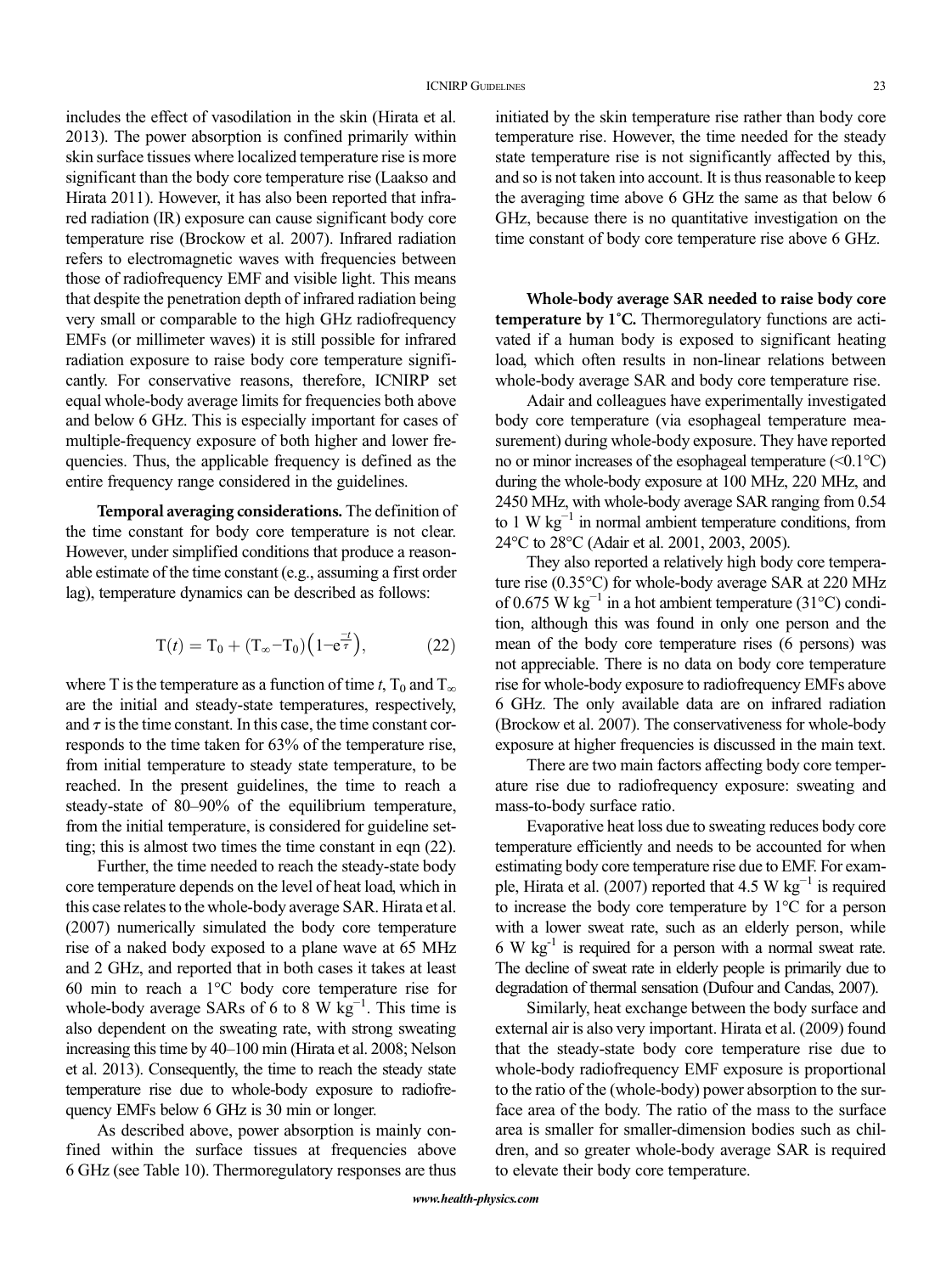includes the effect of vasodilation in the skin (Hirata et al. 2013). The power absorption is confined primarily within skin surface tissues where localized temperature rise is more significant than the body core temperature rise (Laakso and Hirata 2011). However, it has also been reported that infrared radiation (IR) exposure can cause significant body core temperature rise (Brockow et al. 2007). Infrared radiation refers to electromagnetic waves with frequencies between those of radiofrequency EMF and visible light. This means that despite the penetration depth of infrared radiation being very small or comparable to the high GHz radiofrequency EMFs (or millimeter waves) it is still possible for infrared radiation exposure to raise body core temperature significantly. For conservative reasons, therefore, ICNIRP set equal whole-body average limits for frequencies both above and below 6 GHz. This is especially important for cases of multiple-frequency exposure of both higher and lower frequencies. Thus, the applicable frequency is defined as the entire frequency range considered in the guidelines.

**Temporal averaging considerations.** The definition of the time constant for body core temperature is not clear. However, under simplified conditions that produce a reasonable estimate of the time constant (e.g., assuming a first order lag), temperature dynamics can be described as follows:

$$T(t) = T_0 + (T_\infty - T_0)\left(1 - e^{\frac{-t}{\tau}}\right), \qquad (22)$$

where T is the temperature as a function of time $t$, $T_0$ and $T_\infty$ are the initial and steady-state temperatures, respectively, and $\tau$ is the time constant. In this case, the time constant corresponds to the time taken for 63% of the temperature rise, from initial temperature to steady state temperature, to be reached. In the present guidelines, the time to reach a steady-state of 80–90% of the equilibrium temperature, from the initial temperature, is considered for guideline setting; this is almost two times the time constant in eqn (22).

Further, the time needed to reach the steady-state body core temperature depends on the level of heat load, which in this case relates to the whole-body average SAR. Hirata et al. (2007) numerically simulated the body core temperature rise of a naked body exposed to a plane wave at 65 MHz and 2 GHz, and reported that in both cases it takes at least 60 min to reach a 1°C body core temperature rise for whole-body average SARs of 6 to 8 W kg$^{-1}$. This time is also dependent on the sweating rate, with strong sweating increasing this time by 40–100 min (Hirata et al. 2008; Nelson et al. 2013). Consequently, the time to reach the steady state temperature rise due to whole-body exposure to radiofrequency EMFs below 6 GHz is 30 min or longer.

As described above, power absorption is mainly confined within the surface tissues at frequencies above 6 GHz (see Table 10). Thermoregulatory responses are thus initiated by the skin temperature rise rather than body core temperature rise. However, the time needed for the steady state temperature rise is not significantly affected by this, and so is not taken into account. It is thus reasonable to keep the averaging time above 6 GHz the same as that below 6 GHz, because there is no quantitative investigation on the time constant of body core temperature rise above 6 GHz.

**Whole-body average SAR needed to raise body core temperature by 1°C.** Thermoregulatory functions are activated if a human body is exposed to significant heating load, which often results in non-linear relations between whole-body average SAR and body core temperature rise.

Adair and colleagues have experimentally investigated body core temperature (via esophageal temperature measurement) during whole-body exposure. They have reported no or minor increases of the esophageal temperature (<0.1°C) during the whole-body exposure at 100 MHz, 220 MHz, and 2450 MHz, with whole-body average SAR ranging from 0.54 to 1 W kg$^{-1}$ in normal ambient temperature conditions, from 24°C to 28°C (Adair et al. 2001, 2003, 2005).

They also reported a relatively high body core temperature rise (0.35°C) for whole-body average SAR at 220 MHz of 0.675 W kg$^{-1}$ in a hot ambient temperature (31°C) condition, although this was found in only one person and the mean of the body core temperature rises (6 persons) was not appreciable. There is no data on body core temperature rise for whole-body exposure to radiofrequency EMFs above 6 GHz. The only available data are on infrared radiation (Brockow et al. 2007). The conservativeness for whole-body exposure at higher frequencies is discussed in the main text.

There are two main factors affecting body core temperature rise due to radiofrequency exposure: sweating and mass-to-body surface ratio.

Evaporative heat loss due to sweating reduces body core temperature efficiently and needs to be accounted for when estimating body core temperature rise due to EMF. For example, Hirata et al. (2007) reported that 4.5 W kg$^{-1}$ is required to increase the body core temperature by 1°C for a person with a lower sweat rate, such as an elderly person, while 6 W kg$^{-1}$ is required for a person with a normal sweat rate. The decline of sweat rate in elderly people is primarily due to degradation of thermal sensation (Dufour and Candas, 2007).

Similarly, heat exchange between the body surface and external air is also very important. Hirata et al. (2009) found that the steady-state body core temperature rise due to whole-body radiofrequency EMF exposure is proportional to the ratio of the (whole-body) power absorption to the surface area of the body. The ratio of the mass to the surface area is smaller for smaller-dimension bodies such as children, and so greater whole-body average SAR is required to elevate their body core temperature.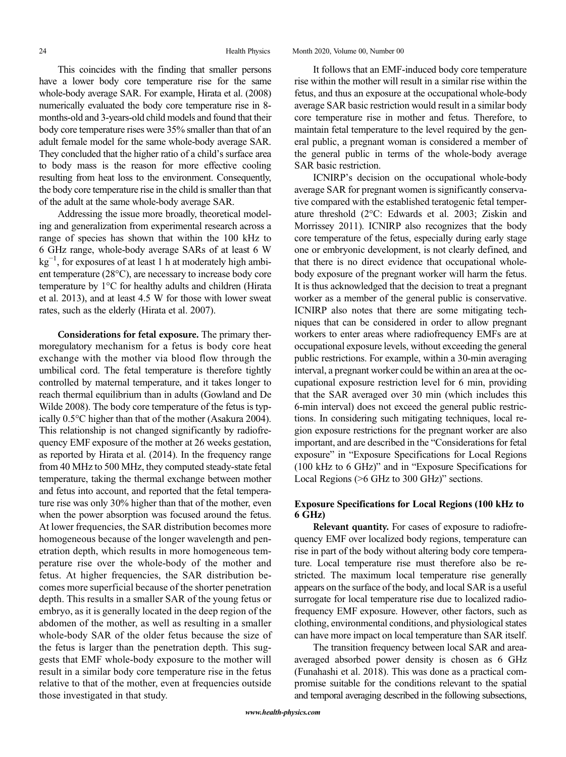This coincides with the finding that smaller persons have a lower body core temperature rise for the same whole-body average SAR. For example, Hirata et al. (2008) numerically evaluated the body core temperature rise in 8-months-old and 3-years-old child models and found that their body core temperature rises were 35% smaller than that of an adult female model for the same whole-body average SAR. They concluded that the higher ratio of a child's surface area to body mass is the reason for more effective cooling resulting from heat loss to the environment. Consequently, the body core temperature rise in the child is smaller than that of the adult at the same whole-body average SAR.

Addressing the issue more broadly, theoretical modeling and generalization from experimental research across a range of species has shown that within the 100 kHz to 6 GHz range, whole-body average SARs of at least 6 W $kg^{-1}$, for exposures of at least 1 h at moderately high ambient temperature (28°C), are necessary to increase body core temperature by 1°C for healthy adults and children (Hirata et al. 2013), and at least 4.5 W for those with lower sweat rates, such as the elderly (Hirata et al. 2007).

**Considerations for fetal exposure.** The primary thermoregulatory mechanism for a fetus is body core heat exchange with the mother via blood flow through the umbilical cord. The fetal temperature is therefore tightly controlled by maternal temperature, and it takes longer to reach thermal equilibrium than in adults (Gowland and De Wilde 2008). The body core temperature of the fetus is typically 0.5°C higher than that of the mother (Asakura 2004). This relationship is not changed significantly by radiofrequency EMF exposure of the mother at 26 weeks gestation, as reported by Hirata et al. (2014). In the frequency range from 40 MHz to 500 MHz, they computed steady-state fetal temperature, taking the thermal exchange between mother and fetus into account, and reported that the fetal temperature rise was only 30% higher than that of the mother, even when the power absorption was focused around the fetus. At lower frequencies, the SAR distribution becomes more homogeneous because of the longer wavelength and penetration depth, which results in more homogeneous temperature rise over the whole-body of the mother and fetus. At higher frequencies, the SAR distribution becomes more superficial because of the shorter penetration depth. This results in a smaller SAR of the young fetus or embryo, as it is generally located in the deep region of the abdomen of the mother, as well as resulting in a smaller whole-body SAR of the older fetus because the size of the fetus is larger than the penetration depth. This suggests that EMF whole-body exposure to the mother will result in a similar body core temperature rise in the fetus relative to that of the mother, even at frequencies outside those investigated in that study.

It follows that an EMF-induced body core temperature rise within the mother will result in a similar rise within the fetus, and thus an exposure at the occupational whole-body average SAR basic restriction would result in a similar body core temperature rise in mother and fetus. Therefore, to maintain fetal temperature to the level required by the general public, a pregnant woman is considered a member of the general public in terms of the whole-body average SAR basic restriction.

ICNIRP's decision on the occupational whole-body average SAR for pregnant women is significantly conservative compared with the established teratogenic fetal temperature threshold (2°C: Edwards et al. 2003; Ziskin and Morrissey 2011). ICNIRP also recognizes that the body core temperature of the fetus, especially during early stage one or embryonic development, is not clearly defined, and that there is no direct evidence that occupational whole-body exposure of the pregnant worker will harm the fetus. It is thus acknowledged that the decision to treat a pregnant worker as a member of the general public is conservative. ICNIRP also notes that there are some mitigating techniques that can be considered in order to allow pregnant workers to enter areas where radiofrequency EMFs are at occupational exposure levels, without exceeding the general public restrictions. For example, within a 30-min averaging interval, a pregnant worker could be within an area at the occupational exposure restriction level for 6 min, providing that the SAR averaged over 30 min (which includes this 6-min interval) does not exceed the general public restrictions. In considering such mitigating techniques, local region exposure restrictions for the pregnant worker are also important, and are described in the "Considerations for fetal exposure" in "Exposure Specifications for Local Regions (100 kHz to 6 GHz)" and in "Exposure Specifications for Local Regions (>6 GHz to 300 GHz)" sections.

### Exposure Specifications for Local Regions (100 kHz to 6 GHz)

**Relevant quantity.** For cases of exposure to radiofrequency EMF over localized body regions, temperature can rise in part of the body without altering body core temperature. Local temperature rise must therefore also be restricted. The maximum local temperature rise generally appears on the surface of the body, and local SAR is a useful surrogate for local temperature rise due to localized radiofrequency EMF exposure. However, other factors, such as clothing, environmental conditions, and physiological states can have more impact on local temperature than SAR itself.

The transition frequency between local SAR and area-averaged absorbed power density is chosen as 6 GHz (Funahashi et al. 2018). This was done as a practical compromise suitable for the conditions relevant to the spatial and temporal averaging described in the following subsections,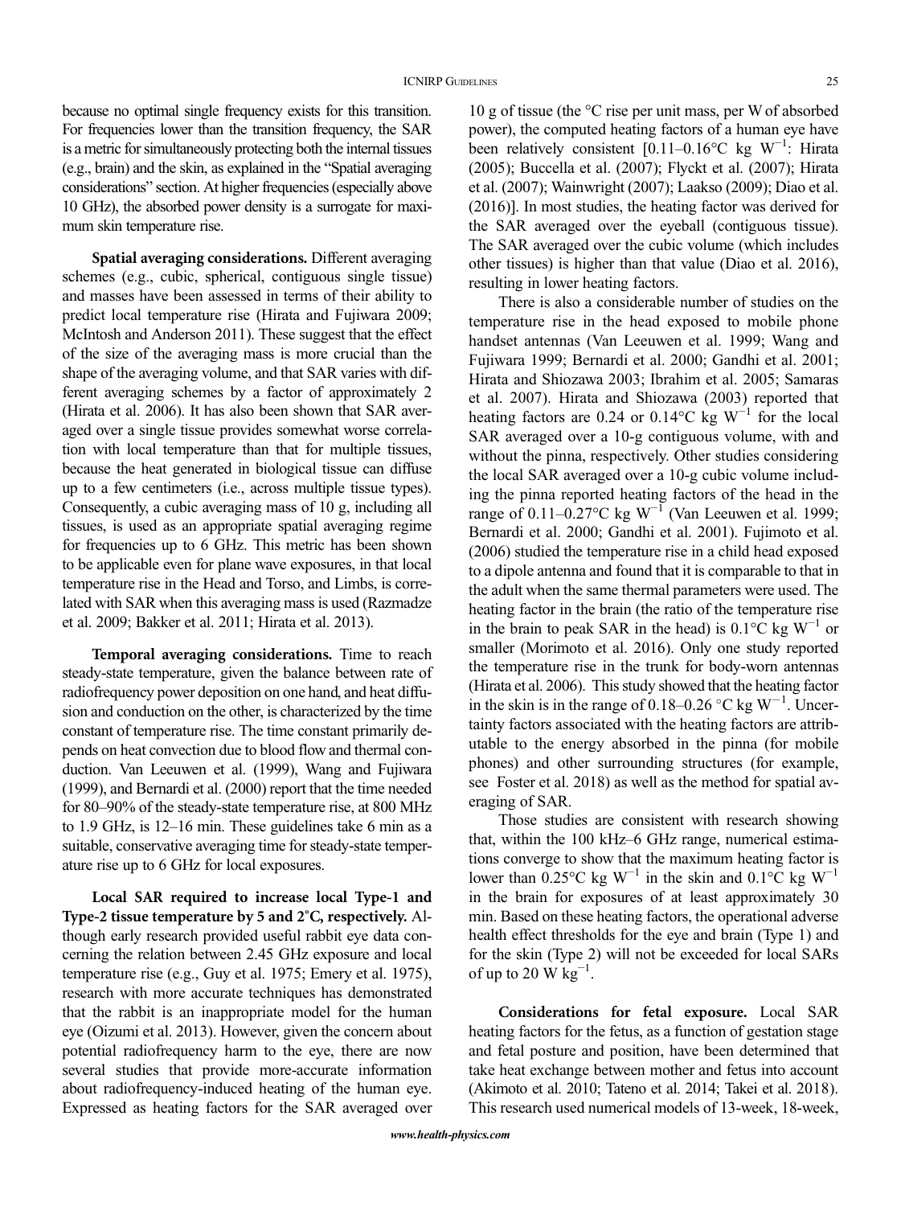because no optimal single frequency exists for this transition. For frequencies lower than the transition frequency, the SAR is a metric for simultaneously protecting both the internal tissues (e.g., brain) and the skin, as explained in the "Spatial averaging considerations" section. At higher frequencies (especially above 10 GHz), the absorbed power density is a surrogate for maximum skin temperature rise.

**Spatial averaging considerations.** Different averaging schemes (e.g., cubic, spherical, contiguous single tissue) and masses have been assessed in terms of their ability to predict local temperature rise (Hirata and Fujiwara 2009; McIntosh and Anderson 2011). These suggest that the effect of the size of the averaging mass is more crucial than the shape of the averaging volume, and that SAR varies with different averaging schemes by a factor of approximately 2 (Hirata et al. 2006). It has also been shown that SAR averaged over a single tissue provides somewhat worse correlation with local temperature than that for multiple tissues, because the heat generated in biological tissue can diffuse up to a few centimeters (i.e., across multiple tissue types). Consequently, a cubic averaging mass of 10 g, including all tissues, is used as an appropriate spatial averaging regime for frequencies up to 6 GHz. This metric has been shown to be applicable even for plane wave exposures, in that local temperature rise in the Head and Torso, and Limbs, is correlated with SAR when this averaging mass is used (Razmadze et al. 2009; Bakker et al. 2011; Hirata et al. 2013).

**Temporal averaging considerations.** Time to reach steady-state temperature, given the balance between rate of radiofrequency power deposition on one hand, and heat diffusion and conduction on the other, is characterized by the time constant of temperature rise. The time constant primarily depends on heat convection due to blood flow and thermal conduction. Van Leeuwen et al. (1999), Wang and Fujiwara (1999), and Bernardi et al. (2000) report that the time needed for 80–90% of the steady-state temperature rise, at 800 MHz to 1.9 GHz, is 12–16 min. These guidelines take 6 min as a suitable, conservative averaging time for steady-state temperature rise up to 6 GHz for local exposures.

**Local SAR required to increase local Type-1 and Type-2 tissue temperature by 5 and 2°C, respectively.** Although early research provided useful rabbit eye data concerning the relation between 2.45 GHz exposure and local temperature rise (e.g., Guy et al. 1975; Emery et al. 1975), research with more accurate techniques has demonstrated that the rabbit is an inappropriate model for the human eye (Oizumi et al. 2013). However, given the concern about potential radiofrequency harm to the eye, there are now several studies that provide more-accurate information about radiofrequency-induced heating of the human eye. Expressed as heating factors for the SAR averaged over 10 g of tissue (the °C rise per unit mass, per W of absorbed power), the computed heating factors of a human eye have been relatively consistent [0.11–0.16°C kg $W^{-1}$: Hirata (2005); Buccella et al. (2007); Flyckt et al. (2007); Hirata et al. (2007); Wainwright (2007); Laakso (2009); Diao et al. (2016)]. In most studies, the heating factor was derived for the SAR averaged over the eyeball (contiguous tissue). The SAR averaged over the cubic volume (which includes other tissues) is higher than that value (Diao et al. 2016), resulting in lower heating factors.

There is also a considerable number of studies on the temperature rise in the head exposed to mobile phone handset antennas (Van Leeuwen et al. 1999; Wang and Fujiwara 1999; Bernardi et al. 2000; Gandhi et al. 2001; Hirata and Shiozawa 2003; Ibrahim et al. 2005; Samaras et al. 2007). Hirata and Shiozawa (2003) reported that heating factors are 0.24 or 0.14°C kg $W^{-1}$ for the local SAR averaged over a 10-g contiguous volume, with and without the pinna, respectively. Other studies considering the local SAR averaged over a 10-g cubic volume including the pinna reported heating factors of the head in the range of 0.11–0.27°C kg $W^{-1}$ (Van Leeuwen et al. 1999; Bernardi et al. 2000; Gandhi et al. 2001). Fujimoto et al. (2006) studied the temperature rise in a child head exposed to a dipole antenna and found that it is comparable to that in the adult when the same thermal parameters were used. The heating factor in the brain (the ratio of the temperature rise in the brain to peak SAR in the head) is 0.1°C kg $W^{-1}$ or smaller (Morimoto et al. 2016). Only one study reported the temperature rise in the trunk for body-worn antennas (Hirata et al. 2006). This study showed that the heating factor in the skin is in the range of 0.18–0.26 °C kg $W^{-1}$. Uncertainty factors associated with the heating factors are attributable to the energy absorbed in the pinna (for mobile phones) and other surrounding structures (for example, see Foster et al. 2018) as well as the method for spatial averaging of SAR.

Those studies are consistent with research showing that, within the 100 kHz–6 GHz range, numerical estimations converge to show that the maximum heating factor is lower than 0.25°C kg $W^{-1}$ in the skin and 0.1°C kg $W^{-1}$ in the brain for exposures of at least approximately 30 min. Based on these heating factors, the operational adverse health effect thresholds for the eye and brain (Type 1) and for the skin (Type 2) will not be exceeded for local SARs of up to 20 W $kg^{-1}$.

**Considerations for fetal exposure.** Local SAR heating factors for the fetus, as a function of gestation stage and fetal posture and position, have been determined that take heat exchange between mother and fetus into account (Akimoto et al. 2010; Tateno et al. 2014; Takei et al. 2018). This research used numerical models of 13-week, 18-week,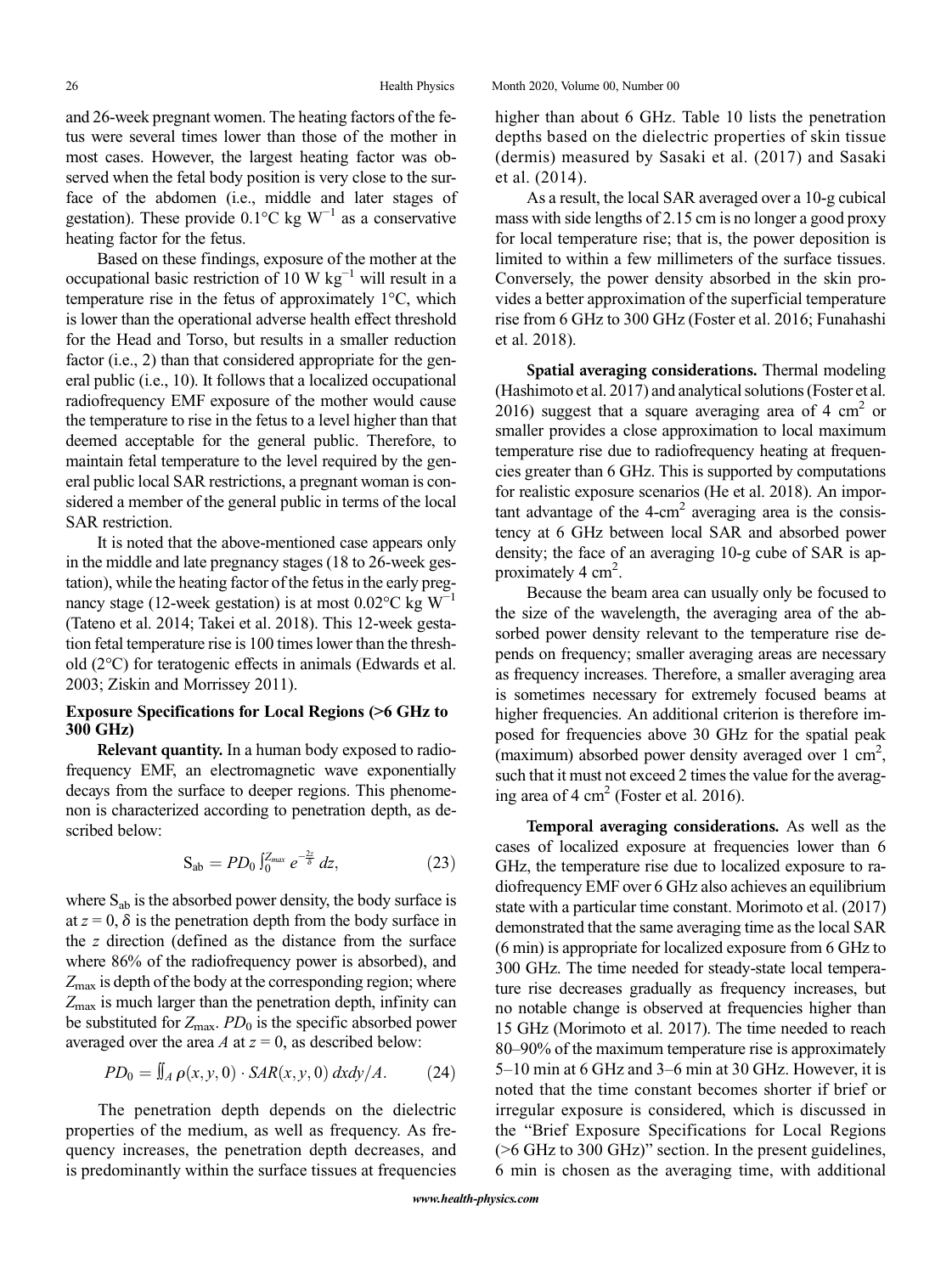and 26-week pregnant women. The heating factors of the fetus were several times lower than those of the mother in most cases. However, the largest heating factor was observed when the fetal body position is very close to the surface of the abdomen (i.e., middle and later stages of gestation). These provide 0.1°C kg $W^{-1}$ as a conservative heating factor for the fetus.

Based on these findings, exposure of the mother at the occupational basic restriction of 10 W $kg^{-1}$ will result in a temperature rise in the fetus of approximately 1°C, which is lower than the operational adverse health effect threshold for the Head and Torso, but results in a smaller reduction factor (i.e., 2) than that considered appropriate for the general public (i.e., 10). It follows that a localized occupational radiofrequency EMF exposure of the mother would cause the temperature to rise in the fetus to a level higher than that deemed acceptable for the general public. Therefore, to maintain fetal temperature to the level required by the general public local SAR restrictions, a pregnant woman is considered a member of the general public in terms of the local SAR restriction.

It is noted that the above-mentioned case appears only in the middle and late pregnancy stages (18 to 26-week gestation), while the heating factor of the fetus in the early pregnancy stage (12-week gestation) is at most 0.02°C kg $W^{-1}$ (Tateno et al. 2014; Takei et al. 2018). This 12-week gestation fetal temperature rise is 100 times lower than the threshold (2°C) for teratogenic effects in animals (Edwards et al. 2003; Ziskin and Morrissey 2011).

### Exposure Specifications for Local Regions (>6 GHz to 300 GHz)

**Relevant quantity.** In a human body exposed to radiofrequency EMF, an electromagnetic wave exponentially decays from the surface to deeper regions. This phenomenon is characterized according to penetration depth, as described below:

$$S_{ab} = PD_0 \int_0^{Z_{max}} e^{-\frac{2z}{\delta}} dz, \quad (23)$$

where $S_{ab}$ is the absorbed power density, the body surface is at $z = 0$, $\delta$ is the penetration depth from the body surface in the $z$ direction (defined as the distance from the surface where 86% of the radiofrequency power is absorbed), and $Z_{max}$ is depth of the body at the corresponding region; where $Z_{max}$ is much larger than the penetration depth, infinity can be substituted for $Z_{max}$. $PD_0$ is the specific absorbed power averaged over the area $A$ at $z = 0$, as described below:

$$PD_0 = \iint_A \rho(x, y, 0) \cdot SAR(x, y, 0)\, dxdy/A. \quad (24)$$

The penetration depth depends on the dielectric properties of the medium, as well as frequency. As frequency increases, the penetration depth decreases, and is predominantly within the surface tissues at frequencies higher than about 6 GHz. Table 10 lists the penetration depths based on the dielectric properties of skin tissue (dermis) measured by Sasaki et al. (2017) and Sasaki et al. (2014).

As a result, the local SAR averaged over a 10-g cubical mass with side lengths of 2.15 cm is no longer a good proxy for local temperature rise; that is, the power deposition is limited to within a few millimeters of the surface tissues. Conversely, the power density absorbed in the skin provides a better approximation of the superficial temperature rise from 6 GHz to 300 GHz (Foster et al. 2016; Funahashi et al. 2018).

**Spatial averaging considerations.** Thermal modeling (Hashimoto et al. 2017) and analytical solutions (Foster et al. 2016) suggest that a square averaging area of 4 $cm^2$ or smaller provides a close approximation to local maximum temperature rise due to radiofrequency heating at frequencies greater than 6 GHz. This is supported by computations for realistic exposure scenarios (He et al. 2018). An important advantage of the 4-$cm^2$ averaging area is the consistency at 6 GHz between local SAR and absorbed power density; the face of an averaging 10-g cube of SAR is approximately 4 $cm^2$.

Because the beam area can usually only be focused to the size of the wavelength, the averaging area of the absorbed power density relevant to the temperature rise depends on frequency; smaller averaging areas are necessary as frequency increases. Therefore, a smaller averaging area is sometimes necessary for extremely focused beams at higher frequencies. An additional criterion is therefore imposed for frequencies above 30 GHz for the spatial peak (maximum) absorbed power density averaged over 1 $cm^2$, such that it must not exceed 2 times the value for the averaging area of 4 $cm^2$ (Foster et al. 2016).

**Temporal averaging considerations.** As well as the cases of localized exposure at frequencies lower than 6 GHz, the temperature rise due to localized exposure to radiofrequency EMF over 6 GHz also achieves an equilibrium state with a particular time constant. Morimoto et al. (2017) demonstrated that the same averaging time as the local SAR (6 min) is appropriate for localized exposure from 6 GHz to 300 GHz. The time needed for steady-state local temperature rise decreases gradually as frequency increases, but no notable change is observed at frequencies higher than 15 GHz (Morimoto et al. 2017). The time needed to reach 80–90% of the maximum temperature rise is approximately 5–10 min at 6 GHz and 3–6 min at 30 GHz. However, it is noted that the time constant becomes shorter if brief or irregular exposure is considered, which is discussed in the "Brief Exposure Specifications for Local Regions (>6 GHz to 300 GHz)" section. In the present guidelines, 6 min is chosen as the averaging time, with additional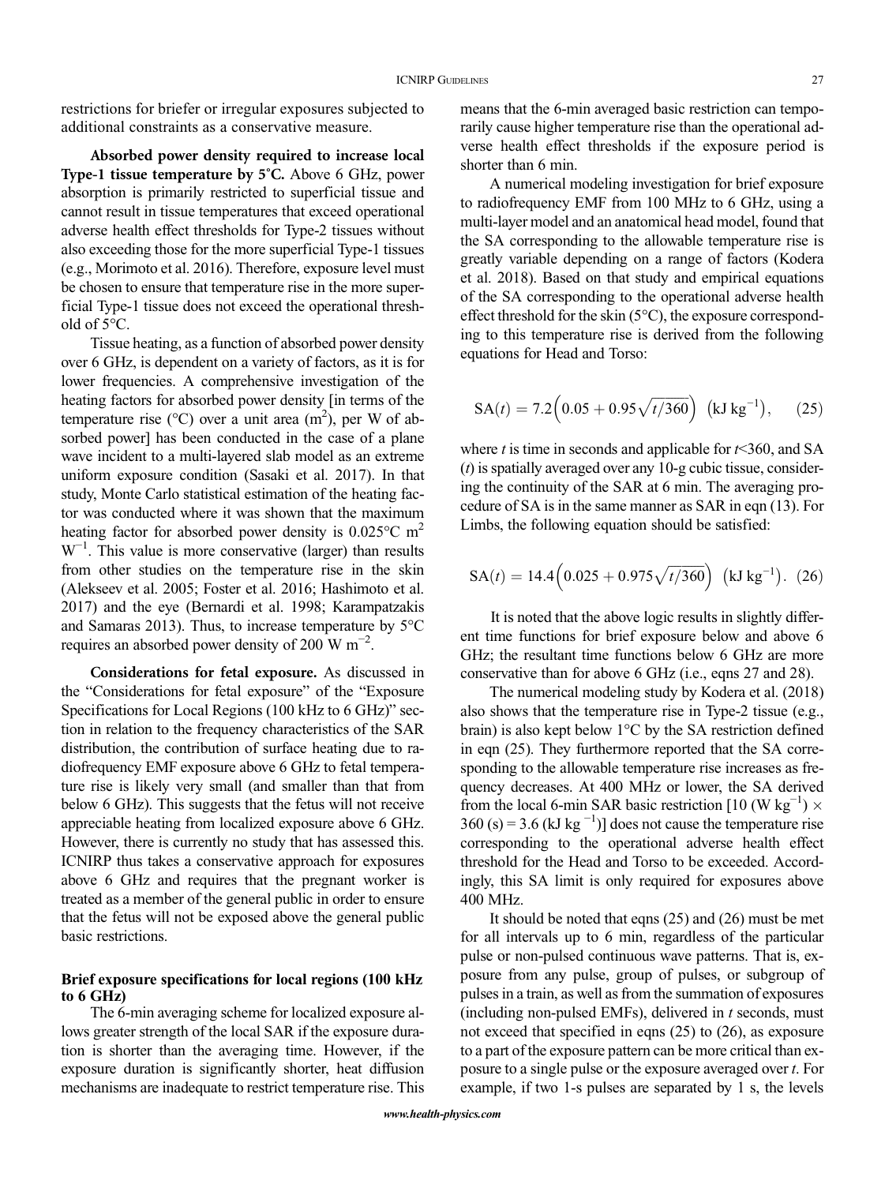restrictions for briefer or irregular exposures subjected to additional constraints as a conservative measure.

**Absorbed power density required to increase local Type-1 tissue temperature by 5˚C.** Above 6 GHz, power absorption is primarily restricted to superficial tissue and cannot result in tissue temperatures that exceed operational adverse health effect thresholds for Type-2 tissues without also exceeding those for the more superficial Type-1 tissues (e.g., Morimoto et al. 2016). Therefore, exposure level must be chosen to ensure that temperature rise in the more superficial Type-1 tissue does not exceed the operational threshold of 5°C.

Tissue heating, as a function of absorbed power density over 6 GHz, is dependent on a variety of factors, as it is for lower frequencies. A comprehensive investigation of the heating factors for absorbed power density [in terms of the temperature rise (°C) over a unit area ($m^2$), per W of absorbed power] has been conducted in the case of a plane wave incident to a multi-layered slab model as an extreme uniform exposure condition (Sasaki et al. 2017). In that study, Monte Carlo statistical estimation of the heating factor was conducted where it was shown that the maximum heating factor for absorbed power density is 0.025°C $m^2$ $W^{-1}$. This value is more conservative (larger) than results from other studies on the temperature rise in the skin (Alekseev et al. 2005; Foster et al. 2016; Hashimoto et al. 2017) and the eye (Bernardi et al. 1998; Karampatzakis and Samaras 2013). Thus, to increase temperature by 5°C requires an absorbed power density of 200 W $m^{-2}$.

**Considerations for fetal exposure.** As discussed in the "Considerations for fetal exposure" of the "Exposure Specifications for Local Regions (100 kHz to 6 GHz)" section in relation to the frequency characteristics of the SAR distribution, the contribution of surface heating due to radiofrequency EMF exposure above 6 GHz to fetal temperature rise is likely very small (and smaller than that from below 6 GHz). This suggests that the fetus will not receive appreciable heating from localized exposure above 6 GHz. However, there is currently no study that has assessed this. ICNIRP thus takes a conservative approach for exposures above 6 GHz and requires that the pregnant worker is treated as a member of the general public in order to ensure that the fetus will not be exposed above the general public basic restrictions.

### Brief exposure specifications for local regions (100 kHz to 6 GHz)

The 6-min averaging scheme for localized exposure allows greater strength of the local SAR if the exposure duration is shorter than the averaging time. However, if the exposure duration is significantly shorter, heat diffusion mechanisms are inadequate to restrict temperature rise. This means that the 6-min averaged basic restriction can temporarily cause higher temperature rise than the operational adverse health effect thresholds if the exposure period is shorter than 6 min.

A numerical modeling investigation for brief exposure to radiofrequency EMF from 100 MHz to 6 GHz, using a multi-layer model and an anatomical head model, found that the SA corresponding to the allowable temperature rise is greatly variable depending on a range of factors (Kodera et al. 2018). Based on that study and empirical equations of the SA corresponding to the operational adverse health effect threshold for the skin (5°C), the exposure corresponding to this temperature rise is derived from the following equations for Head and Torso:

$$\mathrm{SA}(t) = 7.2\left(0.05 + 0.95\sqrt{t/360}\right)\ \left(\mathrm{kJ\ kg^{-1}}\right), \quad (25)$$

where $t$ is time in seconds and applicable for $t$<360, and SA ($t$) is spatially averaged over any 10-g cubic tissue, considering the continuity of the SAR at 6 min. The averaging procedure of SA is in the same manner as SAR in eqn (13). For Limbs, the following equation should be satisfied:

$$\mathrm{SA}(t) = 14.4\left(0.025 + 0.975\sqrt{t/360}\right)\ \left(\mathrm{kJ\ kg^{-1}}\right). \quad (26)$$

It is noted that the above logic results in slightly different time functions for brief exposure below and above 6 GHz; the resultant time functions below 6 GHz are more conservative than for above 6 GHz (i.e., eqns 27 and 28).

The numerical modeling study by Kodera et al. (2018) also shows that the temperature rise in Type-2 tissue (e.g., brain) is also kept below 1°C by the SA restriction defined in eqn (25). They furthermore reported that the SA corresponding to the allowable temperature rise increases as frequency decreases. At 400 MHz or lower, the SA derived from the local 6-min SAR basic restriction [10 (W $\mathrm{kg^{-1}}$) × 360 (s) = 3.6 (kJ $\mathrm{kg^{-1}}$)] does not cause the temperature rise corresponding to the operational adverse health effect threshold for the Head and Torso to be exceeded. Accordingly, this SA limit is only required for exposures above 400 MHz.

It should be noted that eqns (25) and (26) must be met for all intervals up to 6 min, regardless of the particular pulse or non-pulsed continuous wave patterns. That is, exposure from any pulse, group of pulses, or subgroup of pulses in a train, as well as from the summation of exposures (including non-pulsed EMFs), delivered in $t$ seconds, must not exceed that specified in eqns (25) to (26), as exposure to a part of the exposure pattern can be more critical than exposure to a single pulse or the exposure averaged over $t$. For example, if two 1-s pulses are separated by 1 s, the levels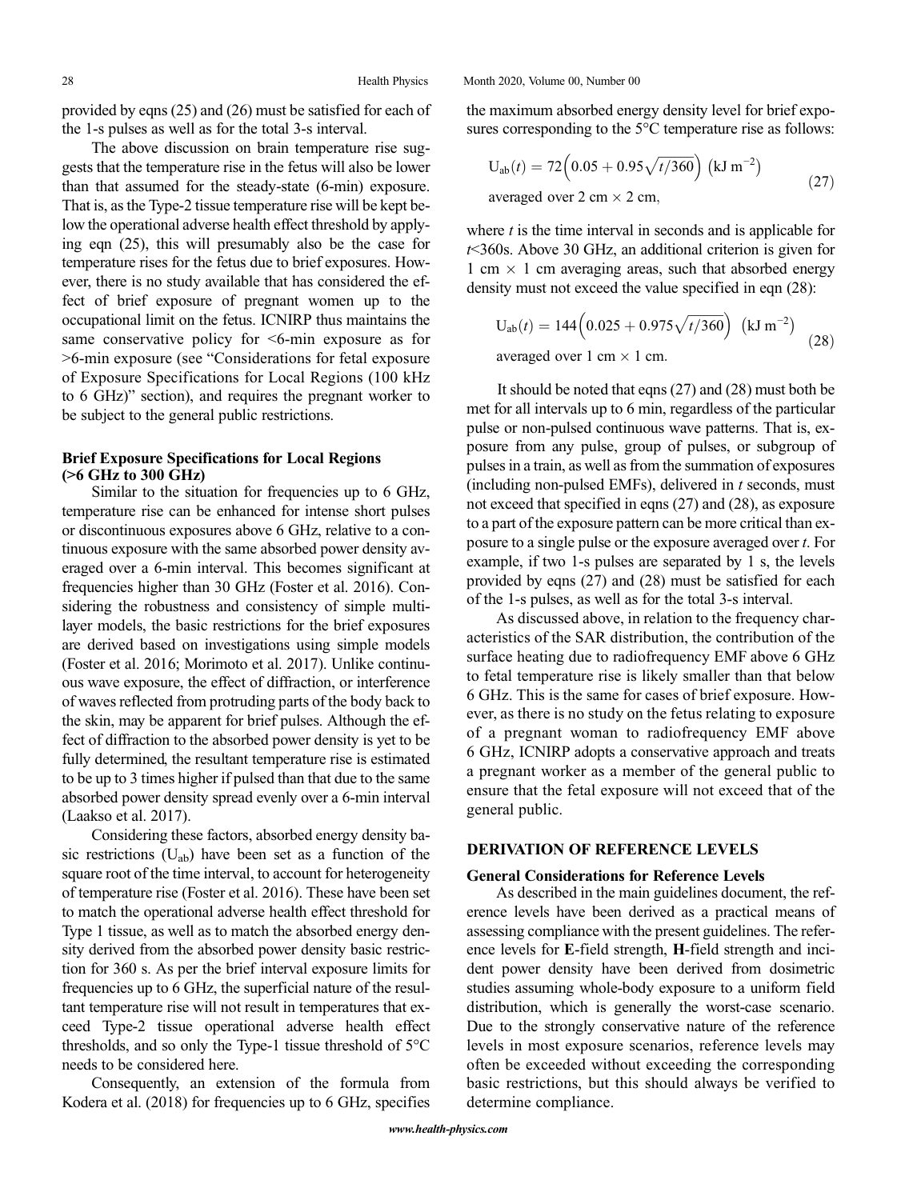provided by eqns (25) and (26) must be satisfied for each of the 1-s pulses as well as for the total 3-s interval.

The above discussion on brain temperature rise suggests that the temperature rise in the fetus will also be lower than that assumed for the steady-state (6-min) exposure. That is, as the Type-2 tissue temperature rise will be kept below the operational adverse health effect threshold by applying eqn (25), this will presumably also be the case for temperature rises for the fetus due to brief exposures. However, there is no study available that has considered the effect of brief exposure of pregnant women up to the occupational limit on the fetus. ICNIRP thus maintains the same conservative policy for <6-min exposure as for >6-min exposure (see "Considerations for fetal exposure of Exposure Specifications for Local Regions (100 kHz to 6 GHz)" section), and requires the pregnant worker to be subject to the general public restrictions.

### Brief Exposure Specifications for Local Regions (>6 GHz to 300 GHz)

Similar to the situation for frequencies up to 6 GHz, temperature rise can be enhanced for intense short pulses or discontinuous exposures above 6 GHz, relative to a continuous exposure with the same absorbed power density averaged over a 6-min interval. This becomes significant at frequencies higher than 30 GHz (Foster et al. 2016). Considering the robustness and consistency of simple multilayer models, the basic restrictions for the brief exposures are derived based on investigations using simple models (Foster et al. 2016; Morimoto et al. 2017). Unlike continuous wave exposure, the effect of diffraction, or interference of waves reflected from protruding parts of the body back to the skin, may be apparent for brief pulses. Although the effect of diffraction to the absorbed power density is yet to be fully determined, the resultant temperature rise is estimated to be up to 3 times higher if pulsed than that due to the same absorbed power density spread evenly over a 6-min interval (Laakso et al. 2017).

Considering these factors, absorbed energy density basic restrictions ($U_{ab}$) have been set as a function of the square root of the time interval, to account for heterogeneity of temperature rise (Foster et al. 2016). These have been set to match the operational adverse health effect threshold for Type 1 tissue, as well as to match the absorbed energy density derived from the absorbed power density basic restriction for 360 s. As per the brief interval exposure limits for frequencies up to 6 GHz, the superficial nature of the resultant temperature rise will not result in temperatures that exceed Type-2 tissue operational adverse health effect thresholds, and so only the Type-1 tissue threshold of 5°C needs to be considered here.

Consequently, an extension of the formula from Kodera et al. (2018) for frequencies up to 6 GHz, specifies the maximum absorbed energy density level for brief exposures corresponding to the 5°C temperature rise as follows:

$$U_{ab}(t) = 72\left(0.05 + 0.95\sqrt{t/360}\right)\ \left(\text{kJ m}^{-2}\right)$$
$$\text{averaged over } 2\text{ cm} \times 2\text{ cm}, \tag{27}$$

where $t$ is the time interval in seconds and is applicable for $t$<360s. Above 30 GHz, an additional criterion is given for 1 cm × 1 cm averaging areas, such that absorbed energy density must not exceed the value specified in eqn (28):

$$U_{ab}(t) = 144\left(0.025 + 0.975\sqrt{t/360}\right)\ \left(\text{kJ m}^{-2}\right)$$
$$\text{averaged over } 1\text{ cm} \times 1\text{ cm}. \tag{28}$$

It should be noted that eqns (27) and (28) must both be met for all intervals up to 6 min, regardless of the particular pulse or non-pulsed continuous wave patterns. That is, exposure from any pulse, group of pulses, or subgroup of pulses in a train, as well as from the summation of exposures (including non-pulsed EMFs), delivered in $t$ seconds, must not exceed that specified in eqns (27) and (28), as exposure to a part of the exposure pattern can be more critical than exposure to a single pulse or the exposure averaged over $t$. For example, if two 1-s pulses are separated by 1 s, the levels provided by eqns (27) and (28) must be satisfied for each of the 1-s pulses, as well as for the total 3-s interval.

As discussed above, in relation to the frequency characteristics of the SAR distribution, the contribution of the surface heating due to radiofrequency EMF above 6 GHz to fetal temperature rise is likely smaller than that below 6 GHz. This is the same for cases of brief exposure. However, as there is no study on the fetus relating to exposure of a pregnant woman to radiofrequency EMF above 6 GHz, ICNIRP adopts a conservative approach and treats a pregnant worker as a member of the general public to ensure that the fetal exposure will not exceed that of the general public.

## DERIVATION OF REFERENCE LEVELS

### General Considerations for Reference Levels

As described in the main guidelines document, the reference levels have been derived as a practical means of assessing compliance with the present guidelines. The reference levels for **E**-field strength, **H**-field strength and incident power density have been derived from dosimetric studies assuming whole-body exposure to a uniform field distribution, which is generally the worst-case scenario. Due to the strongly conservative nature of the reference levels in most exposure scenarios, reference levels may often be exceeded without exceeding the corresponding basic restrictions, but this should always be verified to determine compliance.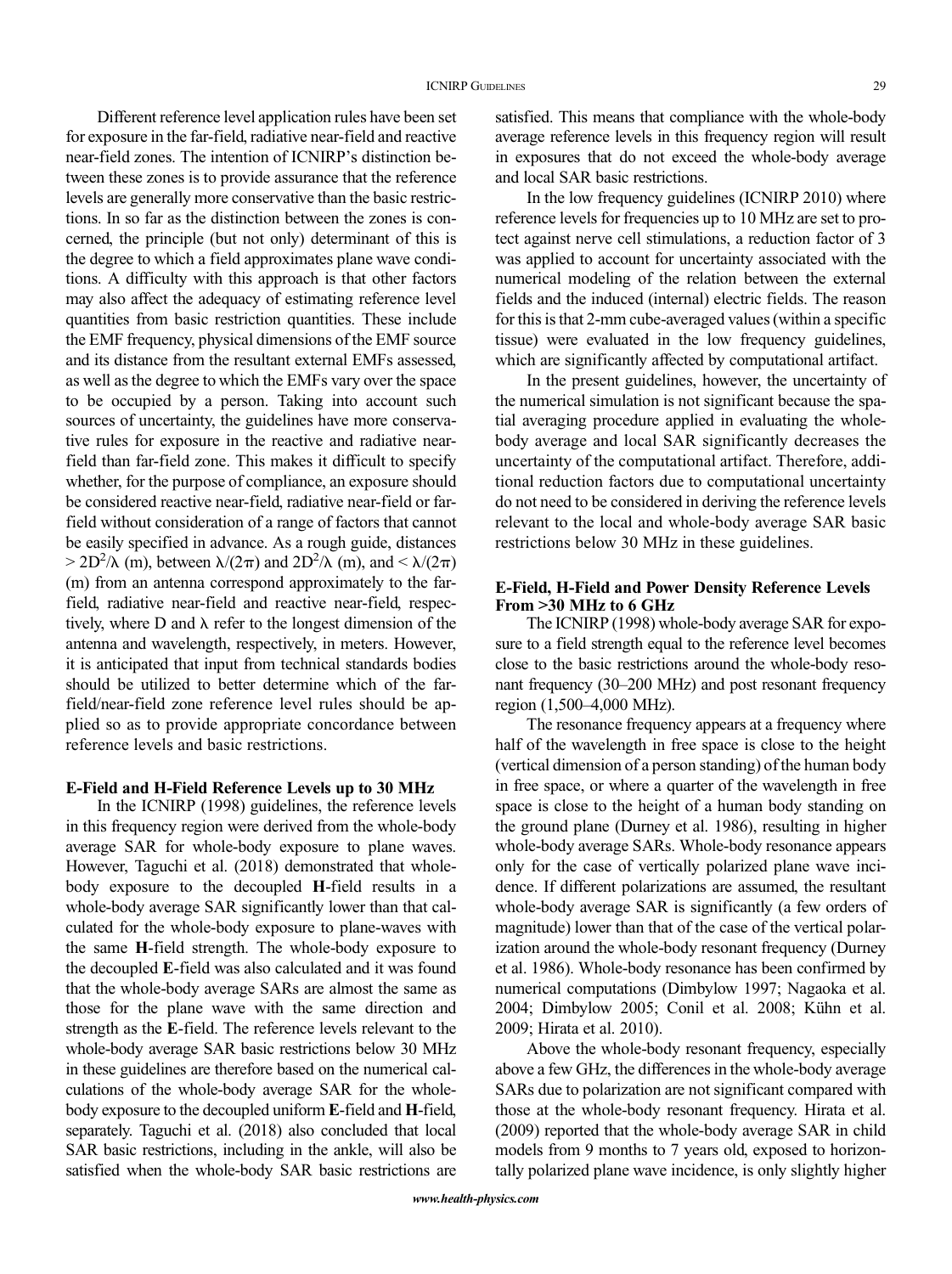Different reference level application rules have been set for exposure in the far-field, radiative near-field and reactive near-field zones. The intention of ICNIRP's distinction between these zones is to provide assurance that the reference levels are generally more conservative than the basic restrictions. In so far as the distinction between the zones is concerned, the principle (but not only) determinant of this is the degree to which a field approximates plane wave conditions. A difficulty with this approach is that other factors may also affect the adequacy of estimating reference level quantities from basic restriction quantities. These include the EMF frequency, physical dimensions of the EMF source and its distance from the resultant external EMFs assessed, as well as the degree to which the EMFs vary over the space to be occupied by a person. Taking into account such sources of uncertainty, the guidelines have more conservative rules for exposure in the reactive and radiative near-field than far-field zone. This makes it difficult to specify whether, for the purpose of compliance, an exposure should be considered reactive near-field, radiative near-field or far-field without consideration of a range of factors that cannot be easily specified in advance. As a rough guide, distances $> 2D^2/\lambda$ (m), between $\lambda/(2\pi)$ and $2D^2/\lambda$ (m), and $< \lambda/(2\pi)$ (m) from an antenna correspond approximately to the far-field, radiative near-field and reactive near-field, respectively, where D and $\lambda$ refer to the longest dimension of the antenna and wavelength, respectively, in meters. However, it is anticipated that input from technical standards bodies should be utilized to better determine which of the far-field/near-field zone reference level rules should be applied so as to provide appropriate concordance between reference levels and basic restrictions.

### E-Field and H-Field Reference Levels up to 30 MHz

In the ICNIRP (1998) guidelines, the reference levels in this frequency region were derived from the whole-body average SAR for whole-body exposure to plane waves. However, Taguchi et al. (2018) demonstrated that whole-body exposure to the decoupled **H**-field results in a whole-body average SAR significantly lower than that calculated for the whole-body exposure to plane-waves with the same **H**-field strength. The whole-body exposure to the decoupled **E**-field was also calculated and it was found that the whole-body average SARs are almost the same as those for the plane wave with the same direction and strength as the **E**-field. The reference levels relevant to the whole-body average SAR basic restrictions below 30 MHz in these guidelines are therefore based on the numerical calculations of the whole-body average SAR for the whole-body exposure to the decoupled uniform **E**-field and **H**-field, separately. Taguchi et al. (2018) also concluded that local SAR basic restrictions, including in the ankle, will also be satisfied when the whole-body SAR basic restrictions are satisfied. This means that compliance with the whole-body average reference levels in this frequency region will result in exposures that do not exceed the whole-body average and local SAR basic restrictions.

In the low frequency guidelines (ICNIRP 2010) where reference levels for frequencies up to 10 MHz are set to protect against nerve cell stimulations, a reduction factor of 3 was applied to account for uncertainty associated with the numerical modeling of the relation between the external fields and the induced (internal) electric fields. The reason for this is that 2-mm cube-averaged values (within a specific tissue) were evaluated in the low frequency guidelines, which are significantly affected by computational artifact.

In the present guidelines, however, the uncertainty of the numerical simulation is not significant because the spatial averaging procedure applied in evaluating the whole-body average and local SAR significantly decreases the uncertainty of the computational artifact. Therefore, additional reduction factors due to computational uncertainty do not need to be considered in deriving the reference levels relevant to the local and whole-body average SAR basic restrictions below 30 MHz in these guidelines.

### E-Field, H-Field and Power Density Reference Levels From >30 MHz to 6 GHz

The ICNIRP (1998) whole-body average SAR for exposure to a field strength equal to the reference level becomes close to the basic restrictions around the whole-body resonant frequency (30–200 MHz) and post resonant frequency region (1,500–4,000 MHz).

The resonance frequency appears at a frequency where half of the wavelength in free space is close to the height (vertical dimension of a person standing) of the human body in free space, or where a quarter of the wavelength in free space is close to the height of a human body standing on the ground plane (Durney et al. 1986), resulting in higher whole-body average SARs. Whole-body resonance appears only for the case of vertically polarized plane wave incidence. If different polarizations are assumed, the resultant whole-body average SAR is significantly (a few orders of magnitude) lower than that of the case of the vertical polarization around the whole-body resonant frequency (Durney et al. 1986). Whole-body resonance has been confirmed by numerical computations (Dimbylow 1997; Nagaoka et al. 2004; Dimbylow 2005; Conil et al. 2008; Kühn et al. 2009; Hirata et al. 2010).

Above the whole-body resonant frequency, especially above a few GHz, the differences in the whole-body average SARs due to polarization are not significant compared with those at the whole-body resonant frequency. Hirata et al. (2009) reported that the whole-body average SAR in child models from 9 months to 7 years old, exposed to horizontally polarized plane wave incidence, is only slightly higher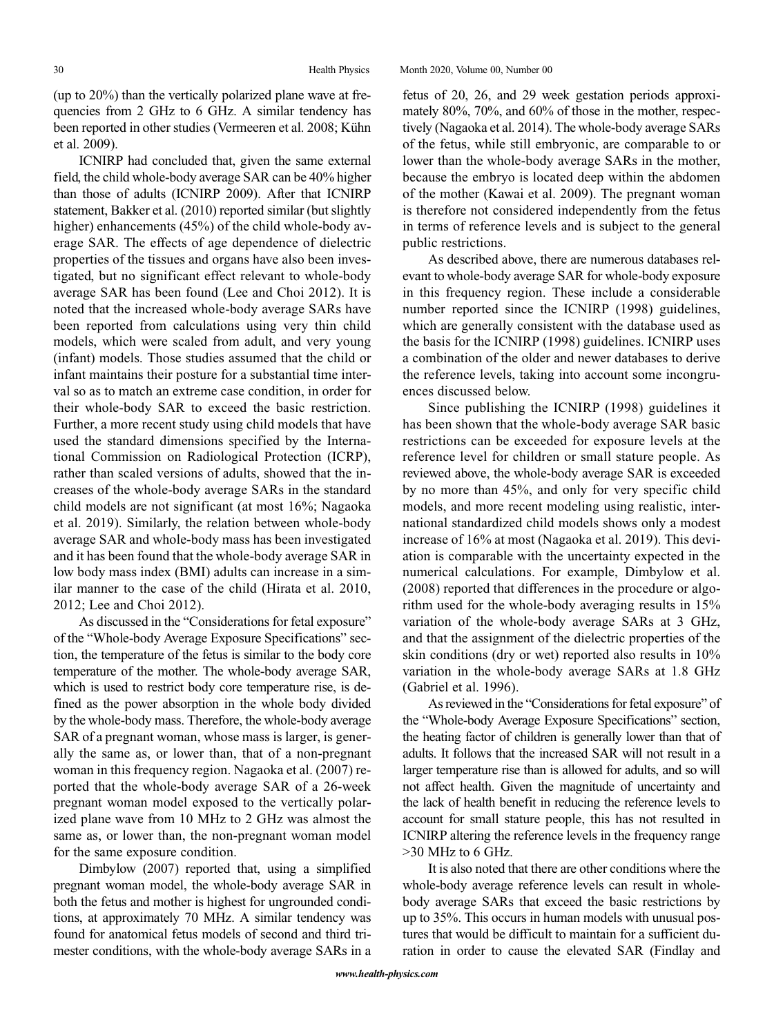(up to 20%) than the vertically polarized plane wave at frequencies from 2 GHz to 6 GHz. A similar tendency has been reported in other studies (Vermeeren et al. 2008; Kühn et al. 2009).

ICNIRP had concluded that, given the same external field, the child whole-body average SAR can be 40% higher than those of adults (ICNIRP 2009). After that ICNIRP statement, Bakker et al. (2010) reported similar (but slightly higher) enhancements (45%) of the child whole-body average SAR. The effects of age dependence of dielectric properties of the tissues and organs have also been investigated, but no significant effect relevant to whole-body average SAR has been found (Lee and Choi 2012). It is noted that the increased whole-body average SARs have been reported from calculations using very thin child models, which were scaled from adult, and very young (infant) models. Those studies assumed that the child or infant maintains their posture for a substantial time interval so as to match an extreme case condition, in order for their whole-body SAR to exceed the basic restriction. Further, a more recent study using child models that have used the standard dimensions specified by the International Commission on Radiological Protection (ICRP), rather than scaled versions of adults, showed that the increases of the whole-body average SARs in the standard child models are not significant (at most 16%; Nagaoka et al. 2019). Similarly, the relation between whole-body average SAR and whole-body mass has been investigated and it has been found that the whole-body average SAR in low body mass index (BMI) adults can increase in a similar manner to the case of the child (Hirata et al. 2010, 2012; Lee and Choi 2012).

As discussed in the "Considerations for fetal exposure" of the "Whole-body Average Exposure Specifications" section, the temperature of the fetus is similar to the body core temperature of the mother. The whole-body average SAR, which is used to restrict body core temperature rise, is defined as the power absorption in the whole body divided by the whole-body mass. Therefore, the whole-body average SAR of a pregnant woman, whose mass is larger, is generally the same as, or lower than, that of a non-pregnant woman in this frequency region. Nagaoka et al. (2007) reported that the whole-body average SAR of a 26-week pregnant woman model exposed to the vertically polarized plane wave from 10 MHz to 2 GHz was almost the same as, or lower than, the non-pregnant woman model for the same exposure condition.

Dimbylow (2007) reported that, using a simplified pregnant woman model, the whole-body average SAR in both the fetus and mother is highest for ungrounded conditions, at approximately 70 MHz. A similar tendency was found for anatomical fetus models of second and third trimester conditions, with the whole-body average SARs in a fetus of 20, 26, and 29 week gestation periods approximately 80%, 70%, and 60% of those in the mother, respectively (Nagaoka et al. 2014). The whole-body average SARs of the fetus, while still embryonic, are comparable to or lower than the whole-body average SARs in the mother, because the embryo is located deep within the abdomen of the mother (Kawai et al. 2009). The pregnant woman is therefore not considered independently from the fetus in terms of reference levels and is subject to the general public restrictions.

As described above, there are numerous databases relevant to whole-body average SAR for whole-body exposure in this frequency region. These include a considerable number reported since the ICNIRP (1998) guidelines, which are generally consistent with the database used as the basis for the ICNIRP (1998) guidelines. ICNIRP uses a combination of the older and newer databases to derive the reference levels, taking into account some incongruences discussed below.

Since publishing the ICNIRP (1998) guidelines it has been shown that the whole-body average SAR basic restrictions can be exceeded for exposure levels at the reference level for children or small stature people. As reviewed above, the whole-body average SAR is exceeded by no more than 45%, and only for very specific child models, and more recent modeling using realistic, international standardized child models shows only a modest increase of 16% at most (Nagaoka et al. 2019). This deviation is comparable with the uncertainty expected in the numerical calculations. For example, Dimbylow et al. (2008) reported that differences in the procedure or algorithm used for the whole-body averaging results in 15% variation of the whole-body average SARs at 3 GHz, and that the assignment of the dielectric properties of the skin conditions (dry or wet) reported also results in 10% variation in the whole-body average SARs at 1.8 GHz (Gabriel et al. 1996).

As reviewed in the "Considerations for fetal exposure" of the "Whole-body Average Exposure Specifications" section, the heating factor of children is generally lower than that of adults. It follows that the increased SAR will not result in a larger temperature rise than is allowed for adults, and so will not affect health. Given the magnitude of uncertainty and the lack of health benefit in reducing the reference levels to account for small stature people, this has not resulted in ICNIRP altering the reference levels in the frequency range >30 MHz to 6 GHz.

It is also noted that there are other conditions where the whole-body average reference levels can result in whole-body average SARs that exceed the basic restrictions by up to 35%. This occurs in human models with unusual postures that would be difficult to maintain for a sufficient duration in order to cause the elevated SAR (Findlay and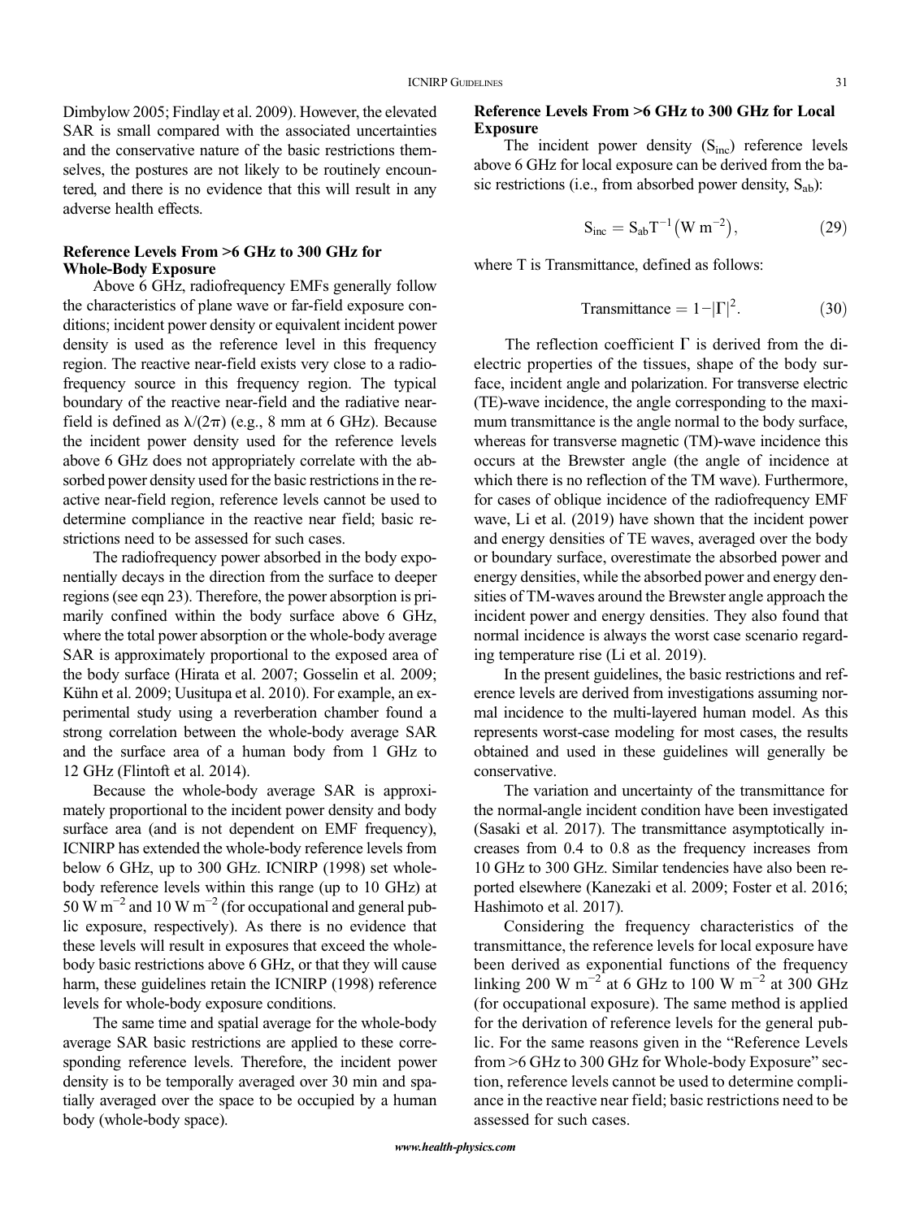Dimbylow 2005; Findlay et al. 2009). However, the elevated SAR is small compared with the associated uncertainties and the conservative nature of the basic restrictions themselves, the postures are not likely to be routinely encountered, and there is no evidence that this will result in any adverse health effects.

### Reference Levels From >6 GHz to 300 GHz for Whole-Body Exposure

Above 6 GHz, radiofrequency EMFs generally follow the characteristics of plane wave or far-field exposure conditions; incident power density or equivalent incident power density is used as the reference level in this frequency region. The reactive near-field exists very close to a radiofrequency source in this frequency region. The typical boundary of the reactive near-field and the radiative near-field is defined as $\lambda/(2\pi)$ (e.g., 8 mm at 6 GHz). Because the incident power density used for the reference levels above 6 GHz does not appropriately correlate with the absorbed power density used for the basic restrictions in the reactive near-field region, reference levels cannot be used to determine compliance in the reactive near field; basic restrictions need to be assessed for such cases.

The radiofrequency power absorbed in the body exponentially decays in the direction from the surface to deeper regions (see eqn 23). Therefore, the power absorption is primarily confined within the body surface above 6 GHz, where the total power absorption or the whole-body average SAR is approximately proportional to the exposed area of the body surface (Hirata et al. 2007; Gosselin et al. 2009; Kühn et al. 2009; Uusitupa et al. 2010). For example, an experimental study using a reverberation chamber found a strong correlation between the whole-body average SAR and the surface area of a human body from 1 GHz to 12 GHz (Flintoft et al. 2014).

Because the whole-body average SAR is approximately proportional to the incident power density and body surface area (and is not dependent on EMF frequency), ICNIRP has extended the whole-body reference levels from below 6 GHz, up to 300 GHz. ICNIRP (1998) set whole-body reference levels within this range (up to 10 GHz) at 50 W $m^{-2}$ and 10 W $m^{-2}$ (for occupational and general public exposure, respectively). As there is no evidence that these levels will result in exposures that exceed the whole-body basic restrictions above 6 GHz, or that they will cause harm, these guidelines retain the ICNIRP (1998) reference levels for whole-body exposure conditions.

The same time and spatial average for the whole-body average SAR basic restrictions are applied to these corresponding reference levels. Therefore, the incident power density is to be temporally averaged over 30 min and spatially averaged over the space to be occupied by a human body (whole-body space).

### Reference Levels From >6 GHz to 300 GHz for Local Exposure

The incident power density ($S_{inc}$) reference levels above 6 GHz for local exposure can be derived from the basic restrictions (i.e., from absorbed power density, $S_{ab}$):

$$S_{inc} = S_{ab} T^{-1} \left(\mathrm{W\ m^{-2}}\right), \quad (29)$$

where T is Transmittance, defined as follows:

$$\mathrm{Transmittance} = 1 - |\Gamma|^2. \quad (30)$$

The reflection coefficient $\Gamma$ is derived from the dielectric properties of the tissues, shape of the body surface, incident angle and polarization. For transverse electric (TE)-wave incidence, the angle corresponding to the maximum transmittance is the angle normal to the body surface, whereas for transverse magnetic (TM)-wave incidence this occurs at the Brewster angle (the angle of incidence at which there is no reflection of the TM wave). Furthermore, for cases of oblique incidence of the radiofrequency EMF wave, Li et al. (2019) have shown that the incident power and energy densities of TE waves, averaged over the body or boundary surface, overestimate the absorbed power and energy densities, while the absorbed power and energy densities of TM-waves around the Brewster angle approach the incident power and energy densities. They also found that normal incidence is always the worst case scenario regarding temperature rise (Li et al. 2019).

In the present guidelines, the basic restrictions and reference levels are derived from investigations assuming normal incidence to the multi-layered human model. As this represents worst-case modeling for most cases, the results obtained and used in these guidelines will generally be conservative.

The variation and uncertainty of the transmittance for the normal-angle incident condition have been investigated (Sasaki et al. 2017). The transmittance asymptotically increases from 0.4 to 0.8 as the frequency increases from 10 GHz to 300 GHz. Similar tendencies have also been reported elsewhere (Kanezaki et al. 2009; Foster et al. 2016; Hashimoto et al. 2017).

Considering the frequency characteristics of the transmittance, the reference levels for local exposure have been derived as exponential functions of the frequency linking 200 W $m^{-2}$ at 6 GHz to 100 W $m^{-2}$ at 300 GHz (for occupational exposure). The same method is applied for the derivation of reference levels for the general public. For the same reasons given in the "Reference Levels from >6 GHz to 300 GHz for Whole-body Exposure" section, reference levels cannot be used to determine compliance in the reactive near field; basic restrictions need to be assessed for such cases.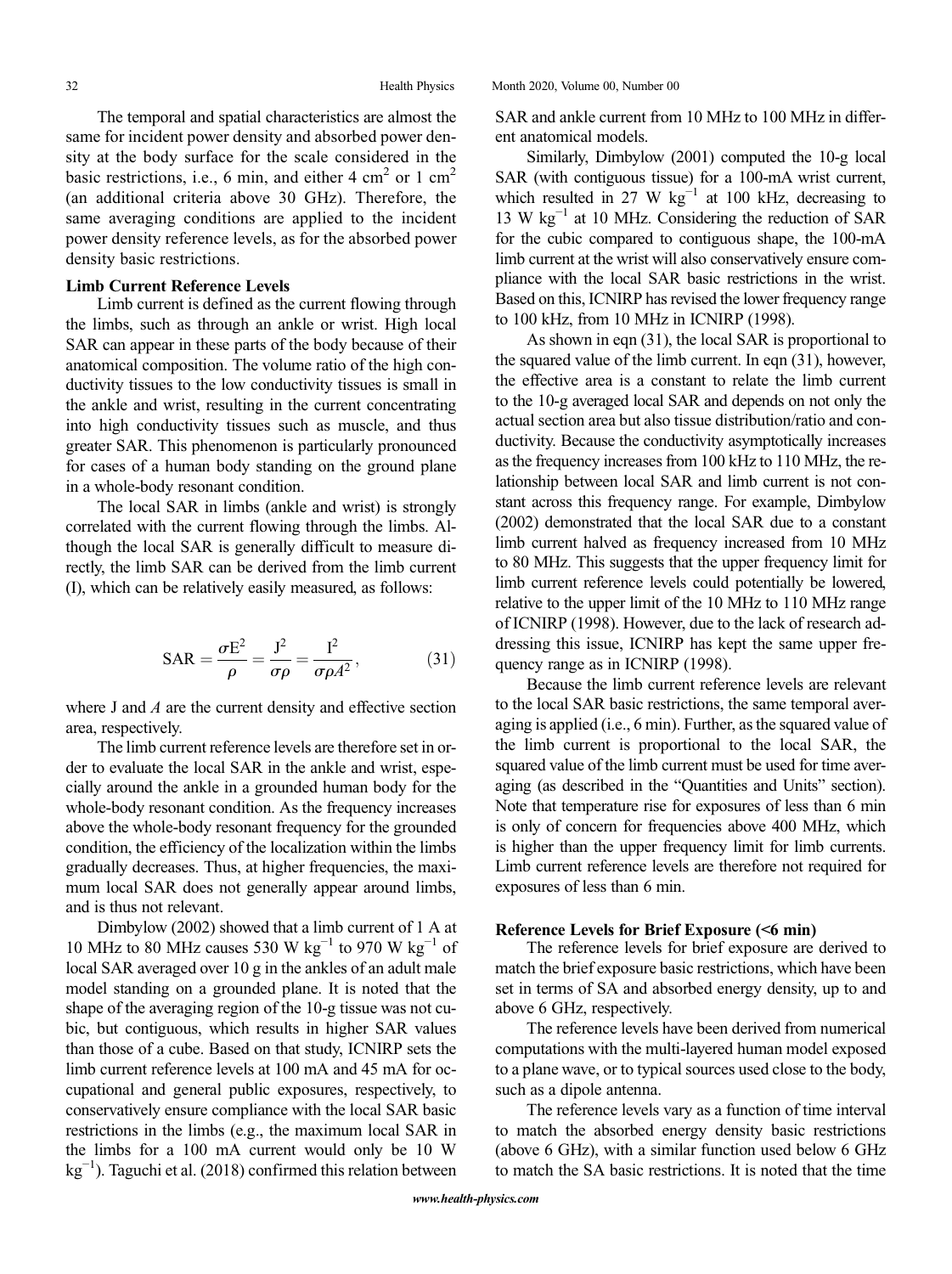The temporal and spatial characteristics are almost the same for incident power density and absorbed power density at the body surface for the scale considered in the basic restrictions, i.e., 6 min, and either 4 $cm^2$ or 1 $cm^2$ (an additional criteria above 30 GHz). Therefore, the same averaging conditions are applied to the incident power density reference levels, as for the absorbed power density basic restrictions.

**Limb Current Reference Levels**

Limb current is defined as the current flowing through the limbs, such as through an ankle or wrist. High local SAR can appear in these parts of the body because of their anatomical composition. The volume ratio of the high conductivity tissues to the low conductivity tissues is small in the ankle and wrist, resulting in the current concentrating into high conductivity tissues such as muscle, and thus greater SAR. This phenomenon is particularly pronounced for cases of a human body standing on the ground plane in a whole-body resonant condition.

The local SAR in limbs (ankle and wrist) is strongly correlated with the current flowing through the limbs. Although the local SAR is generally difficult to measure directly, the limb SAR can be derived from the limb current (I), which can be relatively easily measured, as follows:

$$\mathrm{SAR} = \frac{\sigma E^2}{\rho} = \frac{J^2}{\sigma \rho} = \frac{I^2}{\sigma \rho A^2}, \tag{31}$$

where J and $A$ are the current density and effective section area, respectively.

The limb current reference levels are therefore set in order to evaluate the local SAR in the ankle and wrist, especially around the ankle in a grounded human body for the whole-body resonant condition. As the frequency increases above the whole-body resonant frequency for the grounded condition, the efficiency of the localization within the limbs gradually decreases. Thus, at higher frequencies, the maximum local SAR does not generally appear around limbs, and is thus not relevant.

Dimbylow (2002) showed that a limb current of 1 A at 10 MHz to 80 MHz causes 530 W $kg^{-1}$ to 970 W $kg^{-1}$ of local SAR averaged over 10 g in the ankles of an adult male model standing on a grounded plane. It is noted that the shape of the averaging region of the 10-g tissue was not cubic, but contiguous, which results in higher SAR values than those of a cube. Based on that study, ICNIRP sets the limb current reference levels at 100 mA and 45 mA for occupational and general public exposures, respectively, to conservatively ensure compliance with the local SAR basic restrictions in the limbs (e.g., the maximum local SAR in the limbs for a 100 mA current would only be 10 W $kg^{-1}$). Taguchi et al. (2018) confirmed this relation between SAR and ankle current from 10 MHz to 100 MHz in different anatomical models.

Similarly, Dimbylow (2001) computed the 10-g local SAR (with contiguous tissue) for a 100-mA wrist current, which resulted in 27 W $kg^{-1}$ at 100 kHz, decreasing to 13 W $kg^{-1}$ at 10 MHz. Considering the reduction of SAR for the cubic compared to contiguous shape, the 100-mA limb current at the wrist will also conservatively ensure compliance with the local SAR basic restrictions in the wrist. Based on this, ICNIRP has revised the lower frequency range to 100 kHz, from 10 MHz in ICNIRP (1998).

As shown in eqn (31), the local SAR is proportional to the squared value of the limb current. In eqn (31), however, the effective area is a constant to relate the limb current to the 10-g averaged local SAR and depends on not only the actual section area but also tissue distribution/ratio and conductivity. Because the conductivity asymptotically increases as the frequency increases from 100 kHz to 110 MHz, the relationship between local SAR and limb current is not constant across this frequency range. For example, Dimbylow (2002) demonstrated that the local SAR due to a constant limb current halved as frequency increased from 10 MHz to 80 MHz. This suggests that the upper frequency limit for limb current reference levels could potentially be lowered, relative to the upper limit of the 10 MHz to 110 MHz range of ICNIRP (1998). However, due to the lack of research addressing this issue, ICNIRP has kept the same upper frequency range as in ICNIRP (1998).

Because the limb current reference levels are relevant to the local SAR basic restrictions, the same temporal averaging is applied (i.e., 6 min). Further, as the squared value of the limb current is proportional to the local SAR, the squared value of the limb current must be used for time averaging (as described in the "Quantities and Units" section). Note that temperature rise for exposures of less than 6 min is only of concern for frequencies above 400 MHz, which is higher than the upper frequency limit for limb currents. Limb current reference levels are therefore not required for exposures of less than 6 min.

**Reference Levels for Brief Exposure (<6 min)**

The reference levels for brief exposure are derived to match the brief exposure basic restrictions, which have been set in terms of SA and absorbed energy density, up to and above 6 GHz, respectively.

The reference levels have been derived from numerical computations with the multi-layered human model exposed to a plane wave, or to typical sources used close to the body, such as a dipole antenna.

The reference levels vary as a function of time interval to match the absorbed energy density basic restrictions (above 6 GHz), with a similar function used below 6 GHz to match the SA basic restrictions. It is noted that the time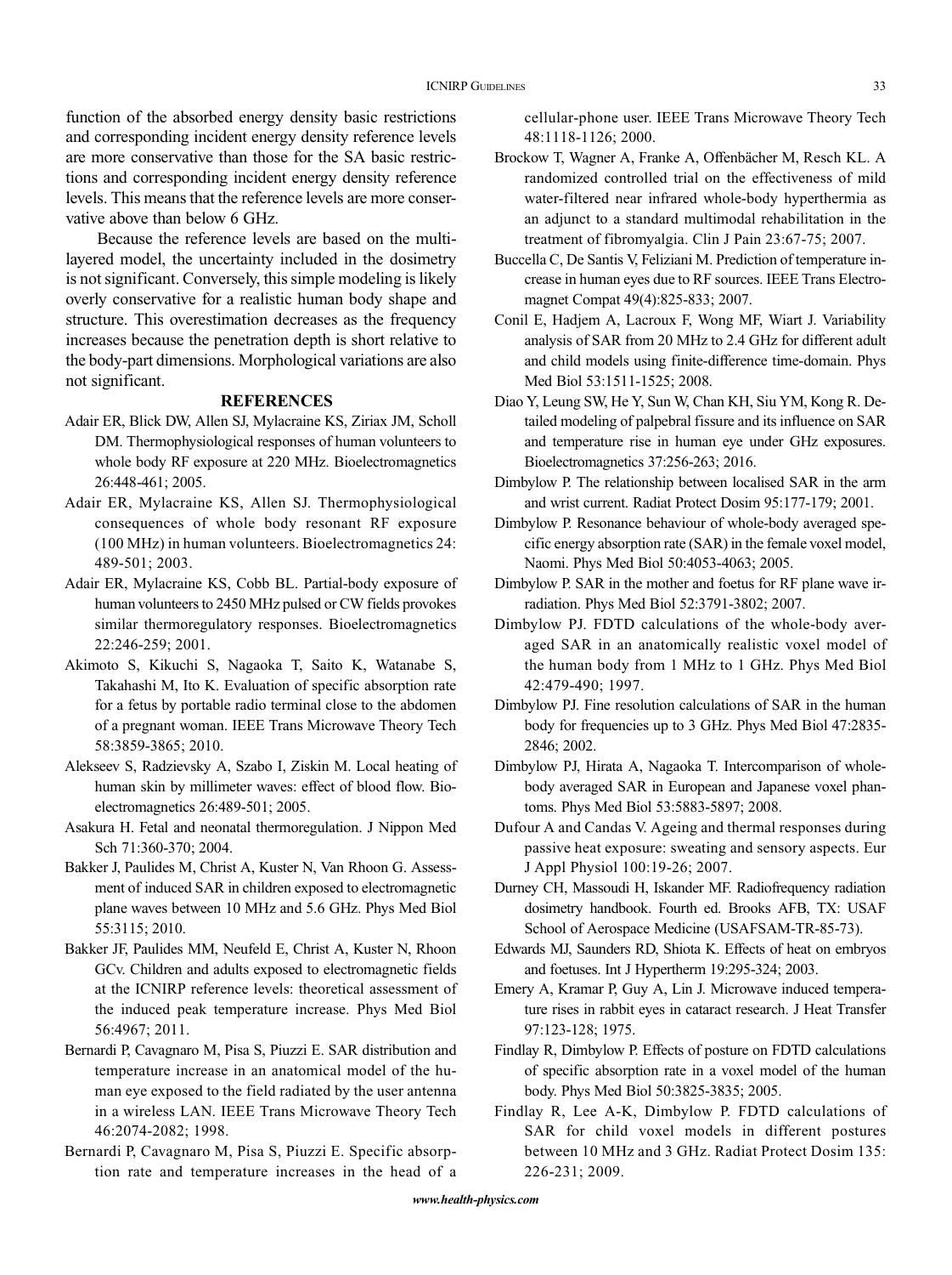function of the absorbed energy density basic restrictions and corresponding incident energy density reference levels are more conservative than those for the SA basic restrictions and corresponding incident energy density reference levels. This means that the reference levels are more conservative above than below 6 GHz.

Because the reference levels are based on the multilayered model, the uncertainty included in the dosimetry is not significant. Conversely, this simple modeling is likely overly conservative for a realistic human body shape and structure. This overestimation decreases as the frequency increases because the penetration depth is short relative to the body-part dimensions. Morphological variations are also not significant.

## REFERENCES

Adair ER, Blick DW, Allen SJ, Mylacraine KS, Ziriax JM, Scholl DM. Thermophysiological responses of human volunteers to whole body RF exposure at 220 MHz. Bioelectromagnetics 26:448-461; 2005.

Adair ER, Mylacraine KS, Allen SJ. Thermophysiological consequences of whole body resonant RF exposure (100 MHz) in human volunteers. Bioelectromagnetics 24: 489-501; 2003.

Adair ER, Mylacraine KS, Cobb BL. Partial-body exposure of human volunteers to 2450 MHz pulsed or CW fields provokes similar thermoregulatory responses. Bioelectromagnetics 22:246-259; 2001.

Akimoto S, Kikuchi S, Nagaoka T, Saito K, Watanabe S, Takahashi M, Ito K. Evaluation of specific absorption rate for a fetus by portable radio terminal close to the abdomen of a pregnant woman. IEEE Trans Microwave Theory Tech 58:3859-3865; 2010.

Alekseev S, Radzievsky A, Szabo I, Ziskin M. Local heating of human skin by millimeter waves: effect of blood flow. Bioelectromagnetics 26:489-501; 2005.

Asakura H. Fetal and neonatal thermoregulation. J Nippon Med Sch 71:360-370; 2004.

Bakker J, Paulides M, Christ A, Kuster N, Van Rhoon G. Assessment of induced SAR in children exposed to electromagnetic plane waves between 10 MHz and 5.6 GHz. Phys Med Biol 55:3115; 2010.

Bakker JF, Paulides MM, Neufeld E, Christ A, Kuster N, Rhoon GCv. Children and adults exposed to electromagnetic fields at the ICNIRP reference levels: theoretical assessment of the induced peak temperature increase. Phys Med Biol 56:4967; 2011.

Bernardi P, Cavagnaro M, Pisa S, Piuzzi E. SAR distribution and temperature increase in an anatomical model of the human eye exposed to the field radiated by the user antenna in a wireless LAN. IEEE Trans Microwave Theory Tech 46:2074-2082; 1998.

Bernardi P, Cavagnaro M, Pisa S, Piuzzi E. Specific absorption rate and temperature increases in the head of a cellular-phone user. IEEE Trans Microwave Theory Tech 48:1118-1126; 2000.

Brockow T, Wagner A, Franke A, Offenbächer M, Resch KL. A randomized controlled trial on the effectiveness of mild water-filtered near infrared whole-body hyperthermia as an adjunct to a standard multimodal rehabilitation in the treatment of fibromyalgia. Clin J Pain 23:67-75; 2007.

Buccella C, De Santis V, Feliziani M. Prediction of temperature increase in human eyes due to RF sources. IEEE Trans Electromagnet Compat 49(4):825-833; 2007.

Conil E, Hadjem A, Lacroux F, Wong MF, Wiart J. Variability analysis of SAR from 20 MHz to 2.4 GHz for different adult and child models using finite-difference time-domain. Phys Med Biol 53:1511-1525; 2008.

Diao Y, Leung SW, He Y, Sun W, Chan KH, Siu YM, Kong R. Detailed modeling of palpebral fissure and its influence on SAR and temperature rise in human eye under GHz exposures. Bioelectromagnetics 37:256-263; 2016.

Dimbylow P. The relationship between localised SAR in the arm and wrist current. Radiat Protect Dosim 95:177-179; 2001.

Dimbylow P. Resonance behaviour of whole-body averaged specific energy absorption rate (SAR) in the female voxel model, Naomi. Phys Med Biol 50:4053-4063; 2005.

Dimbylow P. SAR in the mother and foetus for RF plane wave irradiation. Phys Med Biol 52:3791-3802; 2007.

Dimbylow PJ. FDTD calculations of the whole-body averaged SAR in an anatomically realistic voxel model of the human body from 1 MHz to 1 GHz. Phys Med Biol 42:479-490; 1997.

Dimbylow PJ. Fine resolution calculations of SAR in the human body for frequencies up to 3 GHz. Phys Med Biol 47:2835-2846; 2002.

Dimbylow PJ, Hirata A, Nagaoka T. Intercomparison of whole-body averaged SAR in European and Japanese voxel phantoms. Phys Med Biol 53:5883-5897; 2008.

Dufour A and Candas V. Ageing and thermal responses during passive heat exposure: sweating and sensory aspects. Eur J Appl Physiol 100:19-26; 2007.

Durney CH, Massoudi H, Iskander MF. Radiofrequency radiation dosimetry handbook. Fourth ed. Brooks AFB, TX: USAF School of Aerospace Medicine (USAFSAM-TR-85-73).

Edwards MJ, Saunders RD, Shiota K. Effects of heat on embryos and foetuses. Int J Hypertherm 19:295-324; 2003.

Emery A, Kramar P, Guy A, Lin J. Microwave induced temperature rises in rabbit eyes in cataract research. J Heat Transfer 97:123-128; 1975.

Findlay R, Dimbylow P. Effects of posture on FDTD calculations of specific absorption rate in a voxel model of the human body. Phys Med Biol 50:3825-3835; 2005.

Findlay R, Lee A-K, Dimbylow P. FDTD calculations of SAR for child voxel models in different postures between 10 MHz and 3 GHz. Radiat Protect Dosim 135: 226-231; 2009.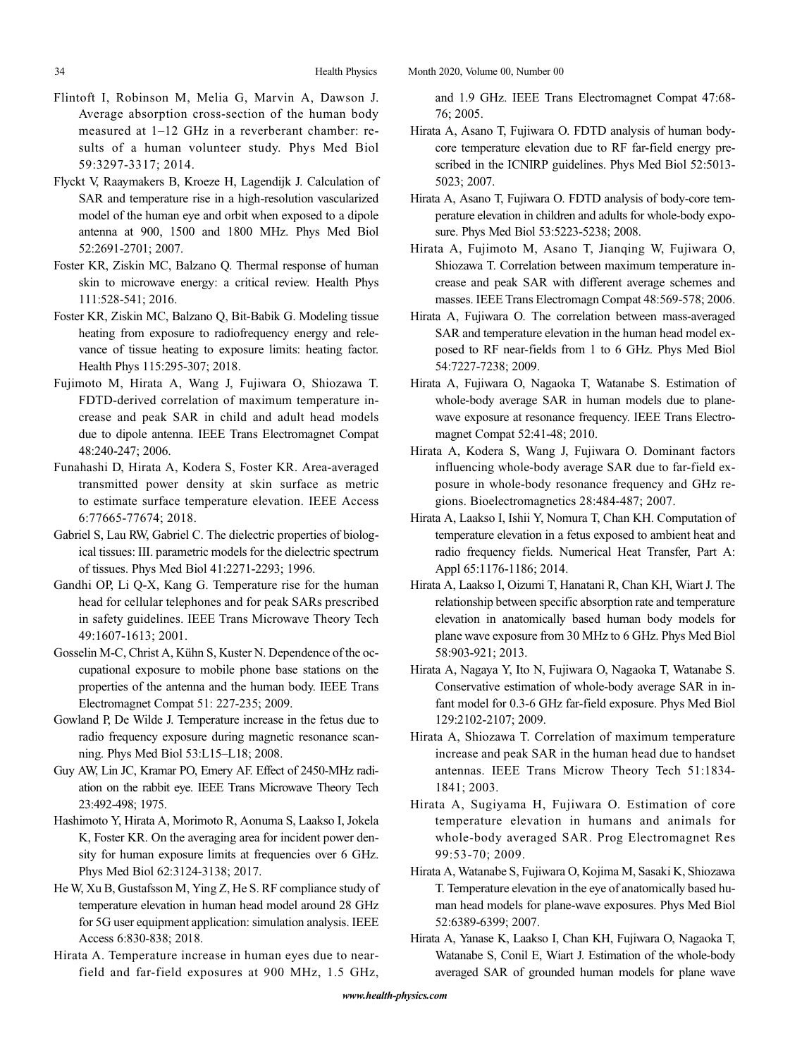Flintoft I, Robinson M, Melia G, Marvin A, Dawson J. Average absorption cross-section of the human body measured at 1–12 GHz in a reverberant chamber: results of a human volunteer study. Phys Med Biol 59:3297-3317; 2014.

Flyckt V, Raaymakers B, Kroeze H, Lagendijk J. Calculation of SAR and temperature rise in a high-resolution vascularized model of the human eye and orbit when exposed to a dipole antenna at 900, 1500 and 1800 MHz. Phys Med Biol 52:2691-2701; 2007.

Foster KR, Ziskin MC, Balzano Q. Thermal response of human skin to microwave energy: a critical review. Health Phys 111:528-541; 2016.

Foster KR, Ziskin MC, Balzano Q, Bit-Babik G. Modeling tissue heating from exposure to radiofrequency energy and relevance of tissue heating to exposure limits: heating factor. Health Phys 115:295-307; 2018.

Fujimoto M, Hirata A, Wang J, Fujiwara O, Shiozawa T. FDTD-derived correlation of maximum temperature increase and peak SAR in child and adult head models due to dipole antenna. IEEE Trans Electromagnet Compat 48:240-247; 2006.

Funahashi D, Hirata A, Kodera S, Foster KR. Area-averaged transmitted power density at skin surface as metric to estimate surface temperature elevation. IEEE Access 6:77665-77674; 2018.

Gabriel S, Lau RW, Gabriel C. The dielectric properties of biological tissues: III. parametric models for the dielectric spectrum of tissues. Phys Med Biol 41:2271-2293; 1996.

Gandhi OP, Li Q-X, Kang G. Temperature rise for the human head for cellular telephones and for peak SARs prescribed in safety guidelines. IEEE Trans Microwave Theory Tech 49:1607-1613; 2001.

Gosselin M-C, Christ A, Kühn S, Kuster N. Dependence of the occupational exposure to mobile phone base stations on the properties of the antenna and the human body. IEEE Trans Electromagnet Compat 51: 227-235; 2009.

Gowland P, De Wilde J. Temperature increase in the fetus due to radio frequency exposure during magnetic resonance scanning. Phys Med Biol 53:L15–L18; 2008.

Guy AW, Lin JC, Kramar PO, Emery AF. Effect of 2450-MHz radiation on the rabbit eye. IEEE Trans Microwave Theory Tech 23:492-498; 1975.

Hashimoto Y, Hirata A, Morimoto R, Aonuma S, Laakso I, Jokela K, Foster KR. On the averaging area for incident power density for human exposure limits at frequencies over 6 GHz. Phys Med Biol 62:3124-3138; 2017.

He W, Xu B, Gustafsson M, Ying Z, He S. RF compliance study of temperature elevation in human head model around 28 GHz for 5G user equipment application: simulation analysis. IEEE Access 6:830-838; 2018.

Hirata A. Temperature increase in human eyes due to near-field and far-field exposures at 900 MHz, 1.5 GHz, and 1.9 GHz. IEEE Trans Electromagnet Compat 47:68-76; 2005.

Hirata A, Asano T, Fujiwara O. FDTD analysis of human body-core temperature elevation due to RF far-field energy prescribed in the ICNIRP guidelines. Phys Med Biol 52:5013-5023; 2007.

Hirata A, Asano T, Fujiwara O. FDTD analysis of body-core temperature elevation in children and adults for whole-body exposure. Phys Med Biol 53:5223-5238; 2008.

Hirata A, Fujimoto M, Asano T, Jianqing W, Fujiwara O, Shiozawa T. Correlation between maximum temperature increase and peak SAR with different average schemes and masses. IEEE Trans Electromagn Compat 48:569-578; 2006.

Hirata A, Fujiwara O. The correlation between mass-averaged SAR and temperature elevation in the human head model exposed to RF near-fields from 1 to 6 GHz. Phys Med Biol 54:7227-7238; 2009.

Hirata A, Fujiwara O, Nagaoka T, Watanabe S. Estimation of whole-body average SAR in human models due to plane-wave exposure at resonance frequency. IEEE Trans Electromagnet Compat 52:41-48; 2010.

Hirata A, Kodera S, Wang J, Fujiwara O. Dominant factors influencing whole-body average SAR due to far-field exposure in whole-body resonance frequency and GHz regions. Bioelectromagnetics 28:484-487; 2007.

Hirata A, Laakso I, Ishii Y, Nomura T, Chan KH. Computation of temperature elevation in a fetus exposed to ambient heat and radio frequency fields. Numerical Heat Transfer, Part A: Appl 65:1176-1186; 2014.

Hirata A, Laakso I, Oizumi T, Hanatani R, Chan KH, Wiart J. The relationship between specific absorption rate and temperature elevation in anatomically based human body models for plane wave exposure from 30 MHz to 6 GHz. Phys Med Biol 58:903-921; 2013.

Hirata A, Nagaya Y, Ito N, Fujiwara O, Nagaoka T, Watanabe S. Conservative estimation of whole-body average SAR in infant model for 0.3-6 GHz far-field exposure. Phys Med Biol 129:2102-2107; 2009.

Hirata A, Shiozawa T. Correlation of maximum temperature increase and peak SAR in the human head due to handset antennas. IEEE Trans Microw Theory Tech 51:1834-1841; 2003.

Hirata A, Sugiyama H, Fujiwara O. Estimation of core temperature elevation in humans and animals for whole-body averaged SAR. Prog Electromagnet Res 99:53-70; 2009.

Hirata A, Watanabe S, Fujiwara O, Kojima M, Sasaki K, Shiozawa T. Temperature elevation in the eye of anatomically based human head models for plane-wave exposures. Phys Med Biol 52:6389-6399; 2007.

Hirata A, Yanase K, Laakso I, Chan KH, Fujiwara O, Nagaoka T, Watanabe S, Conil E, Wiart J. Estimation of the whole-body averaged SAR of grounded human models for plane wave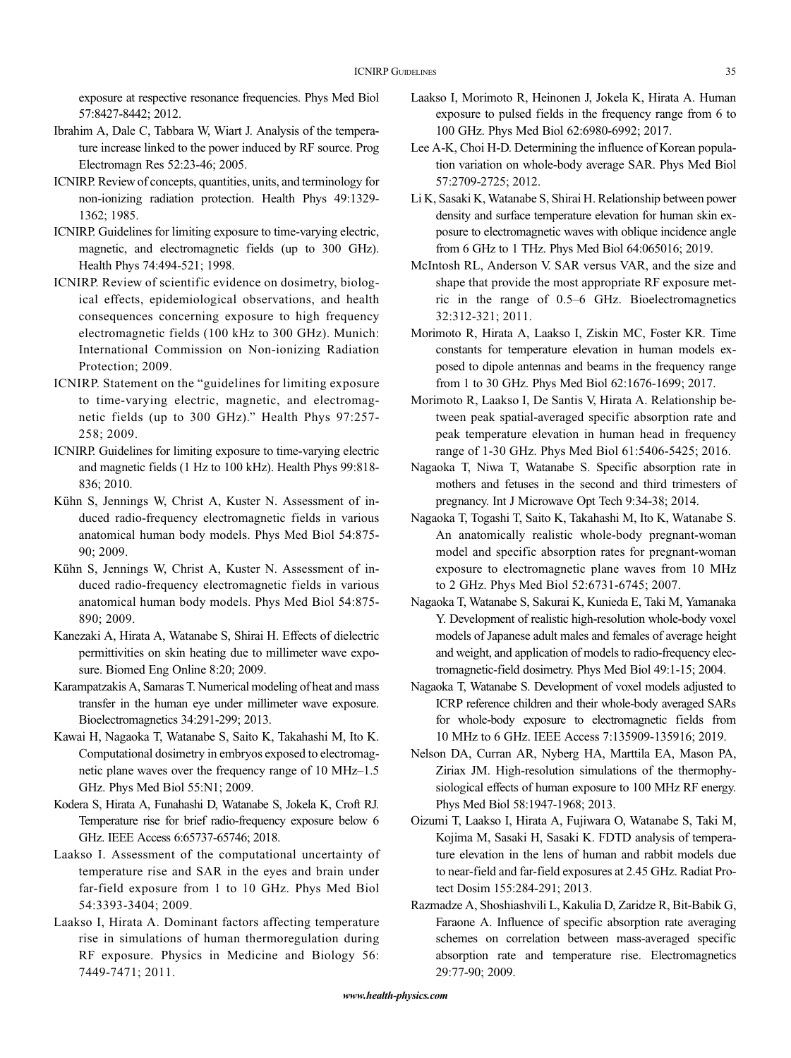exposure at respective resonance frequencies. Phys Med Biol 57:8427-8442; 2012.

Ibrahim A, Dale C, Tabbara W, Wiart J. Analysis of the temperature increase linked to the power induced by RF source. Prog Electromagn Res 52:23-46; 2005.

ICNIRP. Review of concepts, quantities, units, and terminology for non-ionizing radiation protection. Health Phys 49:1329-1362; 1985.

ICNIRP. Guidelines for limiting exposure to time-varying electric, magnetic, and electromagnetic fields (up to 300 GHz). Health Phys 74:494-521; 1998.

ICNIRP. Review of scientific evidence on dosimetry, biological effects, epidemiological observations, and health consequences concerning exposure to high frequency electromagnetic fields (100 kHz to 300 GHz). Munich: International Commission on Non-ionizing Radiation Protection; 2009.

ICNIRP. Statement on the "guidelines for limiting exposure to time-varying electric, magnetic, and electromagnetic fields (up to 300 GHz)." Health Phys 97:257-258; 2009.

ICNIRP. Guidelines for limiting exposure to time-varying electric and magnetic fields (1 Hz to 100 kHz). Health Phys 99:818-836; 2010.

Kühn S, Jennings W, Christ A, Kuster N. Assessment of induced radio-frequency electromagnetic fields in various anatomical human body models. Phys Med Biol 54:875-90; 2009.

Kühn S, Jennings W, Christ A, Kuster N. Assessment of induced radio-frequency electromagnetic fields in various anatomical human body models. Phys Med Biol 54:875-890; 2009.

Kanezaki A, Hirata A, Watanabe S, Shirai H. Effects of dielectric permittivities on skin heating due to millimeter wave exposure. Biomed Eng Online 8:20; 2009.

Karampatzakis A, Samaras T. Numerical modeling of heat and mass transfer in the human eye under millimeter wave exposure. Bioelectromagnetics 34:291-299; 2013.

Kawai H, Nagaoka T, Watanabe S, Saito K, Takahashi M, Ito K. Computational dosimetry in embryos exposed to electromagnetic plane waves over the frequency range of 10 MHz–1.5 GHz. Phys Med Biol 55:N1; 2009.

Kodera S, Hirata A, Funahashi D, Watanabe S, Jokela K, Croft RJ. Temperature rise for brief radio-frequency exposure below 6 GHz. IEEE Access 6:65737-65746; 2018.

Laakso I. Assessment of the computational uncertainty of temperature rise and SAR in the eyes and brain under far-field exposure from 1 to 10 GHz. Phys Med Biol 54:3393-3404; 2009.

Laakso I, Hirata A. Dominant factors affecting temperature rise in simulations of human thermoregulation during RF exposure. Physics in Medicine and Biology 56: 7449-7471; 2011.

Laakso I, Morimoto R, Heinonen J, Jokela K, Hirata A. Human exposure to pulsed fields in the frequency range from 6 to 100 GHz. Phys Med Biol 62:6980-6992; 2017.

Lee A-K, Choi H-D. Determining the influence of Korean population variation on whole-body average SAR. Phys Med Biol 57:2709-2725; 2012.

Li K, Sasaki K, Watanabe S, Shirai H. Relationship between power density and surface temperature elevation for human skin exposure to electromagnetic waves with oblique incidence angle from 6 GHz to 1 THz. Phys Med Biol 64:065016; 2019.

McIntosh RL, Anderson V. SAR versus VAR, and the size and shape that provide the most appropriate RF exposure metric in the range of 0.5–6 GHz. Bioelectromagnetics 32:312-321; 2011.

Morimoto R, Hirata A, Laakso I, Ziskin MC, Foster KR. Time constants for temperature elevation in human models exposed to dipole antennas and beams in the frequency range from 1 to 30 GHz. Phys Med Biol 62:1676-1699; 2017.

Morimoto R, Laakso I, De Santis V, Hirata A. Relationship between peak spatial-averaged specific absorption rate and peak temperature elevation in human head in frequency range of 1-30 GHz. Phys Med Biol 61:5406-5425; 2016.

Nagaoka T, Niwa T, Watanabe S. Specific absorption rate in mothers and fetuses in the second and third trimesters of pregnancy. Int J Microwave Opt Tech 9:34-38; 2014.

Nagaoka T, Togashi T, Saito K, Takahashi M, Ito K, Watanabe S. An anatomically realistic whole-body pregnant-woman model and specific absorption rates for pregnant-woman exposure to electromagnetic plane waves from 10 MHz to 2 GHz. Phys Med Biol 52:6731-6745; 2007.

Nagaoka T, Watanabe S, Sakurai K, Kunieda E, Taki M, Yamanaka Y. Development of realistic high-resolution whole-body voxel models of Japanese adult males and females of average height and weight, and application of models to radio-frequency electromagnetic-field dosimetry. Phys Med Biol 49:1-15; 2004.

Nagaoka T, Watanabe S. Development of voxel models adjusted to ICRP reference children and their whole-body averaged SARs for whole-body exposure to electromagnetic fields from 10 MHz to 6 GHz. IEEE Access 7:135909-135916; 2019.

Nelson DA, Curran AR, Nyberg HA, Marttila EA, Mason PA, Ziriax JM. High-resolution simulations of the thermophysiological effects of human exposure to 100 MHz RF energy. Phys Med Biol 58:1947-1968; 2013.

Oizumi T, Laakso I, Hirata A, Fujiwara O, Watanabe S, Taki M, Kojima M, Sasaki H, Sasaki K. FDTD analysis of temperature elevation in the lens of human and rabbit models due to near-field and far-field exposures at 2.45 GHz. Radiat Protect Dosim 155:284-291; 2013.

Razmadze A, Shoshiashvili L, Kakulia D, Zaridze R, Bit-Babik G, Faraone A. Influence of specific absorption rate averaging schemes on correlation between mass-averaged specific absorption rate and temperature rise. Electromagnetics 29:77-90; 2009.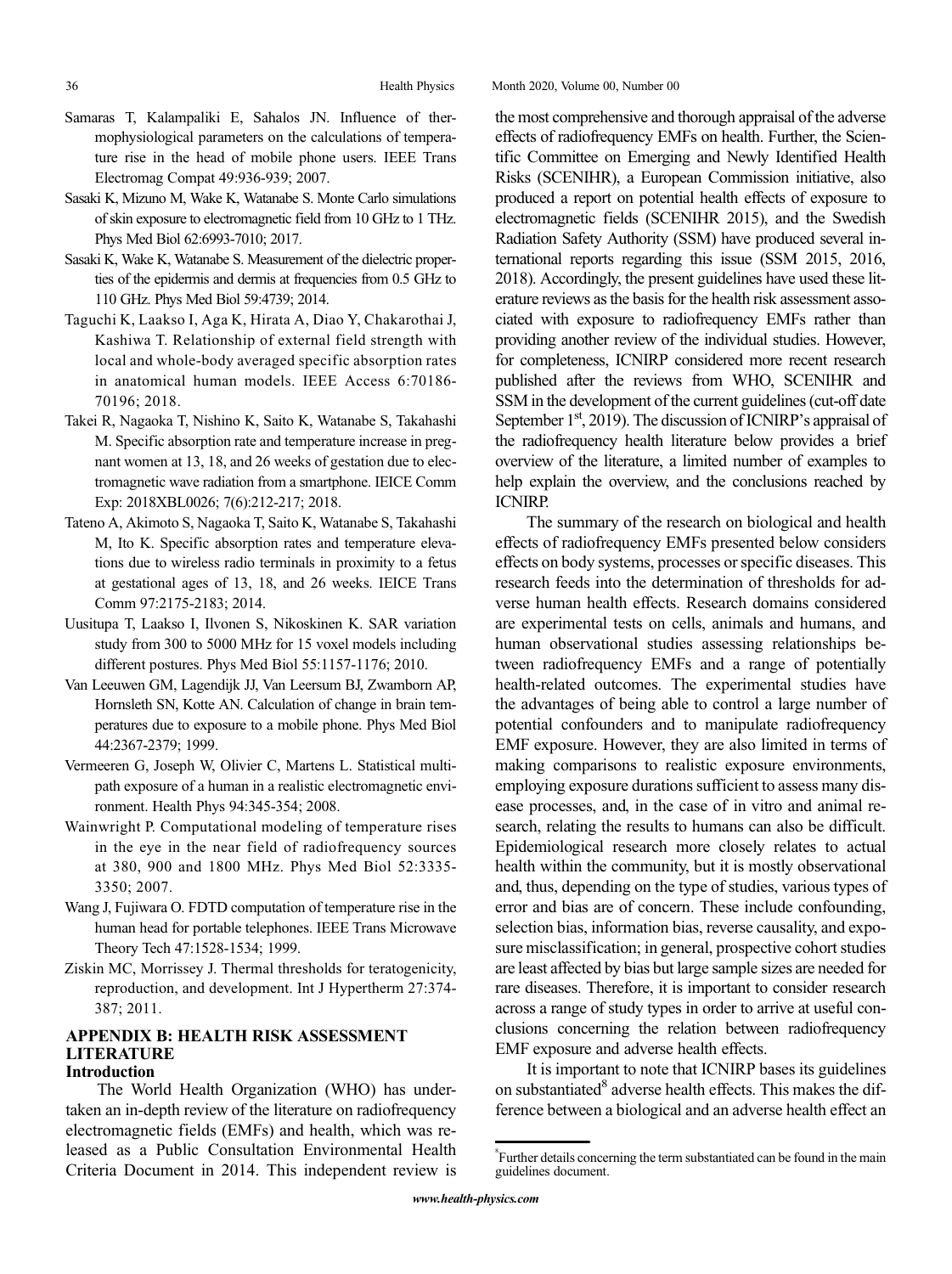Samaras T, Kalampaliki E, Sahalos JN. Influence of thermophysiological parameters on the calculations of temperature rise in the head of mobile phone users. IEEE Trans Electromag Compat 49:936-939; 2007.

Sasaki K, Mizuno M, Wake K, Watanabe S. Monte Carlo simulations of skin exposure to electromagnetic field from 10 GHz to 1 THz. Phys Med Biol 62:6993-7010; 2017.

Sasaki K, Wake K, Watanabe S. Measurement of the dielectric properties of the epidermis and dermis at frequencies from 0.5 GHz to 110 GHz. Phys Med Biol 59:4739; 2014.

Taguchi K, Laakso I, Aga K, Hirata A, Diao Y, Chakarothai J, Kashiwa T. Relationship of external field strength with local and whole-body averaged specific absorption rates in anatomical human models. IEEE Access 6:70186-70196; 2018.

Takei R, Nagaoka T, Nishino K, Saito K, Watanabe S, Takahashi M. Specific absorption rate and temperature increase in pregnant women at 13, 18, and 26 weeks of gestation due to electromagnetic wave radiation from a smartphone. IEICE Comm Exp: 2018XBL0026; 7(6):212-217; 2018.

Tateno A, Akimoto S, Nagaoka T, Saito K, Watanabe S, Takahashi M, Ito K. Specific absorption rates and temperature elevations due to wireless radio terminals in proximity to a fetus at gestational ages of 13, 18, and 26 weeks. IEICE Trans Comm 97:2175-2183; 2014.

Uusitupa T, Laakso I, Ilvonen S, Nikoskinen K. SAR variation study from 300 to 5000 MHz for 15 voxel models including different postures. Phys Med Biol 55:1157-1176; 2010.

Van Leeuwen GM, Lagendijk JJ, Van Leersum BJ, Zwamborn AP, Hornsleth SN, Kotte AN. Calculation of change in brain temperatures due to exposure to a mobile phone. Phys Med Biol 44:2367-2379; 1999.

Vermeeren G, Joseph W, Olivier C, Martens L. Statistical multipath exposure of a human in a realistic electromagnetic environment. Health Phys 94:345-354; 2008.

Wainwright P. Computational modeling of temperature rises in the eye in the near field of radiofrequency sources at 380, 900 and 1800 MHz. Phys Med Biol 52:3335-3350; 2007.

Wang J, Fujiwara O. FDTD computation of temperature rise in the human head for portable telephones. IEEE Trans Microwave Theory Tech 47:1528-1534; 1999.

Ziskin MC, Morrissey J. Thermal thresholds for teratogenicity, reproduction, and development. Int J Hypertherm 27:374-387; 2011.

## APPENDIX B: HEALTH RISK ASSESSMENT LITERATURE

### Introduction

The World Health Organization (WHO) has undertaken an in-depth review of the literature on radiofrequency electromagnetic fields (EMFs) and health, which was released as a Public Consultation Environmental Health Criteria Document in 2014. This independent review is the most comprehensive and thorough appraisal of the adverse effects of radiofrequency EMFs on health. Further, the Scientific Committee on Emerging and Newly Identified Health Risks (SCENIHR), a European Commission initiative, also produced a report on potential health effects of exposure to electromagnetic fields (SCENIHR 2015), and the Swedish Radiation Safety Authority (SSM) have produced several international reports regarding this issue (SSM 2015, 2016, 2018). Accordingly, the present guidelines have used these literature reviews as the basis for the health risk assessment associated with exposure to radiofrequency EMFs rather than providing another review of the individual studies. However, for completeness, ICNIRP considered more recent research published after the reviews from WHO, SCENIHR and SSM in the development of the current guidelines (cut-off date September 1st, 2019). The discussion of ICNIRP's appraisal of the radiofrequency health literature below provides a brief overview of the literature, a limited number of examples to help explain the overview, and the conclusions reached by ICNIRP.

The summary of the research on biological and health effects of radiofrequency EMFs presented below considers effects on body systems, processes or specific diseases. This research feeds into the determination of thresholds for adverse human health effects. Research domains considered are experimental tests on cells, animals and humans, and human observational studies assessing relationships between radiofrequency EMFs and a range of potentially health-related outcomes. The experimental studies have the advantages of being able to control a large number of potential confounders and to manipulate radiofrequency EMF exposure. However, they are also limited in terms of making comparisons to realistic exposure environments, employing exposure durations sufficient to assess many disease processes, and, in the case of in vitro and animal research, relating the results to humans can also be difficult. Epidemiological research more closely relates to actual health within the community, but it is mostly observational and, thus, depending on the type of studies, various types of error and bias are of concern. These include confounding, selection bias, information bias, reverse causality, and exposure misclassification; in general, prospective cohort studies are least affected by bias but large sample sizes are needed for rare diseases. Therefore, it is important to consider research across a range of study types in order to arrive at useful conclusions concerning the relation between radiofrequency EMF exposure and adverse health effects.

It is important to note that ICNIRP bases its guidelines on substantiated[8] adverse health effects. This makes the difference between a biological and an adverse health effect an

[8] Further details concerning the term substantiated can be found in the main guidelines document.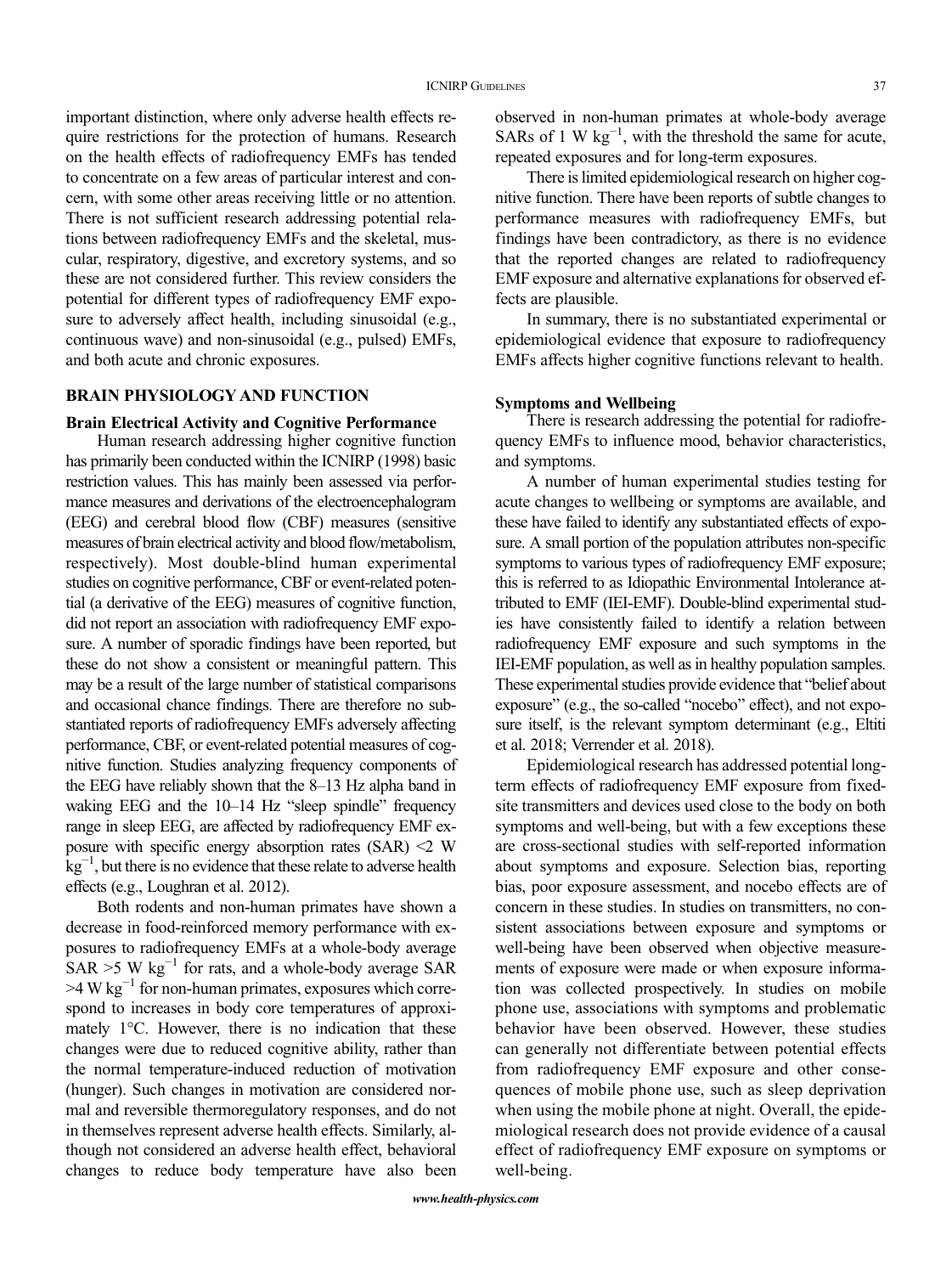important distinction, where only adverse health effects require restrictions for the protection of humans. Research on the health effects of radiofrequency EMFs has tended to concentrate on a few areas of particular interest and concern, with some other areas receiving little or no attention. There is not sufficient research addressing potential relations between radiofrequency EMFs and the skeletal, muscular, respiratory, digestive, and excretory systems, and so these are not considered further. This review considers the potential for different types of radiofrequency EMF exposure to adversely affect health, including sinusoidal (e.g., continuous wave) and non-sinusoidal (e.g., pulsed) EMFs, and both acute and chronic exposures.

## BRAIN PHYSIOLOGY AND FUNCTION

### Brain Electrical Activity and Cognitive Performance

Human research addressing higher cognitive function has primarily been conducted within the ICNIRP (1998) basic restriction values. This has mainly been assessed via performance measures and derivations of the electroencephalogram (EEG) and cerebral blood flow (CBF) measures (sensitive measures of brain electrical activity and blood flow/metabolism, respectively). Most double-blind human experimental studies on cognitive performance, CBF or event-related potential (a derivative of the EEG) measures of cognitive function, did not report an association with radiofrequency EMF exposure. A number of sporadic findings have been reported, but these do not show a consistent or meaningful pattern. This may be a result of the large number of statistical comparisons and occasional chance findings. There are therefore no substantiated reports of radiofrequency EMFs adversely affecting performance, CBF, or event-related potential measures of cognitive function. Studies analyzing frequency components of the EEG have reliably shown that the 8–13 Hz alpha band in waking EEG and the 10–14 Hz "sleep spindle" frequency range in sleep EEG, are affected by radiofrequency EMF exposure with specific energy absorption rates (SAR) <2 W $kg^{-1}$, but there is no evidence that these relate to adverse health effects (e.g., Loughran et al. 2012).

Both rodents and non-human primates have shown a decrease in food-reinforced memory performance with exposures to radiofrequency EMFs at a whole-body average SAR >5 W $kg^{-1}$ for rats, and a whole-body average SAR >4 W $kg^{-1}$ for non-human primates, exposures which correspond to increases in body core temperatures of approximately 1°C. However, there is no indication that these changes were due to reduced cognitive ability, rather than the normal temperature-induced reduction of motivation (hunger). Such changes in motivation are considered normal and reversible thermoregulatory responses, and do not in themselves represent adverse health effects. Similarly, although not considered an adverse health effect, behavioral changes to reduce body temperature have also been observed in non-human primates at whole-body average SARs of 1 W $kg^{-1}$, with the threshold the same for acute, repeated exposures and for long-term exposures.

There is limited epidemiological research on higher cognitive function. There have been reports of subtle changes to performance measures with radiofrequency EMFs, but findings have been contradictory, as there is no evidence that the reported changes are related to radiofrequency EMF exposure and alternative explanations for observed effects are plausible.

In summary, there is no substantiated experimental or epidemiological evidence that exposure to radiofrequency EMFs affects higher cognitive functions relevant to health.

### Symptoms and Wellbeing

There is research addressing the potential for radiofrequency EMFs to influence mood, behavior characteristics, and symptoms.

A number of human experimental studies testing for acute changes to wellbeing or symptoms are available, and these have failed to identify any substantiated effects of exposure. A small portion of the population attributes non-specific symptoms to various types of radiofrequency EMF exposure; this is referred to as Idiopathic Environmental Intolerance attributed to EMF (IEI-EMF). Double-blind experimental studies have consistently failed to identify a relation between radiofrequency EMF exposure and such symptoms in the IEI-EMF population, as well as in healthy population samples. These experimental studies provide evidence that "belief about exposure" (e.g., the so-called "nocebo" effect), and not exposure itself, is the relevant symptom determinant (e.g., Eltiti et al. 2018; Verrender et al. 2018).

Epidemiological research has addressed potential long-term effects of radiofrequency EMF exposure from fixed-site transmitters and devices used close to the body on both symptoms and well-being, but with a few exceptions these are cross-sectional studies with self-reported information about symptoms and exposure. Selection bias, reporting bias, poor exposure assessment, and nocebo effects are of concern in these studies. In studies on transmitters, no consistent associations between exposure and symptoms or well-being have been observed when objective measurements of exposure were made or when exposure information was collected prospectively. In studies on mobile phone use, associations with symptoms and problematic behavior have been observed. However, these studies can generally not differentiate between potential effects from radiofrequency EMF exposure and other consequences of mobile phone use, such as sleep deprivation when using the mobile phone at night. Overall, the epidemiological research does not provide evidence of a causal effect of radiofrequency EMF exposure on symptoms or well-being.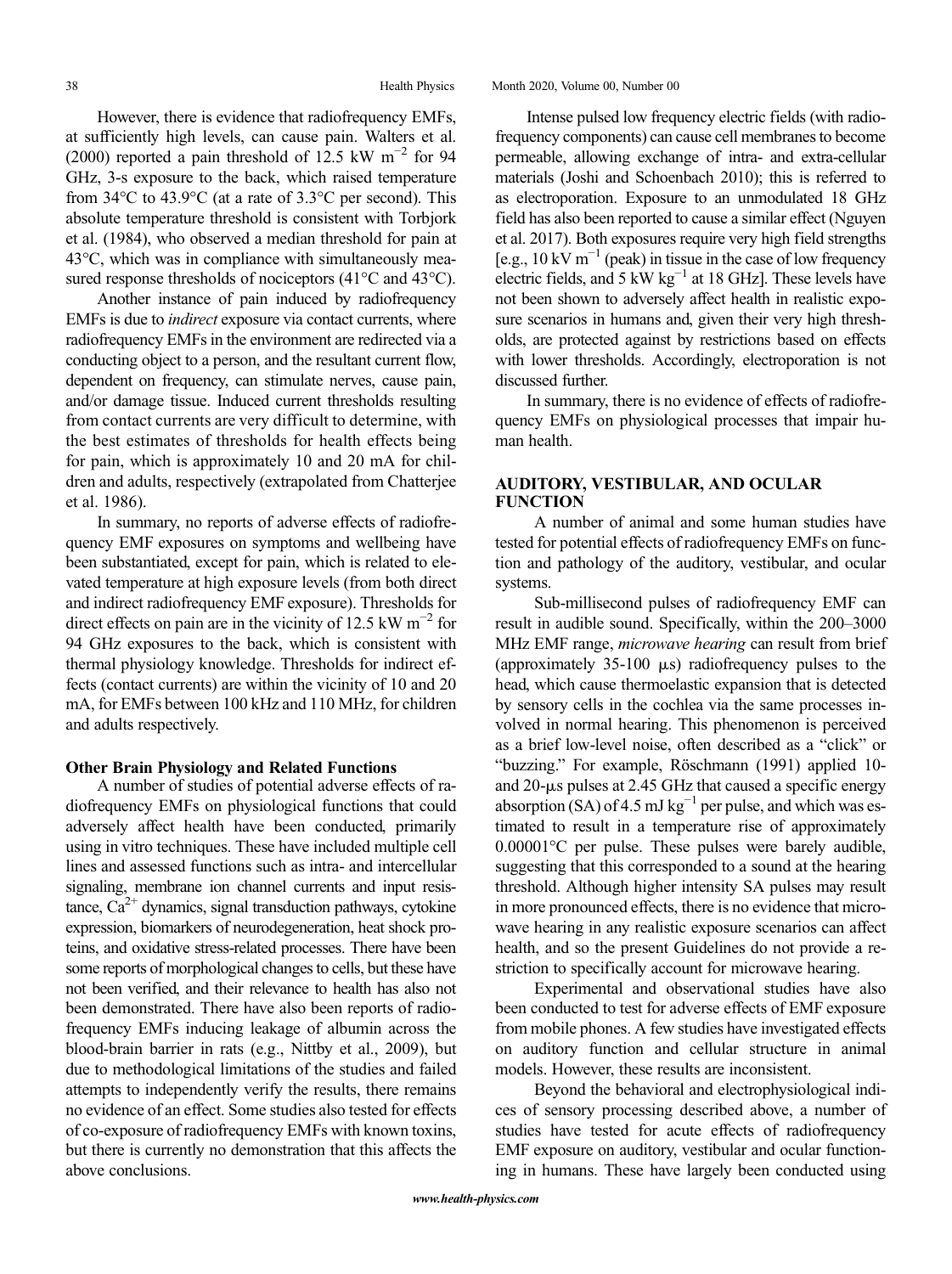However, there is evidence that radiofrequency EMFs, at sufficiently high levels, can cause pain. Walters et al. (2000) reported a pain threshold of 12.5 kW $m^{-2}$ for 94 GHz, 3-s exposure to the back, which raised temperature from 34°C to 43.9°C (at a rate of 3.3°C per second). This absolute temperature threshold is consistent with Torbjork et al. (1984), who observed a median threshold for pain at 43°C, which was in compliance with simultaneously measured response thresholds of nociceptors (41°C and 43°C).

Another instance of pain induced by radiofrequency EMFs is due to *indirect* exposure via contact currents, where radiofrequency EMFs in the environment are redirected via a conducting object to a person, and the resultant current flow, dependent on frequency, can stimulate nerves, cause pain, and/or damage tissue. Induced current thresholds resulting from contact currents are very difficult to determine, with the best estimates of thresholds for health effects being for pain, which is approximately 10 and 20 mA for children and adults, respectively (extrapolated from Chatterjee et al. 1986).

In summary, no reports of adverse effects of radiofrequency EMF exposures on symptoms and wellbeing have been substantiated, except for pain, which is related to elevated temperature at high exposure levels (from both direct and indirect radiofrequency EMF exposure). Thresholds for direct effects on pain are in the vicinity of 12.5 kW $m^{-2}$ for 94 GHz exposures to the back, which is consistent with thermal physiology knowledge. Thresholds for indirect effects (contact currents) are within the vicinity of 10 and 20 mA, for EMFs between 100 kHz and 110 MHz, for children and adults respectively.

### Other Brain Physiology and Related Functions

A number of studies of potential adverse effects of radiofrequency EMFs on physiological functions that could adversely affect health have been conducted, primarily using in vitro techniques. These have included multiple cell lines and assessed functions such as intra- and intercellular signaling, membrane ion channel currents and input resistance, $Ca^{2+}$ dynamics, signal transduction pathways, cytokine expression, biomarkers of neurodegeneration, heat shock proteins, and oxidative stress-related processes. There have been some reports of morphological changes to cells, but these have not been verified, and their relevance to health has also not been demonstrated. There have also been reports of radiofrequency EMFs inducing leakage of albumin across the blood-brain barrier in rats (e.g., Nittby et al., 2009), but due to methodological limitations of the studies and failed attempts to independently verify the results, there remains no evidence of an effect. Some studies also tested for effects of co-exposure of radiofrequency EMFs with known toxins, but there is currently no demonstration that this affects the above conclusions.

Intense pulsed low frequency electric fields (with radiofrequency components) can cause cell membranes to become permeable, allowing exchange of intra- and extra-cellular materials (Joshi and Schoenbach 2010); this is referred to as electroporation. Exposure to an unmodulated 18 GHz field has also been reported to cause a similar effect (Nguyen et al. 2017). Both exposures require very high field strengths [e.g., 10 kV $m^{-1}$ (peak) in tissue in the case of low frequency electric fields, and 5 kW $kg^{-1}$ at 18 GHz]. These levels have not been shown to adversely affect health in realistic exposure scenarios in humans and, given their very high thresholds, are protected against by restrictions based on effects with lower thresholds. Accordingly, electroporation is not discussed further.

In summary, there is no evidence of effects of radiofrequency EMFs on physiological processes that impair human health.

## AUDITORY, VESTIBULAR, AND OCULAR FUNCTION

A number of animal and some human studies have tested for potential effects of radiofrequency EMFs on function and pathology of the auditory, vestibular, and ocular systems.

Sub-millisecond pulses of radiofrequency EMF can result in audible sound. Specifically, within the 200–3000 MHz EMF range, *microwave hearing* can result from brief (approximately 35-100 μs) radiofrequency pulses to the head, which cause thermoelastic expansion that is detected by sensory cells in the cochlea via the same processes involved in normal hearing. This phenomenon is perceived as a brief low-level noise, often described as a "click" or "buzzing." For example, Röschmann (1991) applied 10- and 20-μs pulses at 2.45 GHz that caused a specific energy absorption (SA) of 4.5 mJ $kg^{-1}$ per pulse, and which was estimated to result in a temperature rise of approximately 0.00001°C per pulse. These pulses were barely audible, suggesting that this corresponded to a sound at the hearing threshold. Although higher intensity SA pulses may result in more pronounced effects, there is no evidence that microwave hearing in any realistic exposure scenarios can affect health, and so the present Guidelines do not provide a restriction to specifically account for microwave hearing.

Experimental and observational studies have also been conducted to test for adverse effects of EMF exposure from mobile phones. A few studies have investigated effects on auditory function and cellular structure in animal models. However, these results are inconsistent.

Beyond the behavioral and electrophysiological indices of sensory processing described above, a number of studies have tested for acute effects of radiofrequency EMF exposure on auditory, vestibular and ocular functioning in humans. These have largely been conducted using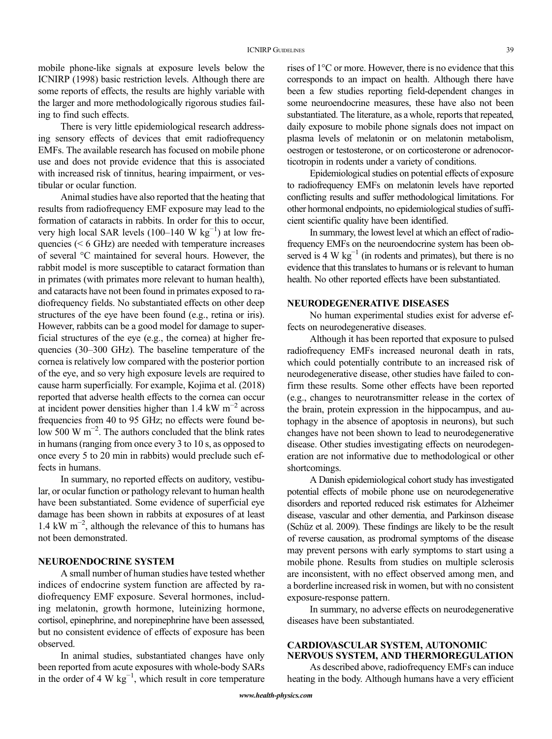mobile phone-like signals at exposure levels below the ICNIRP (1998) basic restriction levels. Although there are some reports of effects, the results are highly variable with the larger and more methodologically rigorous studies failing to find such effects.

There is very little epidemiological research addressing sensory effects of devices that emit radiofrequency EMFs. The available research has focused on mobile phone use and does not provide evidence that this is associated with increased risk of tinnitus, hearing impairment, or vestibular or ocular function.

Animal studies have also reported that the heating that results from radiofrequency EMF exposure may lead to the formation of cataracts in rabbits. In order for this to occur, very high local SAR levels (100–140 W $kg^{-1}$) at low frequencies (< 6 GHz) are needed with temperature increases of several °C maintained for several hours. However, the rabbit model is more susceptible to cataract formation than in primates (with primates more relevant to human health), and cataracts have not been found in primates exposed to radiofrequency fields. No substantiated effects on other deep structures of the eye have been found (e.g., retina or iris). However, rabbits can be a good model for damage to superficial structures of the eye (e.g., the cornea) at higher frequencies (30–300 GHz). The baseline temperature of the cornea is relatively low compared with the posterior portion of the eye, and so very high exposure levels are required to cause harm superficially. For example, Kojima et al. (2018) reported that adverse health effects to the cornea can occur at incident power densities higher than 1.4 kW $m^{-2}$ across frequencies from 40 to 95 GHz; no effects were found below 500 W $m^{-2}$. The authors concluded that the blink rates in humans (ranging from once every 3 to 10 s, as opposed to once every 5 to 20 min in rabbits) would preclude such effects in humans.

In summary, no reported effects on auditory, vestibular, or ocular function or pathology relevant to human health have been substantiated. Some evidence of superficial eye damage has been shown in rabbits at exposures of at least 1.4 kW $m^{-2}$, although the relevance of this to humans has not been demonstrated.

## NEUROENDOCRINE SYSTEM

A small number of human studies have tested whether indices of endocrine system function are affected by radiofrequency EMF exposure. Several hormones, including melatonin, growth hormone, luteinizing hormone, cortisol, epinephrine, and norepinephrine have been assessed, but no consistent evidence of effects of exposure has been observed.

In animal studies, substantiated changes have only been reported from acute exposures with whole-body SARs in the order of 4 W $kg^{-1}$, which result in core temperature rises of 1°C or more. However, there is no evidence that this corresponds to an impact on health. Although there have been a few studies reporting field-dependent changes in some neuroendocrine measures, these have also not been substantiated. The literature, as a whole, reports that repeated, daily exposure to mobile phone signals does not impact on plasma levels of melatonin or on melatonin metabolism, oestrogen or testosterone, or on corticosterone or adrenocorticotropin in rodents under a variety of conditions.

Epidemiological studies on potential effects of exposure to radiofrequency EMFs on melatonin levels have reported conflicting results and suffer methodological limitations. For other hormonal endpoints, no epidemiological studies of sufficient scientific quality have been identified.

In summary, the lowest level at which an effect of radiofrequency EMFs on the neuroendocrine system has been observed is 4 W $kg^{-1}$ (in rodents and primates), but there is no evidence that this translates to humans or is relevant to human health. No other reported effects have been substantiated.

## NEURODEGENERATIVE DISEASES

No human experimental studies exist for adverse effects on neurodegenerative diseases.

Although it has been reported that exposure to pulsed radiofrequency EMFs increased neuronal death in rats, which could potentially contribute to an increased risk of neurodegenerative disease, other studies have failed to confirm these results. Some other effects have been reported (e.g., changes to neurotransmitter release in the cortex of the brain, protein expression in the hippocampus, and autophagy in the absence of apoptosis in neurons), but such changes have not been shown to lead to neurodegenerative disease. Other studies investigating effects on neurodegeneration are not informative due to methodological or other shortcomings.

A Danish epidemiological cohort study has investigated potential effects of mobile phone use on neurodegenerative disorders and reported reduced risk estimates for Alzheimer disease, vascular and other dementia, and Parkinson disease (Schüz et al. 2009). These findings are likely to be the result of reverse causation, as prodromal symptoms of the disease may prevent persons with early symptoms to start using a mobile phone. Results from studies on multiple sclerosis are inconsistent, with no effect observed among men, and a borderline increased risk in women, but with no consistent exposure-response pattern.

In summary, no adverse effects on neurodegenerative diseases have been substantiated.

## CARDIOVASCULAR SYSTEM, AUTONOMIC NERVOUS SYSTEM, AND THERMOREGULATION

As described above, radiofrequency EMFs can induce heating in the body. Although humans have a very efficient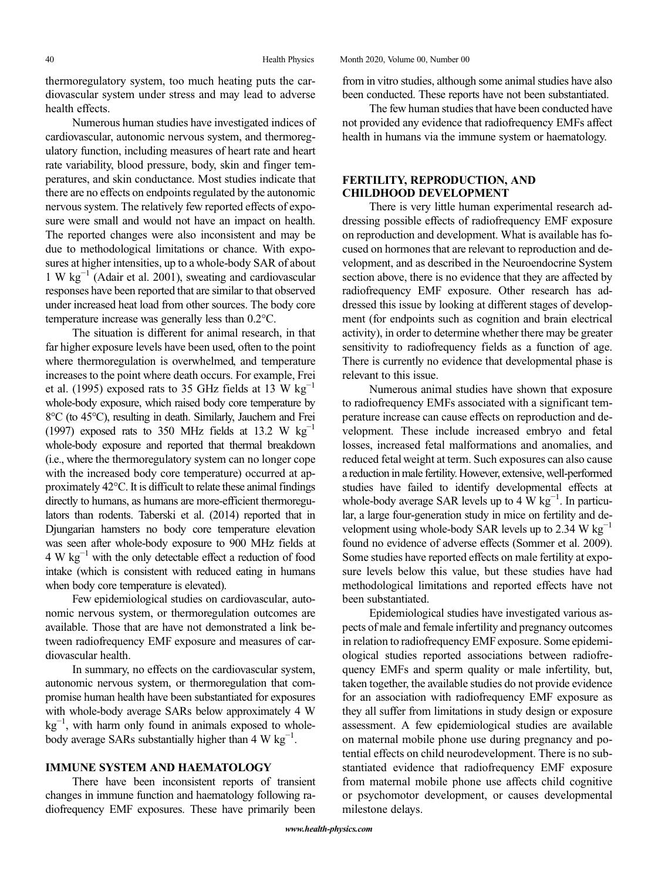thermoregulatory system, too much heating puts the cardiovascular system under stress and may lead to adverse health effects.

Numerous human studies have investigated indices of cardiovascular, autonomic nervous system, and thermoregulatory function, including measures of heart rate and heart rate variability, blood pressure, body, skin and finger temperatures, and skin conductance. Most studies indicate that there are no effects on endpoints regulated by the autonomic nervous system. The relatively few reported effects of exposure were small and would not have an impact on health. The reported changes were also inconsistent and may be due to methodological limitations or chance. With exposures at higher intensities, up to a whole-body SAR of about 1 W $kg^{-1}$ (Adair et al. 2001), sweating and cardiovascular responses have been reported that are similar to that observed under increased heat load from other sources. The body core temperature increase was generally less than 0.2°C.

The situation is different for animal research, in that far higher exposure levels have been used, often to the point where thermoregulation is overwhelmed, and temperature increases to the point where death occurs. For example, Frei et al. (1995) exposed rats to 35 GHz fields at 13 W $kg^{-1}$ whole-body exposure, which raised body core temperature by 8°C (to 45°C), resulting in death. Similarly, Jauchem and Frei (1997) exposed rats to 350 MHz fields at 13.2 W $kg^{-1}$ whole-body exposure and reported that thermal breakdown (i.e., where the thermoregulatory system can no longer cope with the increased body core temperature) occurred at approximately 42°C. It is difficult to relate these animal findings directly to humans, as humans are more-efficient thermoregulators than rodents. Taberski et al. (2014) reported that in Djungarian hamsters no body core temperature elevation was seen after whole-body exposure to 900 MHz fields at 4 W $kg^{-1}$ with the only detectable effect a reduction of food intake (which is consistent with reduced eating in humans when body core temperature is elevated).

Few epidemiological studies on cardiovascular, autonomic nervous system, or thermoregulation outcomes are available. Those that are have not demonstrated a link between radiofrequency EMF exposure and measures of cardiovascular health.

In summary, no effects on the cardiovascular system, autonomic nervous system, or thermoregulation that compromise human health have been substantiated for exposures with whole-body average SARs below approximately 4 W $kg^{-1}$, with harm only found in animals exposed to whole-body average SARs substantially higher than 4 W $kg^{-1}$.

## IMMUNE SYSTEM AND HAEMATOLOGY

There have been inconsistent reports of transient changes in immune function and haematology following radiofrequency EMF exposures. These have primarily been from in vitro studies, although some animal studies have also been conducted. These reports have not been substantiated.

The few human studies that have been conducted have not provided any evidence that radiofrequency EMFs affect health in humans via the immune system or haematology.

## FERTILITY, REPRODUCTION, AND CHILDHOOD DEVELOPMENT

There is very little human experimental research addressing possible effects of radiofrequency EMF exposure on reproduction and development. What is available has focused on hormones that are relevant to reproduction and development, and as described in the Neuroendocrine System section above, there is no evidence that they are affected by radiofrequency EMF exposure. Other research has addressed this issue by looking at different stages of development (for endpoints such as cognition and brain electrical activity), in order to determine whether there may be greater sensitivity to radiofrequency fields as a function of age. There is currently no evidence that developmental phase is relevant to this issue.

Numerous animal studies have shown that exposure to radiofrequency EMFs associated with a significant temperature increase can cause effects on reproduction and development. These include increased embryo and fetal losses, increased fetal malformations and anomalies, and reduced fetal weight at term. Such exposures can also cause a reduction in male fertility. However, extensive, well-performed studies have failed to identify developmental effects at whole-body average SAR levels up to 4 W $kg^{-1}$. In particular, a large four-generation study in mice on fertility and development using whole-body SAR levels up to 2.34 W $kg^{-1}$ found no evidence of adverse effects (Sommer et al. 2009). Some studies have reported effects on male fertility at exposure levels below this value, but these studies have had methodological limitations and reported effects have not been substantiated.

Epidemiological studies have investigated various aspects of male and female infertility and pregnancy outcomes in relation to radiofrequency EMF exposure. Some epidemiological studies reported associations between radiofrequency EMFs and sperm quality or male infertility, but, taken together, the available studies do not provide evidence for an association with radiofrequency EMF exposure as they all suffer from limitations in study design or exposure assessment. A few epidemiological studies are available on maternal mobile phone use during pregnancy and potential effects on child neurodevelopment. There is no substantiated evidence that radiofrequency EMF exposure from maternal mobile phone use affects child cognitive or psychomotor development, or causes developmental milestone delays.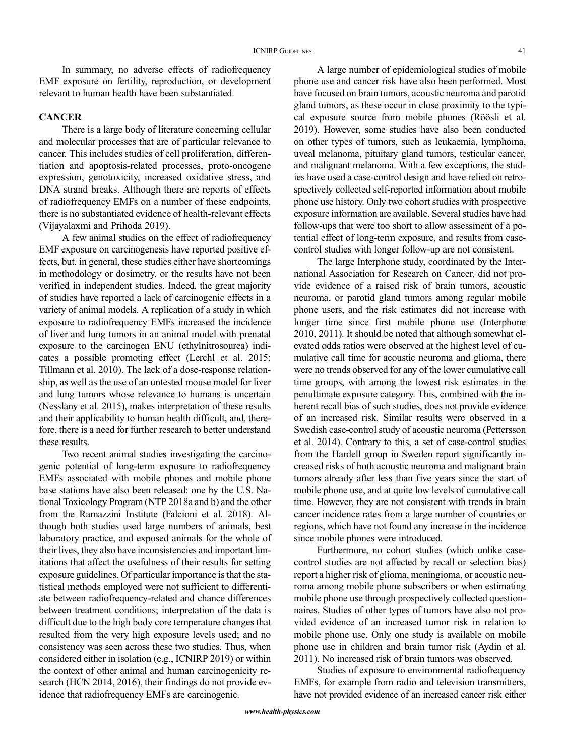In summary, no adverse effects of radiofrequency EMF exposure on fertility, reproduction, or development relevant to human health have been substantiated.

## CANCER

There is a large body of literature concerning cellular and molecular processes that are of particular relevance to cancer. This includes studies of cell proliferation, differentiation and apoptosis-related processes, proto-oncogene expression, genotoxicity, increased oxidative stress, and DNA strand breaks. Although there are reports of effects of radiofrequency EMFs on a number of these endpoints, there is no substantiated evidence of health-relevant effects (Vijayalaxmi and Prihoda 2019).

A few animal studies on the effect of radiofrequency EMF exposure on carcinogenesis have reported positive effects, but, in general, these studies either have shortcomings in methodology or dosimetry, or the results have not been verified in independent studies. Indeed, the great majority of studies have reported a lack of carcinogenic effects in a variety of animal models. A replication of a study in which exposure to radiofrequency EMFs increased the incidence of liver and lung tumors in an animal model with prenatal exposure to the carcinogen ENU (ethylnitrosourea) indicates a possible promoting effect (Lerchl et al. 2015; Tillmann et al. 2010). The lack of a dose-response relationship, as well as the use of an untested mouse model for liver and lung tumors whose relevance to humans is uncertain (Nesslany et al. 2015), makes interpretation of these results and their applicability to human health difficult, and, therefore, there is a need for further research to better understand these results.

Two recent animal studies investigating the carcinogenic potential of long-term exposure to radiofrequency EMFs associated with mobile phones and mobile phone base stations have also been released: one by the U.S. National Toxicology Program (NTP 2018a and b) and the other from the Ramazzini Institute (Falcioni et al. 2018). Although both studies used large numbers of animals, best laboratory practice, and exposed animals for the whole of their lives, they also have inconsistencies and important limitations that affect the usefulness of their results for setting exposure guidelines. Of particular importance is that the statistical methods employed were not sufficient to differentiate between radiofrequency-related and chance differences between treatment conditions; interpretation of the data is difficult due to the high body core temperature changes that resulted from the very high exposure levels used; and no consistency was seen across these two studies. Thus, when considered either in isolation (e.g., ICNIRP 2019) or within the context of other animal and human carcinogenicity research (HCN 2014, 2016), their findings do not provide evidence that radiofrequency EMFs are carcinogenic.

A large number of epidemiological studies of mobile phone use and cancer risk have also been performed. Most have focused on brain tumors, acoustic neuroma and parotid gland tumors, as these occur in close proximity to the typical exposure source from mobile phones (Röösli et al. 2019). However, some studies have also been conducted on other types of tumors, such as leukaemia, lymphoma, uveal melanoma, pituitary gland tumors, testicular cancer, and malignant melanoma. With a few exceptions, the studies have used a case-control design and have relied on retrospectively collected self-reported information about mobile phone use history. Only two cohort studies with prospective exposure information are available. Several studies have had follow-ups that were too short to allow assessment of a potential effect of long-term exposure, and results from case-control studies with longer follow-up are not consistent.

The large Interphone study, coordinated by the International Association for Research on Cancer, did not provide evidence of a raised risk of brain tumors, acoustic neuroma, or parotid gland tumors among regular mobile phone users, and the risk estimates did not increase with longer time since first mobile phone use (Interphone 2010, 2011). It should be noted that although somewhat elevated odds ratios were observed at the highest level of cumulative call time for acoustic neuroma and glioma, there were no trends observed for any of the lower cumulative call time groups, with among the lowest risk estimates in the penultimate exposure category. This, combined with the inherent recall bias of such studies, does not provide evidence of an increased risk. Similar results were observed in a Swedish case-control study of acoustic neuroma (Pettersson et al. 2014). Contrary to this, a set of case-control studies from the Hardell group in Sweden report significantly increased risks of both acoustic neuroma and malignant brain tumors already after less than five years since the start of mobile phone use, and at quite low levels of cumulative call time. However, they are not consistent with trends in brain cancer incidence rates from a large number of countries or regions, which have not found any increase in the incidence since mobile phones were introduced.

Furthermore, no cohort studies (which unlike case-control studies are not affected by recall or selection bias) report a higher risk of glioma, meningioma, or acoustic neuroma among mobile phone subscribers or when estimating mobile phone use through prospectively collected questionnaires. Studies of other types of tumors have also not provided evidence of an increased tumor risk in relation to mobile phone use. Only one study is available on mobile phone use in children and brain tumor risk (Aydin et al. 2011). No increased risk of brain tumors was observed.

Studies of exposure to environmental radiofrequency EMFs, for example from radio and television transmitters, have not provided evidence of an increased cancer risk either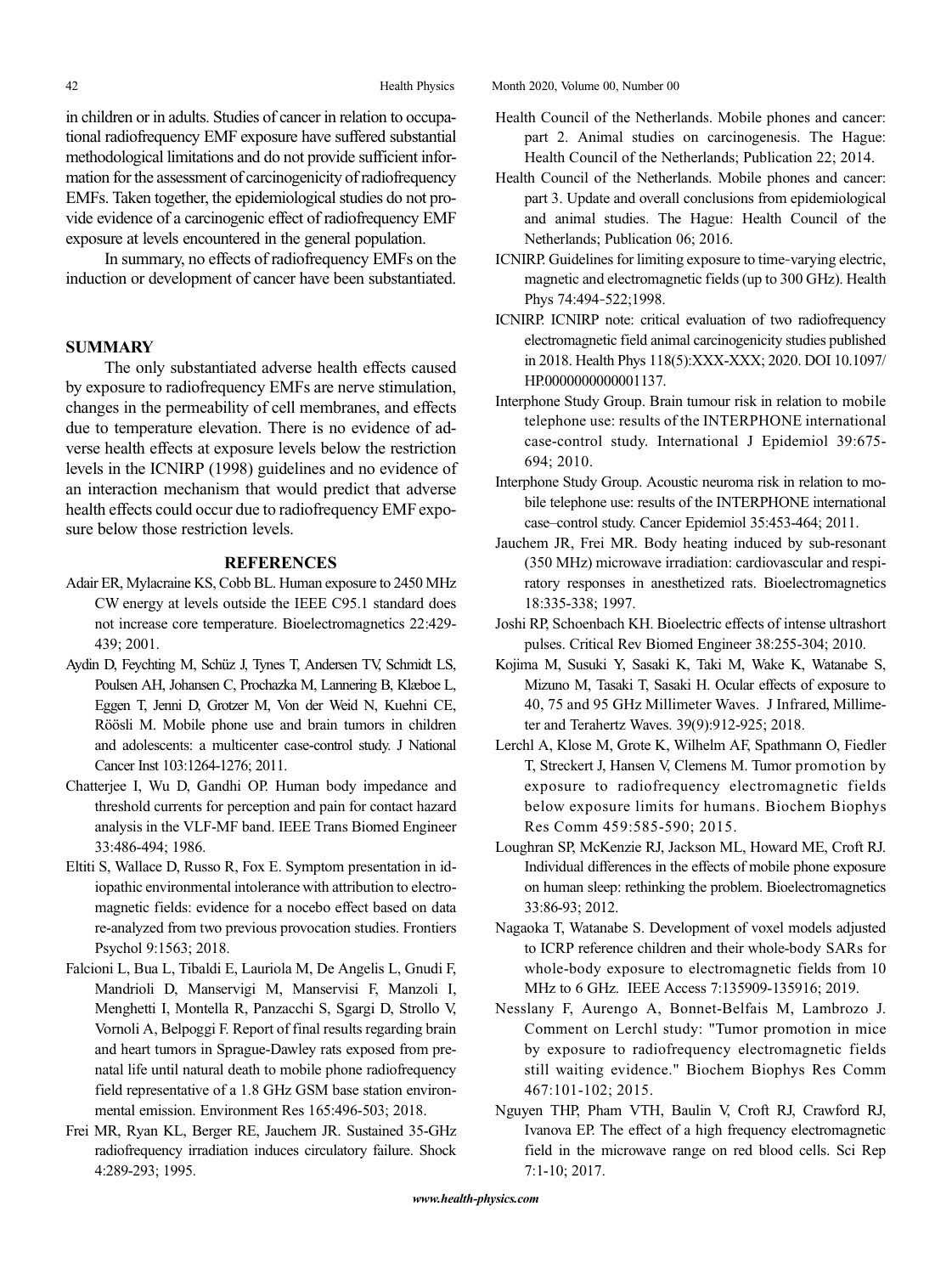in children or in adults. Studies of cancer in relation to occupational radiofrequency EMF exposure have suffered substantial methodological limitations and do not provide sufficient information for the assessment of carcinogenicity of radiofrequency EMFs. Taken together, the epidemiological studies do not provide evidence of a carcinogenic effect of radiofrequency EMF exposure at levels encountered in the general population.

In summary, no effects of radiofrequency EMFs on the induction or development of cancer have been substantiated.

## SUMMARY

The only substantiated adverse health effects caused by exposure to radiofrequency EMFs are nerve stimulation, changes in the permeability of cell membranes, and effects due to temperature elevation. There is no evidence of adverse health effects at exposure levels below the restriction levels in the ICNIRP (1998) guidelines and no evidence of an interaction mechanism that would predict that adverse health effects could occur due to radiofrequency EMF exposure below those restriction levels.

## REFERENCES

Adair ER, Mylacraine KS, Cobb BL. Human exposure to 2450 MHz CW energy at levels outside the IEEE C95.1 standard does not increase core temperature. Bioelectromagnetics 22:429-439; 2001.

Aydin D, Feychting M, Schüz J, Tynes T, Andersen TV, Schmidt LS, Poulsen AH, Johansen C, Prochazka M, Lannering B, Klæboe L, Eggen T, Jenni D, Grotzer M, Von der Weid N, Kuehni CE, Röösli M. Mobile phone use and brain tumors in children and adolescents: a multicenter case-control study. J National Cancer Inst 103:1264-1276; 2011.

Chatterjee I, Wu D, Gandhi OP. Human body impedance and threshold currents for perception and pain for contact hazard analysis in the VLF-MF band. IEEE Trans Biomed Engineer 33:486-494; 1986.

Eltiti S, Wallace D, Russo R, Fox E. Symptom presentation in idiopathic environmental intolerance with attribution to electromagnetic fields: evidence for a nocebo effect based on data re-analyzed from two previous provocation studies. Frontiers Psychol 9:1563; 2018.

Falcioni L, Bua L, Tibaldi E, Lauriola M, De Angelis L, Gnudi F, Mandrioli D, Manservigi M, Manservisi F, Manzoli I, Menghetti I, Montella R, Panzacchi S, Sgargi D, Strollo V, Vornoli A, Belpoggi F. Report of final results regarding brain and heart tumors in Sprague-Dawley rats exposed from prenatal life until natural death to mobile phone radiofrequency field representative of a 1.8 GHz GSM base station environmental emission. Environment Res 165:496-503; 2018.

Frei MR, Ryan KL, Berger RE, Jauchem JR. Sustained 35-GHz radiofrequency irradiation induces circulatory failure. Shock 4:289-293; 1995.

Health Council of the Netherlands. Mobile phones and cancer: part 2. Animal studies on carcinogenesis. The Hague: Health Council of the Netherlands; Publication 22; 2014.

Health Council of the Netherlands. Mobile phones and cancer: part 3. Update and overall conclusions from epidemiological and animal studies. The Hague: Health Council of the Netherlands; Publication 06; 2016.

ICNIRP. Guidelines for limiting exposure to time-varying electric, magnetic and electromagnetic fields (up to 300 GHz). Health Phys 74:494-522;1998.

ICNIRP. ICNIRP note: critical evaluation of two radiofrequency electromagnetic field animal carcinogenicity studies published in 2018. Health Phys 118(5):XXX-XXX; 2020. DOI 10.1097/HP.0000000000001137.

Interphone Study Group. Brain tumour risk in relation to mobile telephone use: results of the INTERPHONE international case-control study. International J Epidemiol 39:675-694; 2010.

Interphone Study Group. Acoustic neuroma risk in relation to mobile telephone use: results of the INTERPHONE international case–control study. Cancer Epidemiol 35:453-464; 2011.

Jauchem JR, Frei MR. Body heating induced by sub-resonant (350 MHz) microwave irradiation: cardiovascular and respiratory responses in anesthetized rats. Bioelectromagnetics 18:335-338; 1997.

Joshi RP, Schoenbach KH. Bioelectric effects of intense ultrashort pulses. Critical Rev Biomed Engineer 38:255-304; 2010.

Kojima M, Susuki Y, Sasaki K, Taki M, Wake K, Watanabe S, Mizuno M, Tasaki T, Sasaki H. Ocular effects of exposure to 40, 75 and 95 GHz Millimeter Waves. J Infrared, Millimeter and Terahertz Waves. 39(9):912-925; 2018.

Lerchl A, Klose M, Grote K, Wilhelm AF, Spathmann O, Fiedler T, Streckert J, Hansen V, Clemens M. Tumor promotion by exposure to radiofrequency electromagnetic fields below exposure limits for humans. Biochem Biophys Res Comm 459:585-590; 2015.

Loughran SP, McKenzie RJ, Jackson ML, Howard ME, Croft RJ. Individual differences in the effects of mobile phone exposure on human sleep: rethinking the problem. Bioelectromagnetics 33:86-93; 2012.

Nagaoka T, Watanabe S. Development of voxel models adjusted to ICRP reference children and their whole-body SARs for whole-body exposure to electromagnetic fields from 10 MHz to 6 GHz. IEEE Access 7:135909-135916; 2019.

Nesslany F, Aurengo A, Bonnet-Belfais M, Lambrozo J. Comment on Lerchl study: "Tumor promotion in mice by exposure to radiofrequency electromagnetic fields still waiting evidence." Biochem Biophys Res Comm 467:101-102; 2015.

Nguyen THP, Pham VTH, Baulin V, Croft RJ, Crawford RJ, Ivanova EP. The effect of a high frequency electromagnetic field in the microwave range on red blood cells. Sci Rep 7:1-10; 2017.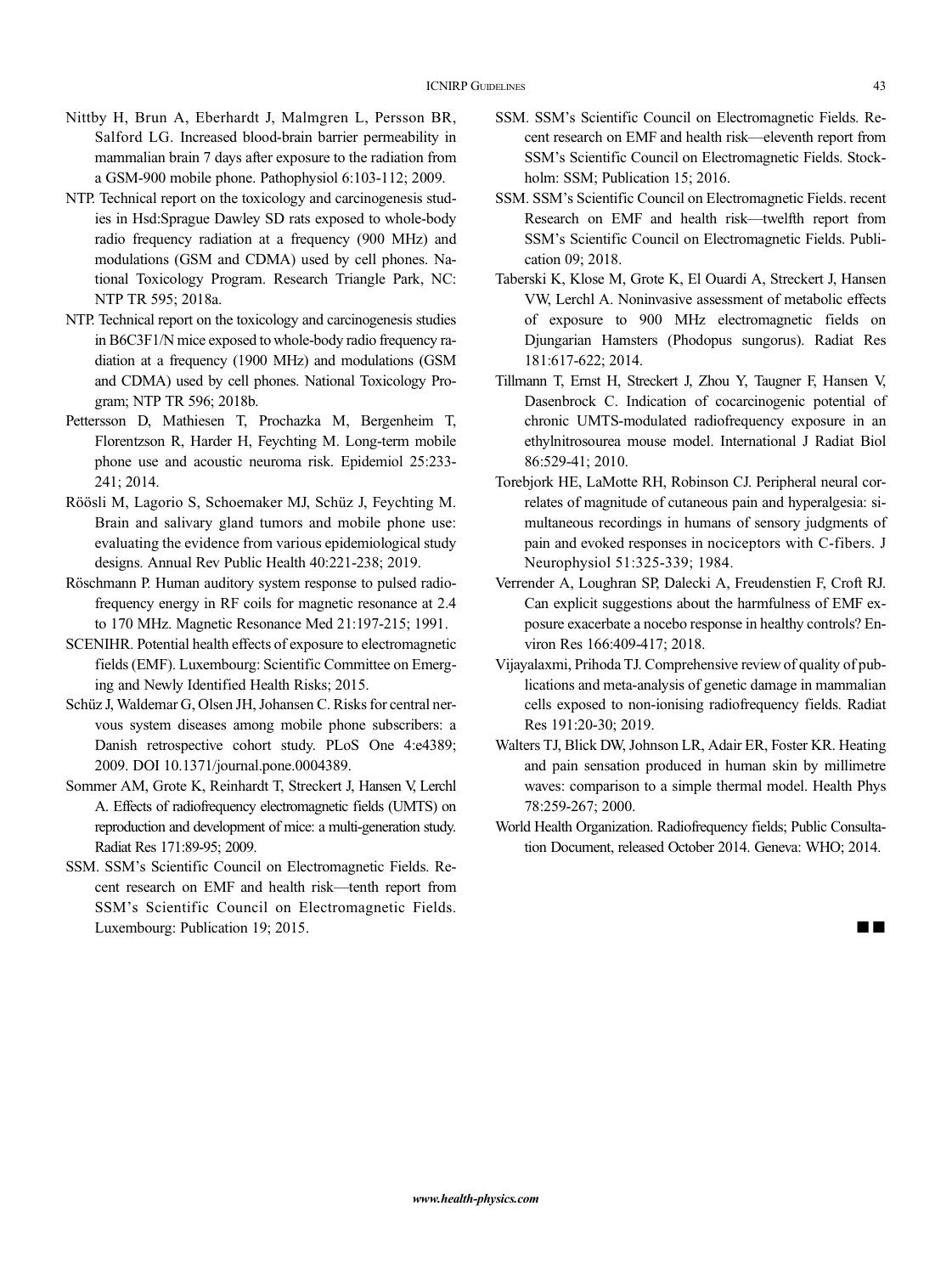Nittby H, Brun A, Eberhardt J, Malmgren L, Persson BR, Salford LG. Increased blood-brain barrier permeability in mammalian brain 7 days after exposure to the radiation from a GSM-900 mobile phone. Pathophysiol 6:103-112; 2009.

NTP. Technical report on the toxicology and carcinogenesis studies in Hsd:Sprague Dawley SD rats exposed to whole-body radio frequency radiation at a frequency (900 MHz) and modulations (GSM and CDMA) used by cell phones. National Toxicology Program. Research Triangle Park, NC: NTP TR 595; 2018a.

NTP. Technical report on the toxicology and carcinogenesis studies in B6C3F1/N mice exposed to whole-body radio frequency radiation at a frequency (1900 MHz) and modulations (GSM and CDMA) used by cell phones. National Toxicology Program; NTP TR 596; 2018b.

Pettersson D, Mathiesen T, Prochazka M, Bergenheim T, Florentzson R, Harder H, Feychting M. Long-term mobile phone use and acoustic neuroma risk. Epidemiol 25:233-241; 2014.

Röösli M, Lagorio S, Schoemaker MJ, Schüz J, Feychting M. Brain and salivary gland tumors and mobile phone use: evaluating the evidence from various epidemiological study designs. Annual Rev Public Health 40:221-238; 2019.

Röschmann P. Human auditory system response to pulsed radiofrequency energy in RF coils for magnetic resonance at 2.4 to 170 MHz. Magnetic Resonance Med 21:197-215; 1991.

SCENIHR. Potential health effects of exposure to electromagnetic fields (EMF). Luxembourg: Scientific Committee on Emerging and Newly Identified Health Risks; 2015.

Schüz J, Waldemar G, Olsen JH, Johansen C. Risks for central nervous system diseases among mobile phone subscribers: a Danish retrospective cohort study. PLoS One 4:e4389; 2009. DOI 10.1371/journal.pone.0004389.

Sommer AM, Grote K, Reinhardt T, Streckert J, Hansen V, Lerchl A. Effects of radiofrequency electromagnetic fields (UMTS) on reproduction and development of mice: a multi-generation study. Radiat Res 171:89-95; 2009.

SSM. SSM's Scientific Council on Electromagnetic Fields. Recent research on EMF and health risk—tenth report from SSM's Scientific Council on Electromagnetic Fields. Luxembourg: Publication 19; 2015.

SSM. SSM's Scientific Council on Electromagnetic Fields. Recent research on EMF and health risk—eleventh report from SSM's Scientific Council on Electromagnetic Fields. Stockholm: SSM; Publication 15; 2016.

SSM. SSM's Scientific Council on Electromagnetic Fields. recent Research on EMF and health risk—twelfth report from SSM's Scientific Council on Electromagnetic Fields. Publication 09; 2018.

Taberski K, Klose M, Grote K, El Ouardi A, Streckert J, Hansen VW, Lerchl A. Noninvasive assessment of metabolic effects of exposure to 900 MHz electromagnetic fields on Djungarian Hamsters (Phodopus sungorus). Radiat Res 181:617-622; 2014.

Tillmann T, Ernst H, Streckert J, Zhou Y, Taugner F, Hansen V, Dasenbrock C. Indication of cocarcinogenic potential of chronic UMTS-modulated radiofrequency exposure in an ethylnitrosourea mouse model. International J Radiat Biol 86:529-41; 2010.

Torebjork HE, LaMotte RH, Robinson CJ. Peripheral neural correlates of magnitude of cutaneous pain and hyperalgesia: simultaneous recordings in humans of sensory judgments of pain and evoked responses in nociceptors with C-fibers. J Neurophysiol 51:325-339; 1984.

Verrender A, Loughran SP, Dalecki A, Freudenstien F, Croft RJ. Can explicit suggestions about the harmfulness of EMF exposure exacerbate a nocebo response in healthy controls? Environ Res 166:409-417; 2018.

Vijayalaxmi, Prihoda TJ. Comprehensive review of quality of publications and meta-analysis of genetic damage in mammalian cells exposed to non-ionising radiofrequency fields. Radiat Res 191:20-30; 2019.

Walters TJ, Blick DW, Johnson LR, Adair ER, Foster KR. Heating and pain sensation produced in human skin by millimetre waves: comparison to a simple thermal model. Health Phys 78:259-267; 2000.

World Health Organization. Radiofrequency fields; Public Consultation Document, released October 2014. Geneva: WHO; 2014.